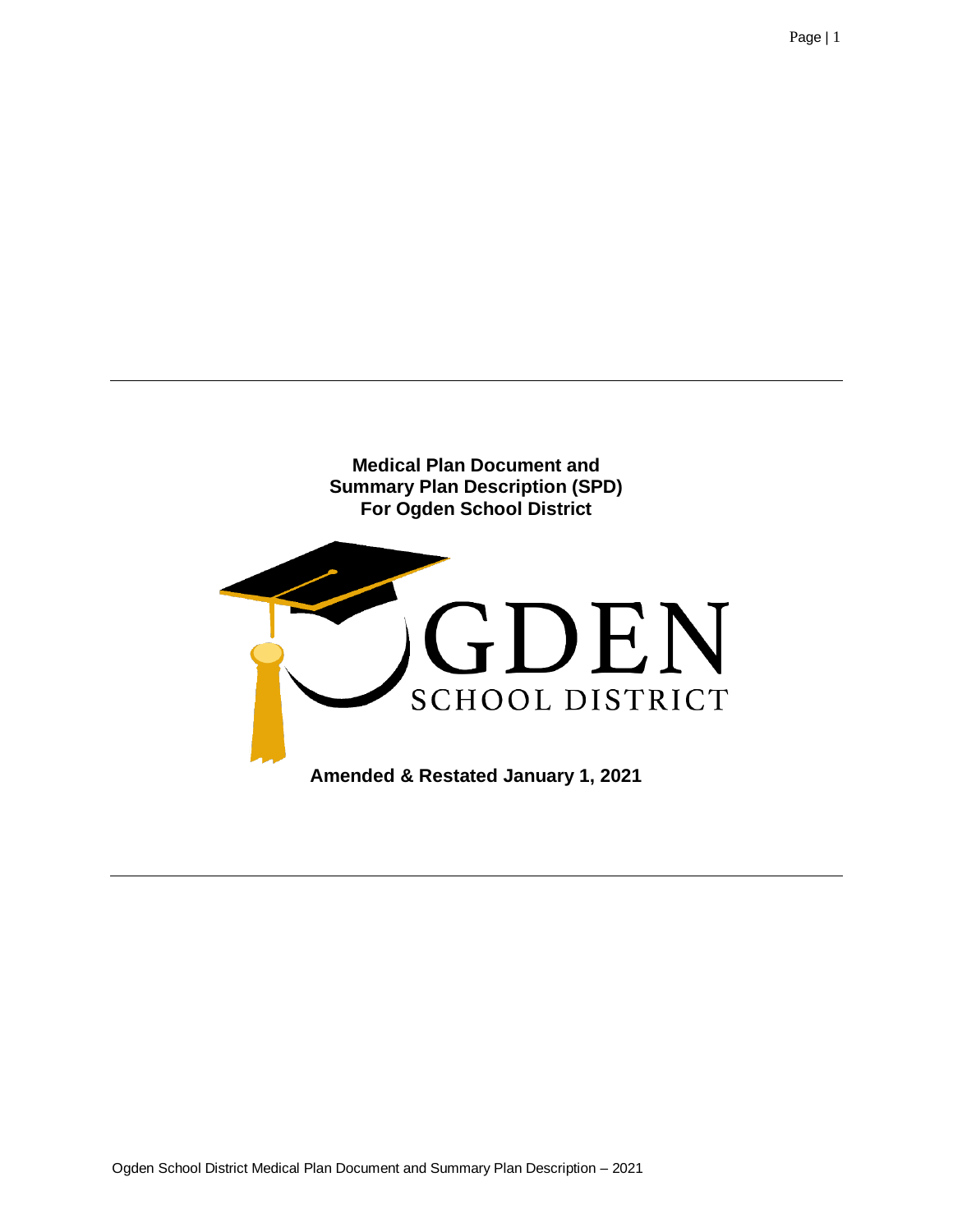# Medical Plan Document and Summary Plan Description (SPD) For Ogden School District

OGDEN
SCHOOL DISTRICT

**Amended & Restated January 1, 2021**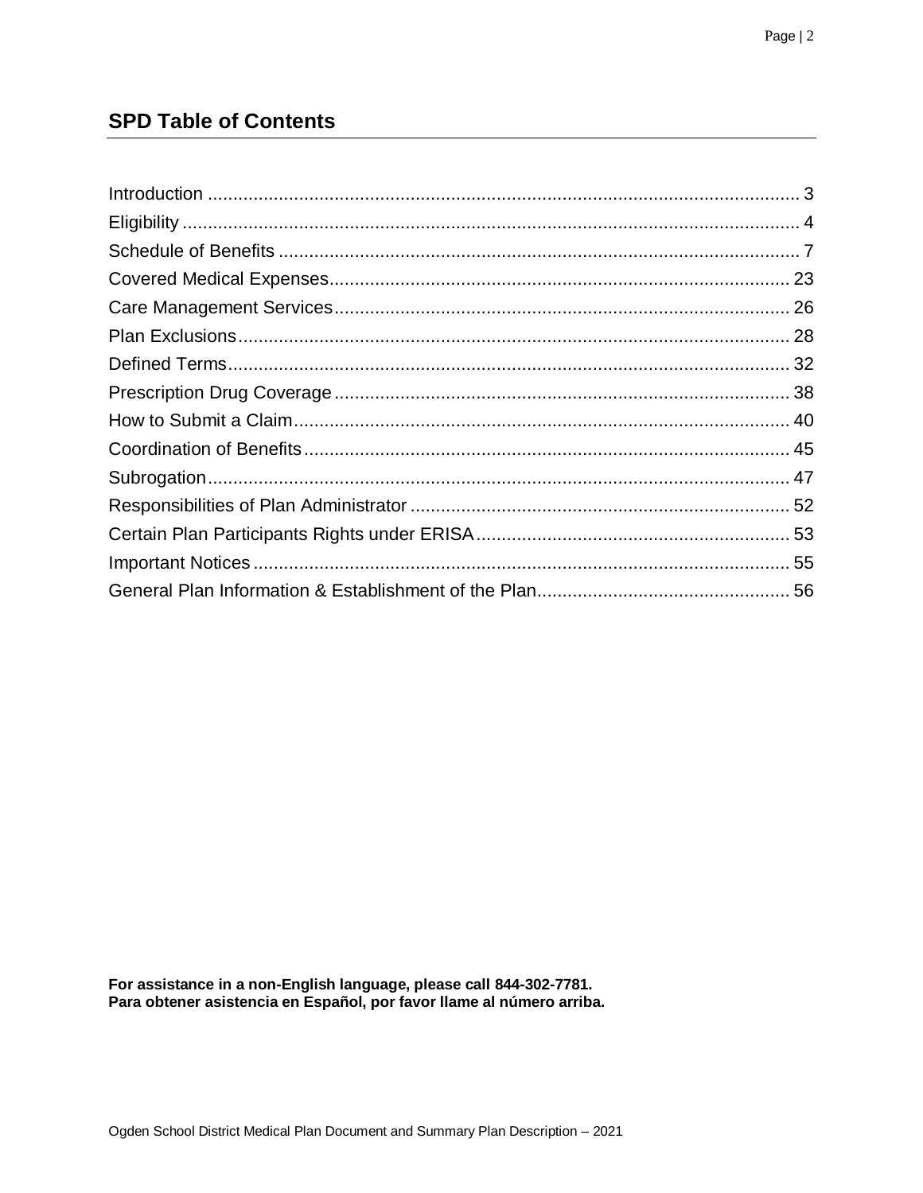## SPD Table of Contents

Introduction .................................................................................................................... 3
Eligibility ......................................................................................................................... 4
Schedule of Benefits ...................................................................................................... 7
Covered Medical Expenses.......................................................................................... 23
Care Management Services......................................................................................... 26
Plan Exclusions............................................................................................................ 28
Defined Terms.............................................................................................................. 32
Prescription Drug Coverage......................................................................................... 38
How to Submit a Claim................................................................................................. 40
Coordination of Benefits............................................................................................... 45
Subrogation.................................................................................................................. 47
Responsibilities of Plan Administrator .......................................................................... 52
Certain Plan Participants Rights under ERISA............................................................. 53
Important Notices......................................................................................................... 55
General Plan Information & Establishment of the Plan................................................. 56

**For assistance in a non-English language, please call 844-302-7781.**
**Para obtener asistencia en Español, por favor llame al número arriba.**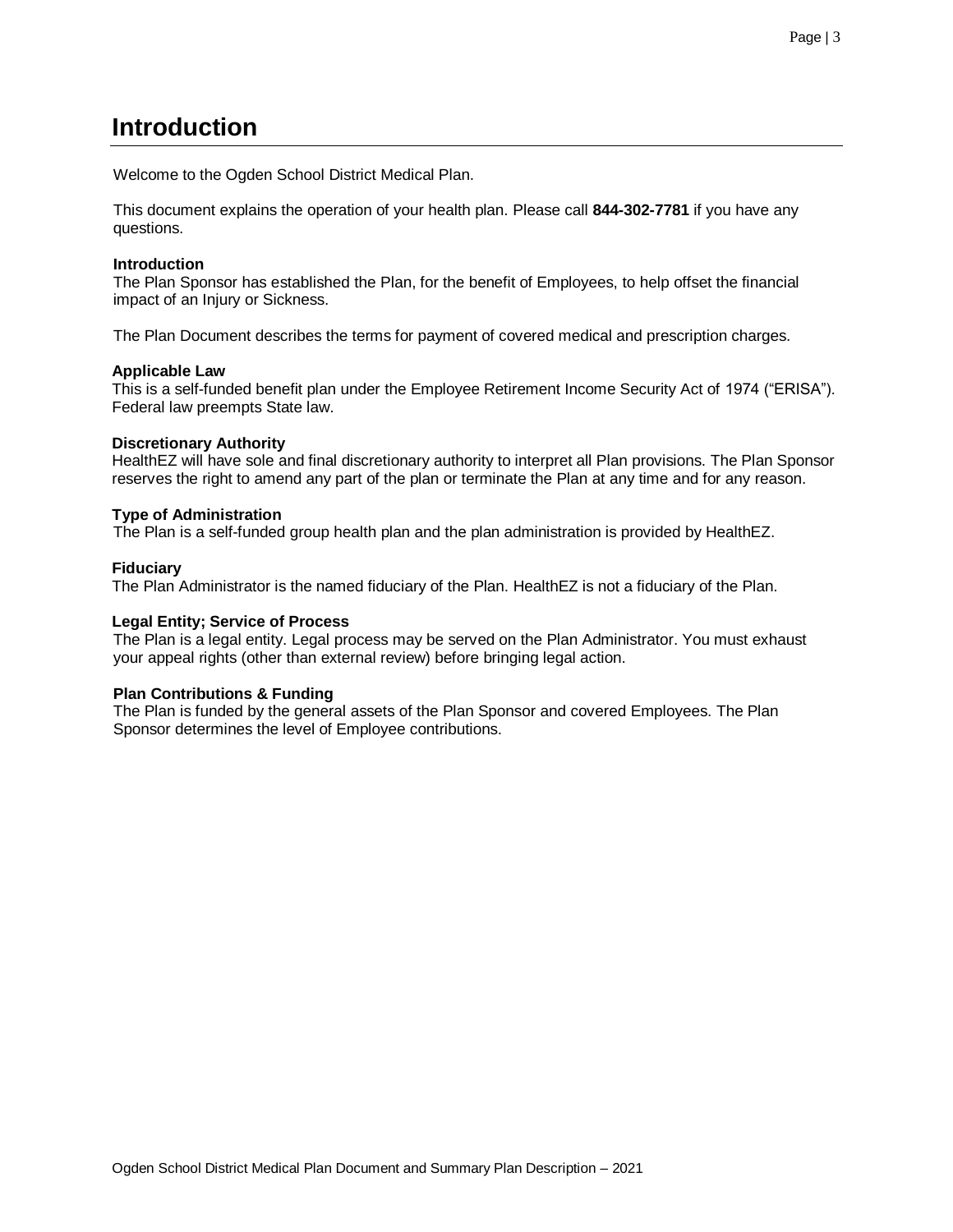# Introduction

Welcome to the Ogden School District Medical Plan.

This document explains the operation of your health plan. Please call **844-302-7781** if you have any questions.

**Introduction**

The Plan Sponsor has established the Plan, for the benefit of Employees, to help offset the financial impact of an Injury or Sickness.

The Plan Document describes the terms for payment of covered medical and prescription charges.

**Applicable Law**

This is a self-funded benefit plan under the Employee Retirement Income Security Act of 1974 ("ERISA"). Federal law preempts State law.

**Discretionary Authority**

HealthEZ will have sole and final discretionary authority to interpret all Plan provisions. The Plan Sponsor reserves the right to amend any part of the plan or terminate the Plan at any time and for any reason.

**Type of Administration**

The Plan is a self-funded group health plan and the plan administration is provided by HealthEZ.

**Fiduciary**

The Plan Administrator is the named fiduciary of the Plan. HealthEZ is not a fiduciary of the Plan.

**Legal Entity; Service of Process**

The Plan is a legal entity. Legal process may be served on the Plan Administrator. You must exhaust your appeal rights (other than external review) before bringing legal action.

**Plan Contributions & Funding**

The Plan is funded by the general assets of the Plan Sponsor and covered Employees. The Plan Sponsor determines the level of Employee contributions.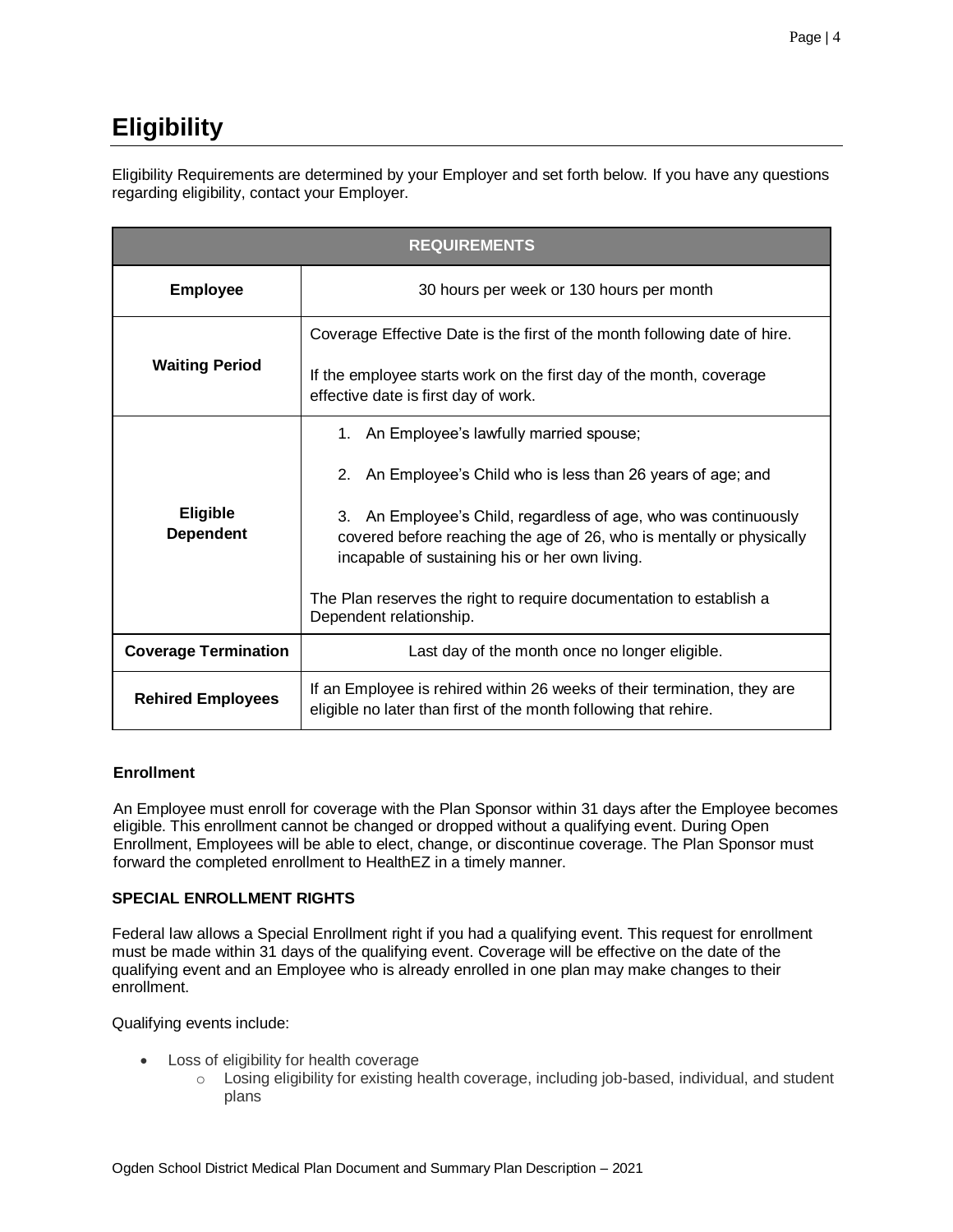# Eligibility

Eligibility Requirements are determined by your Employer and set forth below. If you have any questions regarding eligibility, contact your Employer.

| REQUIREMENTS | |
|---|---|
| **Employee** | 30 hours per week or 130 hours per month |
| **Waiting Period** | Coverage Effective Date is the first of the month following date of hire.<br><br>If the employee starts work on the first day of the month, coverage effective date is first day of work. |
| **Eligible Dependent** | 1. An Employee's lawfully married spouse;<br><br>2. An Employee's Child who is less than 26 years of age; and<br><br>3. An Employee's Child, regardless of age, who was continuously covered before reaching the age of 26, who is mentally or physically incapable of sustaining his or her own living.<br><br>The Plan reserves the right to require documentation to establish a Dependent relationship. |
| **Coverage Termination** | Last day of the month once no longer eligible. |
| **Rehired Employees** | If an Employee is rehired within 26 weeks of their termination, they are eligible no later than first of the month following that rehire. |

**Enrollment**

An Employee must enroll for coverage with the Plan Sponsor within 31 days after the Employee becomes eligible. This enrollment cannot be changed or dropped without a qualifying event. During Open Enrollment, Employees will be able to elect, change, or discontinue coverage. The Plan Sponsor must forward the completed enrollment to HealthEZ in a timely manner.

**SPECIAL ENROLLMENT RIGHTS**

Federal law allows a Special Enrollment right if you had a qualifying event. This request for enrollment must be made within 31 days of the qualifying event. Coverage will be effective on the date of the qualifying event and an Employee who is already enrolled in one plan may make changes to their enrollment.

Qualifying events include:

- Loss of eligibility for health coverage
  - Losing eligibility for existing health coverage, including job-based, individual, and student plans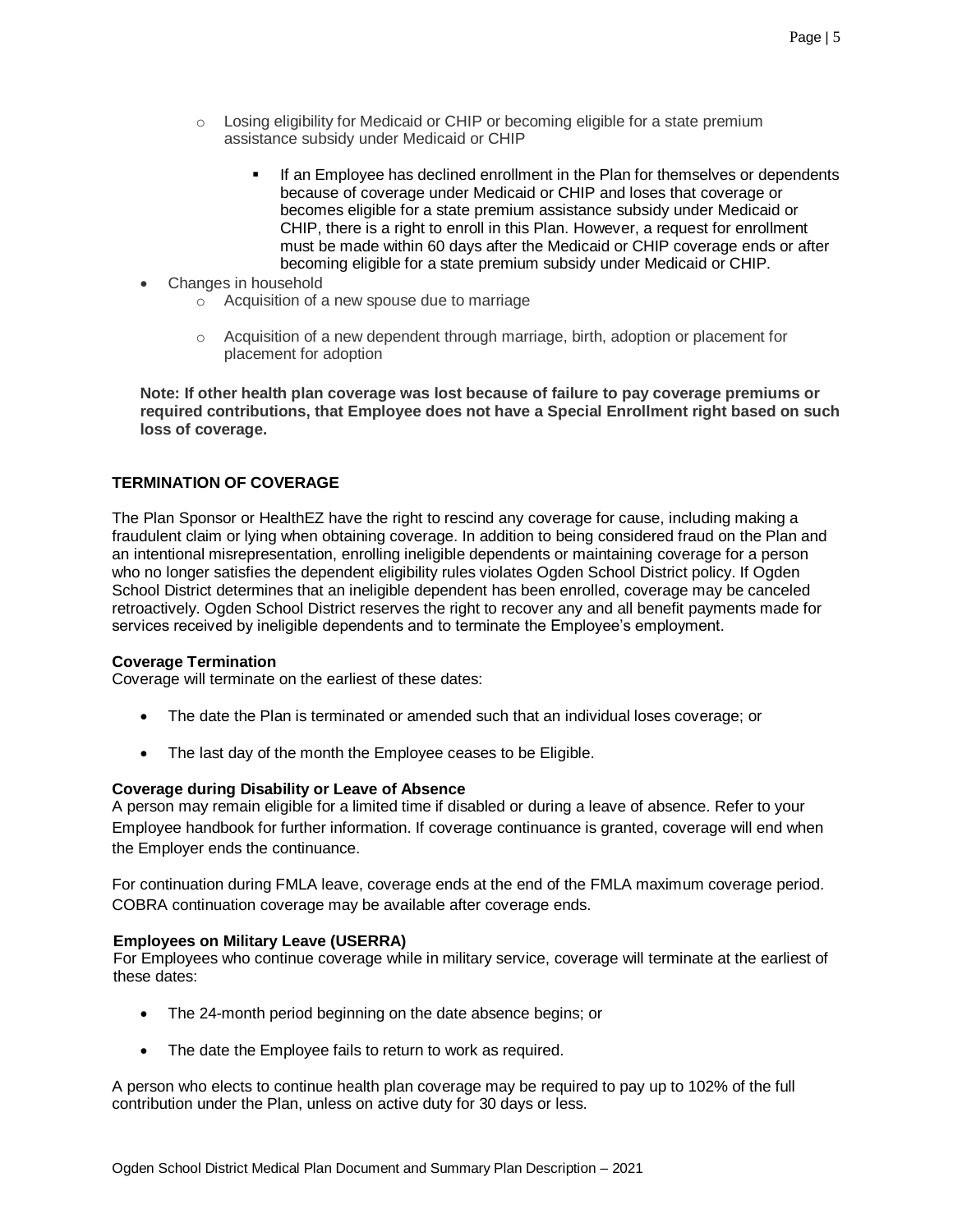- Losing eligibility for Medicaid or CHIP or becoming eligible for a state premium assistance subsidy under Medicaid or CHIP
     - If an Employee has declined enrollment in the Plan for themselves or dependents because of coverage under Medicaid or CHIP and loses that coverage or becomes eligible for a state premium assistance subsidy under Medicaid or CHIP, there is a right to enroll in this Plan. However, a request for enrollment must be made within 60 days after the Medicaid or CHIP coverage ends or after becoming eligible for a state premium subsidy under Medicaid or CHIP.
- Changes in household
   - Acquisition of a new spouse due to marriage
   - Acquisition of a new dependent through marriage, birth, adoption or placement for placement for adoption

**Note: If other health plan coverage was lost because of failure to pay coverage premiums or required contributions, that Employee does not have a Special Enrollment right based on such loss of coverage.**

## TERMINATION OF COVERAGE

The Plan Sponsor or HealthEZ have the right to rescind any coverage for cause, including making a fraudulent claim or lying when obtaining coverage. In addition to being considered fraud on the Plan and an intentional misrepresentation, enrolling ineligible dependents or maintaining coverage for a person who no longer satisfies the dependent eligibility rules violates Ogden School District policy. If Ogden School District determines that an ineligible dependent has been enrolled, coverage may be canceled retroactively. Ogden School District reserves the right to recover any and all benefit payments made for services received by ineligible dependents and to terminate the Employee's employment.

### Coverage Termination

Coverage will terminate on the earliest of these dates:

- The date the Plan is terminated or amended such that an individual loses coverage; or
- The last day of the month the Employee ceases to be Eligible.

### Coverage during Disability or Leave of Absence

A person may remain eligible for a limited time if disabled or during a leave of absence. Refer to your Employee handbook for further information. If coverage continuance is granted, coverage will end when the Employer ends the continuance.

For continuation during FMLA leave, coverage ends at the end of the FMLA maximum coverage period. COBRA continuation coverage may be available after coverage ends.

### Employees on Military Leave (USERRA)

For Employees who continue coverage while in military service, coverage will terminate at the earliest of these dates:

- The 24-month period beginning on the date absence begins; or
- The date the Employee fails to return to work as required.

A person who elects to continue health plan coverage may be required to pay up to 102% of the full contribution under the Plan, unless on active duty for 30 days or less.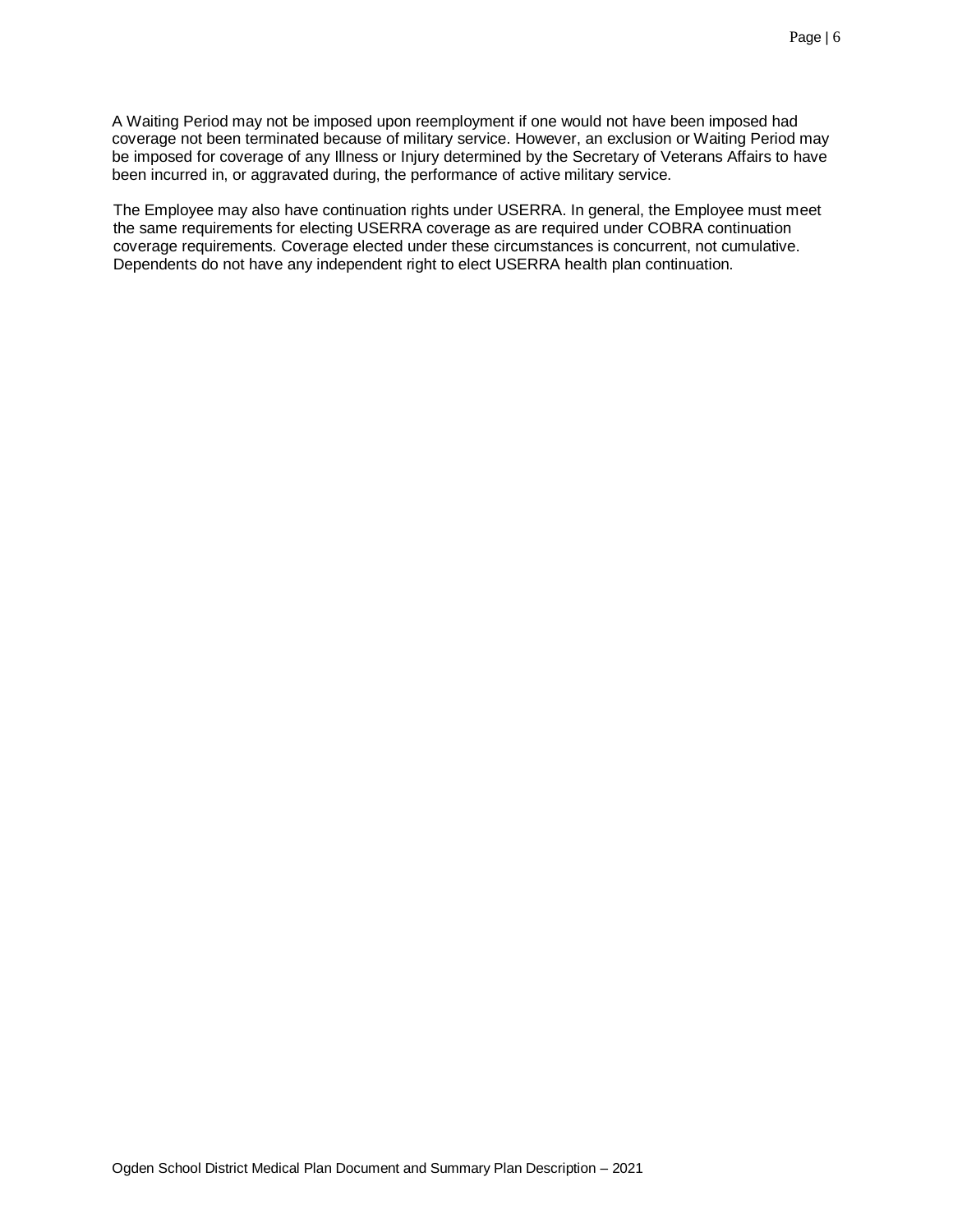A Waiting Period may not be imposed upon reemployment if one would not have been imposed had coverage not been terminated because of military service. However, an exclusion or Waiting Period may be imposed for coverage of any Illness or Injury determined by the Secretary of Veterans Affairs to have been incurred in, or aggravated during, the performance of active military service.

The Employee may also have continuation rights under USERRA. In general, the Employee must meet the same requirements for electing USERRA coverage as are required under COBRA continuation coverage requirements. Coverage elected under these circumstances is concurrent, not cumulative. Dependents do not have any independent right to elect USERRA health plan continuation.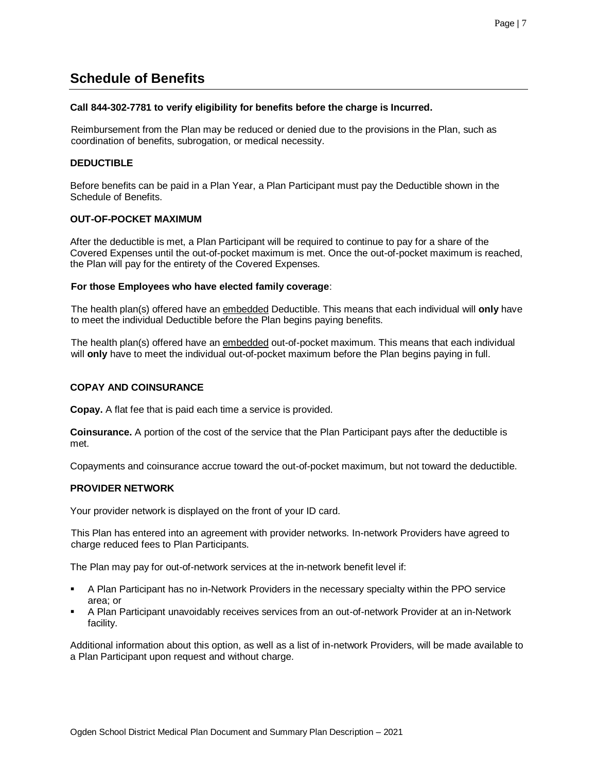## Schedule of Benefits

**Call 844-302-7781 to verify eligibility for benefits before the charge is Incurred.**

Reimbursement from the Plan may be reduced or denied due to the provisions in the Plan, such as coordination of benefits, subrogation, or medical necessity.

**DEDUCTIBLE**

Before benefits can be paid in a Plan Year, a Plan Participant must pay the Deductible shown in the Schedule of Benefits.

**OUT-OF-POCKET MAXIMUM**

After the deductible is met, a Plan Participant will be required to continue to pay for a share of the Covered Expenses until the out-of-pocket maximum is met. Once the out-of-pocket maximum is reached, the Plan will pay for the entirety of the Covered Expenses.

**For those Employees who have elected family coverage**:

The health plan(s) offered have an embedded Deductible. This means that each individual will **only** have to meet the individual Deductible before the Plan begins paying benefits.

The health plan(s) offered have an embedded out-of-pocket maximum. This means that each individual will **only** have to meet the individual out-of-pocket maximum before the Plan begins paying in full.

**COPAY AND COINSURANCE**

**Copay.** A flat fee that is paid each time a service is provided.

**Coinsurance.** A portion of the cost of the service that the Plan Participant pays after the deductible is met.

Copayments and coinsurance accrue toward the out-of-pocket maximum, but not toward the deductible.

**PROVIDER NETWORK**

Your provider network is displayed on the front of your ID card.

This Plan has entered into an agreement with provider networks. In-network Providers have agreed to charge reduced fees to Plan Participants.

The Plan may pay for out-of-network services at the in-network benefit level if:

- A Plan Participant has no in-Network Providers in the necessary specialty within the PPO service area; or
- A Plan Participant unavoidably receives services from an out-of-network Provider at an in-Network facility.

Additional information about this option, as well as a list of in-network Providers, will be made available to a Plan Participant upon request and without charge.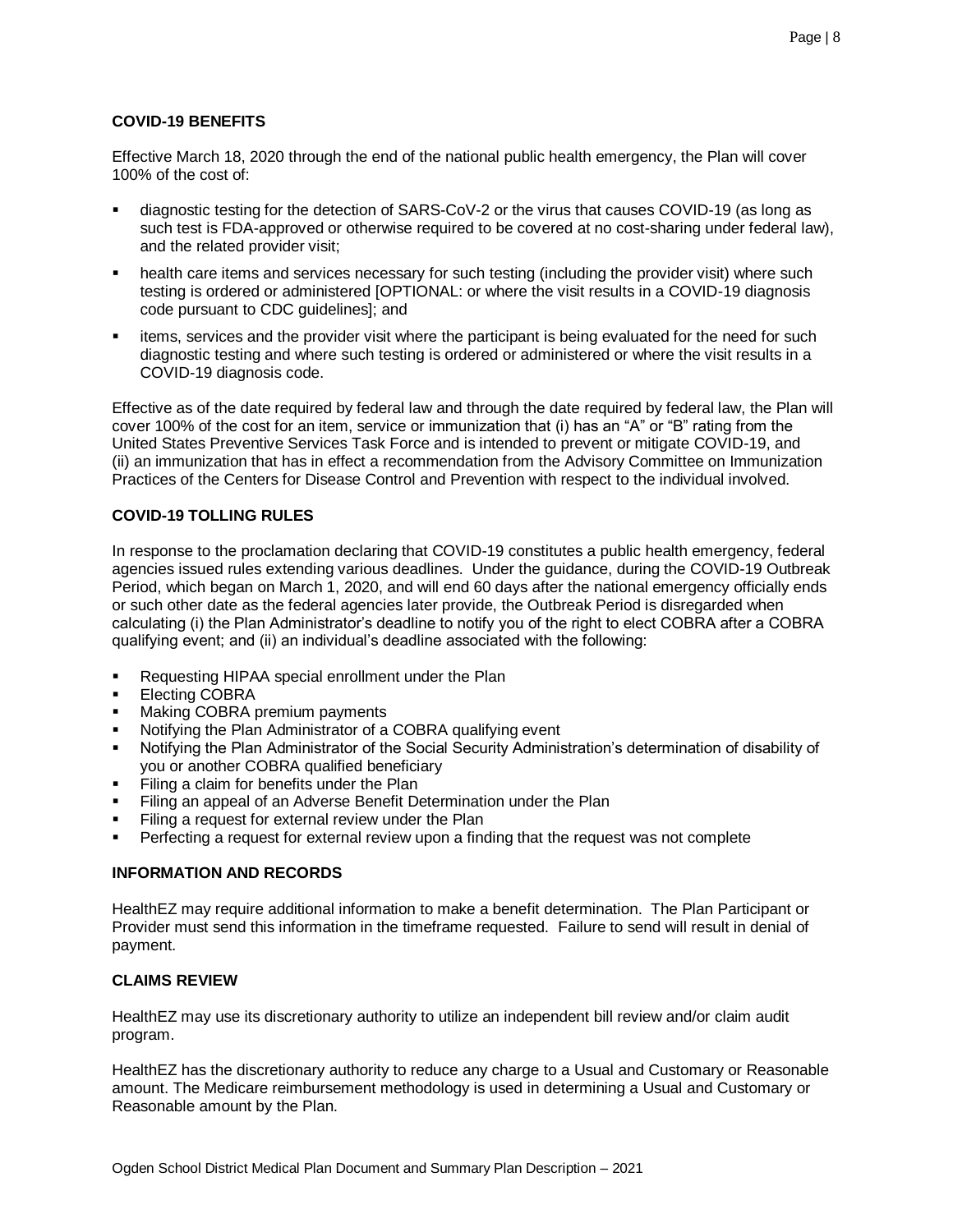## COVID-19 BENEFITS

Effective March 18, 2020 through the end of the national public health emergency, the Plan will cover 100% of the cost of:

- diagnostic testing for the detection of SARS-CoV-2 or the virus that causes COVID-19 (as long as such test is FDA-approved or otherwise required to be covered at no cost-sharing under federal law), and the related provider visit;
- health care items and services necessary for such testing (including the provider visit) where such testing is ordered or administered [OPTIONAL: or where the visit results in a COVID-19 diagnosis code pursuant to CDC guidelines]; and
- items, services and the provider visit where the participant is being evaluated for the need for such diagnostic testing and where such testing is ordered or administered or where the visit results in a COVID-19 diagnosis code.

Effective as of the date required by federal law and through the date required by federal law, the Plan will cover 100% of the cost for an item, service or immunization that (i) has an "A" or "B" rating from the United States Preventive Services Task Force and is intended to prevent or mitigate COVID-19, and (ii) an immunization that has in effect a recommendation from the Advisory Committee on Immunization Practices of the Centers for Disease Control and Prevention with respect to the individual involved.

## COVID-19 TOLLING RULES

In response to the proclamation declaring that COVID-19 constitutes a public health emergency, federal agencies issued rules extending various deadlines. Under the guidance, during the COVID-19 Outbreak Period, which began on March 1, 2020, and will end 60 days after the national emergency officially ends or such other date as the federal agencies later provide, the Outbreak Period is disregarded when calculating (i) the Plan Administrator's deadline to notify you of the right to elect COBRA after a COBRA qualifying event; and (ii) an individual's deadline associated with the following:

- Requesting HIPAA special enrollment under the Plan
- Electing COBRA
- Making COBRA premium payments
- Notifying the Plan Administrator of a COBRA qualifying event
- Notifying the Plan Administrator of the Social Security Administration's determination of disability of you or another COBRA qualified beneficiary
- Filing a claim for benefits under the Plan
- Filing an appeal of an Adverse Benefit Determination under the Plan
- Filing a request for external review under the Plan
- Perfecting a request for external review upon a finding that the request was not complete

## INFORMATION AND RECORDS

HealthEZ may require additional information to make a benefit determination. The Plan Participant or Provider must send this information in the timeframe requested. Failure to send will result in denial of payment.

## CLAIMS REVIEW

HealthEZ may use its discretionary authority to utilize an independent bill review and/or claim audit program.

HealthEZ has the discretionary authority to reduce any charge to a Usual and Customary or Reasonable amount. The Medicare reimbursement methodology is used in determining a Usual and Customary or Reasonable amount by the Plan.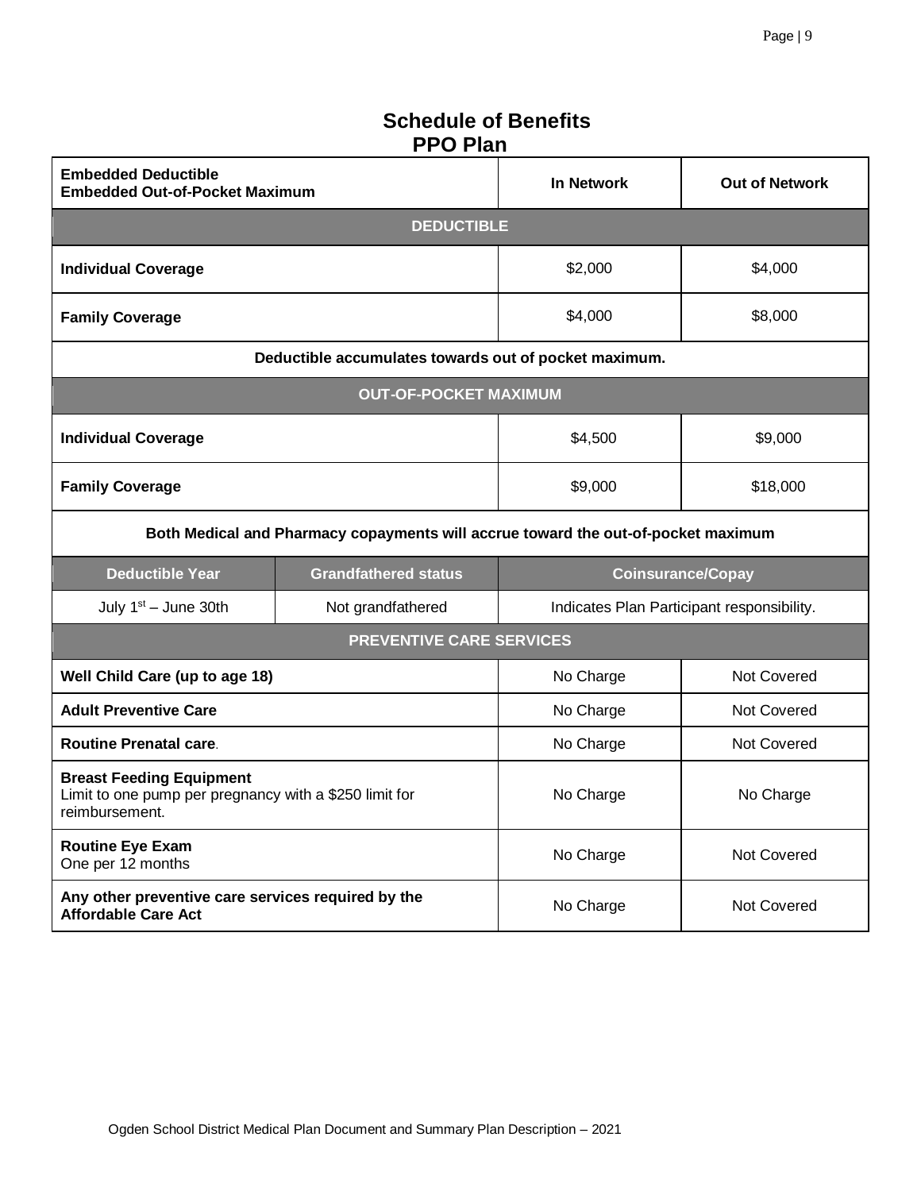# Schedule of Benefits
## PPO Plan

| **Embedded Deductible**<br>**Embedded Out-of-Pocket Maximum** | | **In Network** | **Out of Network** |
|---|---|---|---|
| **DEDUCTIBLE** | | | |
| **Individual Coverage** | | $2,000 | $4,000 |
| **Family Coverage** | | $4,000 | $8,000 |
| **Deductible accumulates towards out of pocket maximum.** | | | |
| **OUT-OF-POCKET MAXIMUM** | | | |
| **Individual Coverage** | | $4,500 | $9,000 |
| **Family Coverage** | | $9,000 | $18,000 |
| **Both Medical and Pharmacy copayments will accrue toward the out-of-pocket maximum** | | | |
| **Deductible Year** | **Grandfathered status** | **Coinsurance/Copay** | |
| July 1st – June 30th | Not grandfathered | Indicates Plan Participant responsibility. | |
| **PREVENTIVE CARE SERVICES** | | | |
| **Well Child Care (up to age 18)** | | No Charge | Not Covered |
| **Adult Preventive Care** | | No Charge | Not Covered |
| **Routine Prenatal care**. | | No Charge | Not Covered |
| **Breast Feeding Equipment**<br>Limit to one pump per pregnancy with a $250 limit for reimbursement. | | No Charge | No Charge |
| **Routine Eye Exam**<br>One per 12 months | | No Charge | Not Covered |
| **Any other preventive care services required by the Affordable Care Act** | | No Charge | Not Covered |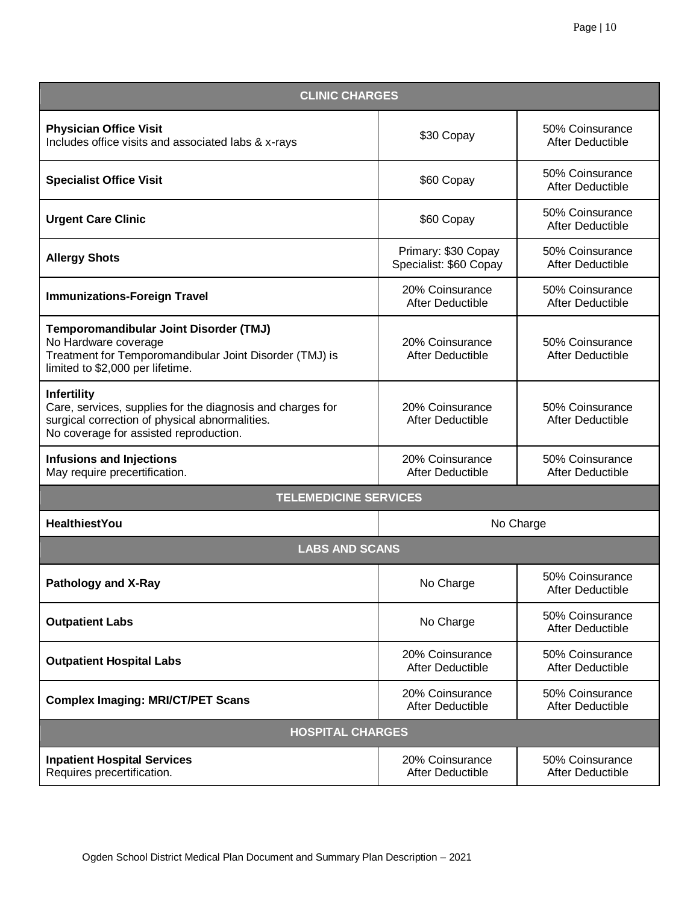| CLINIC CHARGES | | |
|---|---|---|
| **Physician Office Visit**<br>Includes office visits and associated labs & x-rays | $30 Copay | 50% Coinsurance After Deductible |
| **Specialist Office Visit** | $60 Copay | 50% Coinsurance After Deductible |
| **Urgent Care Clinic** | $60 Copay | 50% Coinsurance After Deductible |
| **Allergy Shots** | Primary: $30 Copay<br>Specialist: $60 Copay | 50% Coinsurance After Deductible |
| **Immunizations-Foreign Travel** | 20% Coinsurance After Deductible | 50% Coinsurance After Deductible |
| **Temporomandibular Joint Disorder (TMJ)**<br>No Hardware coverage<br>Treatment for Temporomandibular Joint Disorder (TMJ) is limited to $2,000 per lifetime. | 20% Coinsurance After Deductible | 50% Coinsurance After Deductible |
| **Infertility**<br>Care, services, supplies for the diagnosis and charges for surgical correction of physical abnormalities.<br>No coverage for assisted reproduction. | 20% Coinsurance After Deductible | 50% Coinsurance After Deductible |
| **Infusions and Injections**<br>May require precertification. | 20% Coinsurance After Deductible | 50% Coinsurance After Deductible |
| **TELEMEDICINE SERVICES** | | |
| **HealthiestYou** | No Charge | |
| **LABS AND SCANS** | | |
| **Pathology and X-Ray** | No Charge | 50% Coinsurance After Deductible |
| **Outpatient Labs** | No Charge | 50% Coinsurance After Deductible |
| **Outpatient Hospital Labs** | 20% Coinsurance After Deductible | 50% Coinsurance After Deductible |
| **Complex Imaging: MRI/CT/PET Scans** | 20% Coinsurance After Deductible | 50% Coinsurance After Deductible |
| **HOSPITAL CHARGES** | | |
| **Inpatient Hospital Services**<br>Requires precertification. | 20% Coinsurance After Deductible | 50% Coinsurance After Deductible |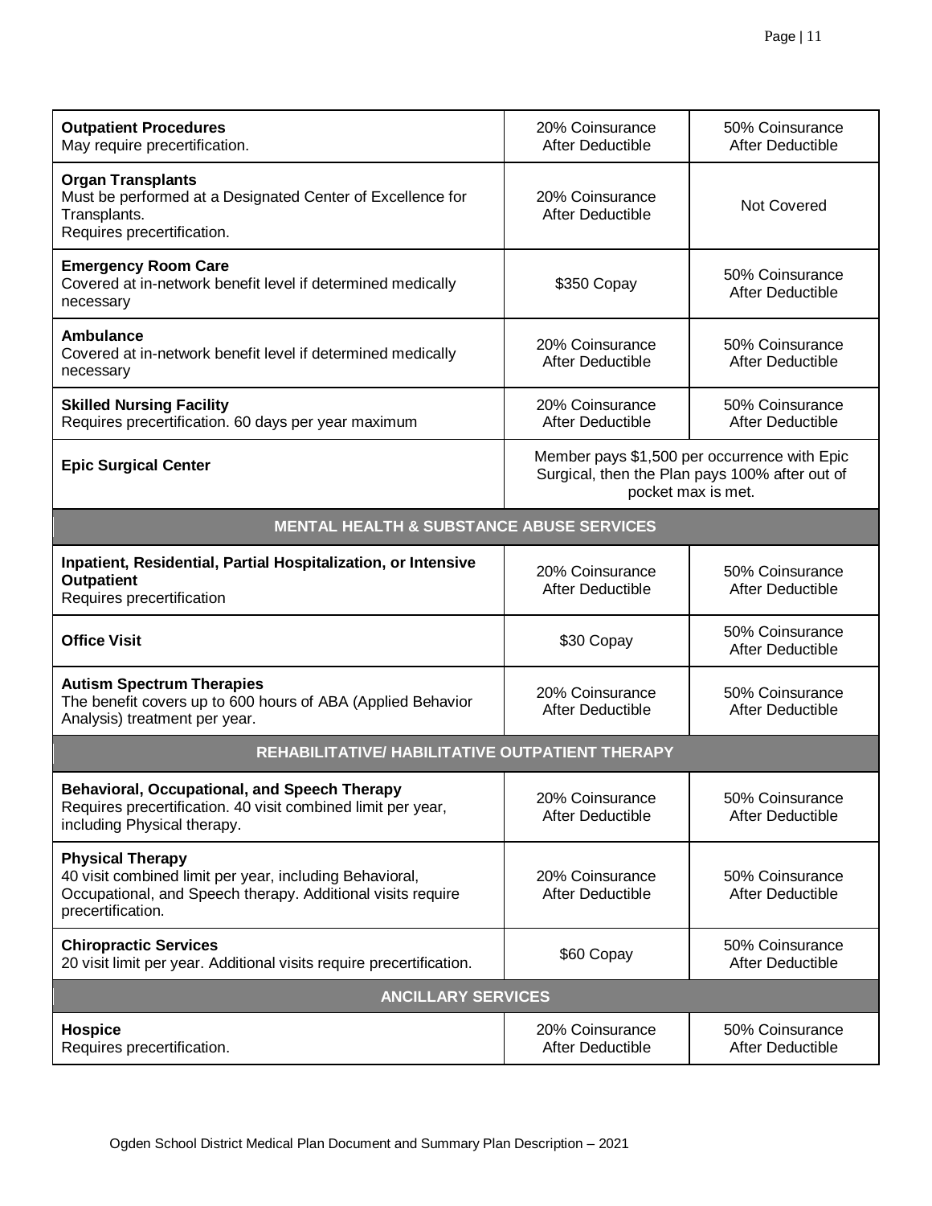| | | |
|---|---|---|
| **Outpatient Procedures**<br>May require precertification. | 20% Coinsurance After Deductible | 50% Coinsurance After Deductible |
| **Organ Transplants**<br>Must be performed at a Designated Center of Excellence for Transplants.<br>Requires precertification. | 20% Coinsurance After Deductible | Not Covered |
| **Emergency Room Care**<br>Covered at in-network benefit level if determined medically necessary | $350 Copay | 50% Coinsurance After Deductible |
| **Ambulance**<br>Covered at in-network benefit level if determined medically necessary | 20% Coinsurance After Deductible | 50% Coinsurance After Deductible |
| **Skilled Nursing Facility**<br>Requires precertification. 60 days per year maximum | 20% Coinsurance After Deductible | 50% Coinsurance After Deductible |
| **Epic Surgical Center** | Member pays $1,500 per occurrence with Epic Surgical, then the Plan pays 100% after out of pocket max is met. | |
| **MENTAL HEALTH & SUBSTANCE ABUSE SERVICES** | | |
| **Inpatient, Residential, Partial Hospitalization, or Intensive Outpatient**<br>Requires precertification | 20% Coinsurance After Deductible | 50% Coinsurance After Deductible |
| **Office Visit** | $30 Copay | 50% Coinsurance After Deductible |
| **Autism Spectrum Therapies**<br>The benefit covers up to 600 hours of ABA (Applied Behavior Analysis) treatment per year. | 20% Coinsurance After Deductible | 50% Coinsurance After Deductible |
| **REHABILITATIVE/ HABILITATIVE OUTPATIENT THERAPY** | | |
| **Behavioral, Occupational, and Speech Therapy**<br>Requires precertification. 40 visit combined limit per year, including Physical therapy. | 20% Coinsurance After Deductible | 50% Coinsurance After Deductible |
| **Physical Therapy**<br>40 visit combined limit per year, including Behavioral, Occupational, and Speech therapy. Additional visits require precertification. | 20% Coinsurance After Deductible | 50% Coinsurance After Deductible |
| **Chiropractic Services**<br>20 visit limit per year. Additional visits require precertification. | $60 Copay | 50% Coinsurance After Deductible |
| **ANCILLARY SERVICES** | | |
| **Hospice**<br>Requires precertification. | 20% Coinsurance After Deductible | 50% Coinsurance After Deductible |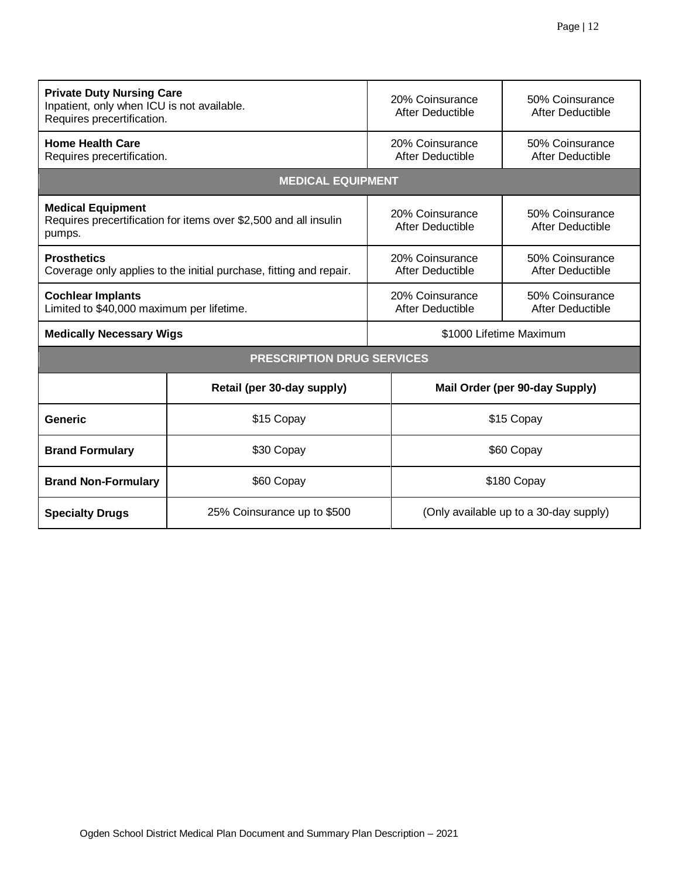| | | |
|---|---|---|
| **Private Duty Nursing Care**<br>Inpatient, only when ICU is not available.<br>Requires precertification. | 20% Coinsurance After Deductible | 50% Coinsurance After Deductible |
| **Home Health Care**<br>Requires precertification. | 20% Coinsurance After Deductible | 50% Coinsurance After Deductible |
| **MEDICAL EQUIPMENT** | | |
| **Medical Equipment**<br>Requires precertification for items over $2,500 and all insulin pumps. | 20% Coinsurance After Deductible | 50% Coinsurance After Deductible |
| **Prosthetics**<br>Coverage only applies to the initial purchase, fitting and repair. | 20% Coinsurance After Deductible | 50% Coinsurance After Deductible |
| **Cochlear Implants**<br>Limited to $40,000 maximum per lifetime. | 20% Coinsurance After Deductible | 50% Coinsurance After Deductible |
| **Medically Necessary Wigs** | $1000 Lifetime Maximum | |

**PRESCRIPTION DRUG SERVICES**

| | Retail (per 30-day supply) | Mail Order (per 90-day Supply) |
|---|---|---|
| **Generic** | $15 Copay | $15 Copay |
| **Brand Formulary** | $30 Copay | $60 Copay |
| **Brand Non-Formulary** | $60 Copay | $180 Copay |
| **Specialty Drugs** | 25% Coinsurance up to $500 | (Only available up to a 30-day supply) |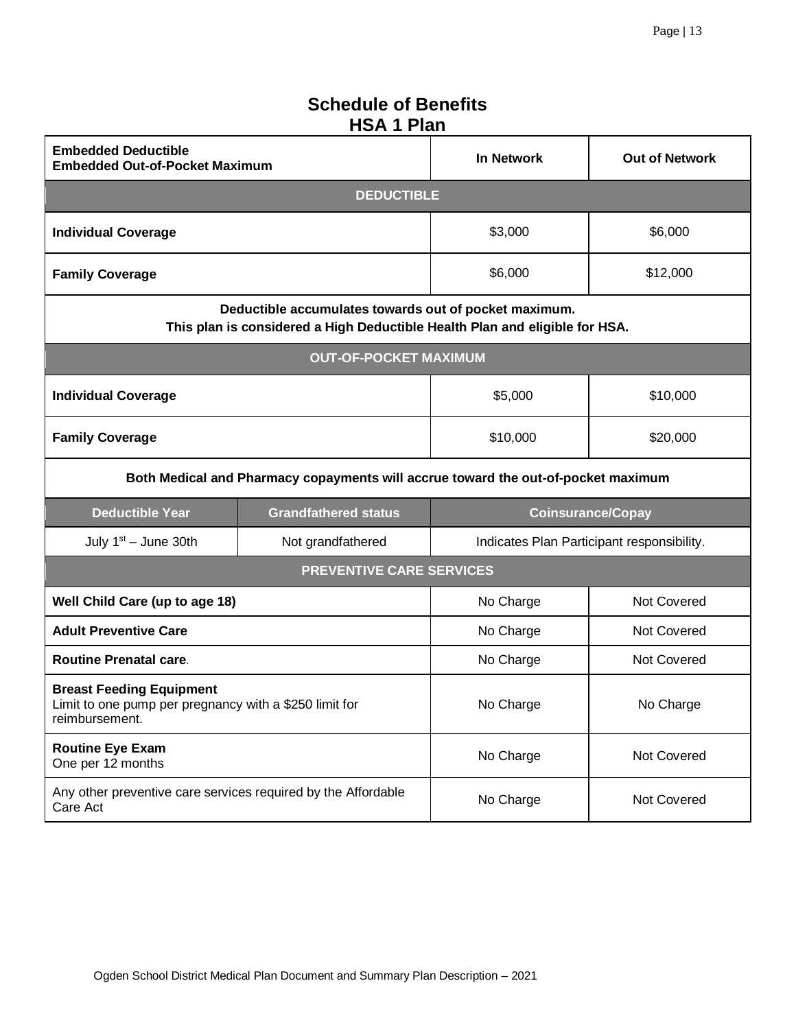# Schedule of Benefits
## HSA 1 Plan

| **Embedded Deductible**<br>**Embedded Out-of-Pocket Maximum** | | **In Network** | **Out of Network** |
|---|---|---|---|
| **DEDUCTIBLE** | | | |
| **Individual Coverage** | | $3,000 | $6,000 |
| **Family Coverage** | | $6,000 | $12,000 |
| **Deductible accumulates towards out of pocket maximum.**<br>**This plan is considered a High Deductible Health Plan and eligible for HSA.** | | | |
| **OUT-OF-POCKET MAXIMUM** | | | |
| **Individual Coverage** | | $5,000 | $10,000 |
| **Family Coverage** | | $10,000 | $20,000 |
| **Both Medical and Pharmacy copayments will accrue toward the out-of-pocket maximum** | | | |
| **Deductible Year** | **Grandfathered status** | **Coinsurance/Copay** | |
| July 1st – June 30th | Not grandfathered | Indicates Plan Participant responsibility. | |
| **PREVENTIVE CARE SERVICES** | | | |
| **Well Child Care (up to age 18)** | | No Charge | Not Covered |
| **Adult Preventive Care** | | No Charge | Not Covered |
| **Routine Prenatal care**. | | No Charge | Not Covered |
| **Breast Feeding Equipment**<br>Limit to one pump per pregnancy with a $250 limit for reimbursement. | | No Charge | No Charge |
| **Routine Eye Exam**<br>One per 12 months | | No Charge | Not Covered |
| Any other preventive care services required by the Affordable Care Act | | No Charge | Not Covered |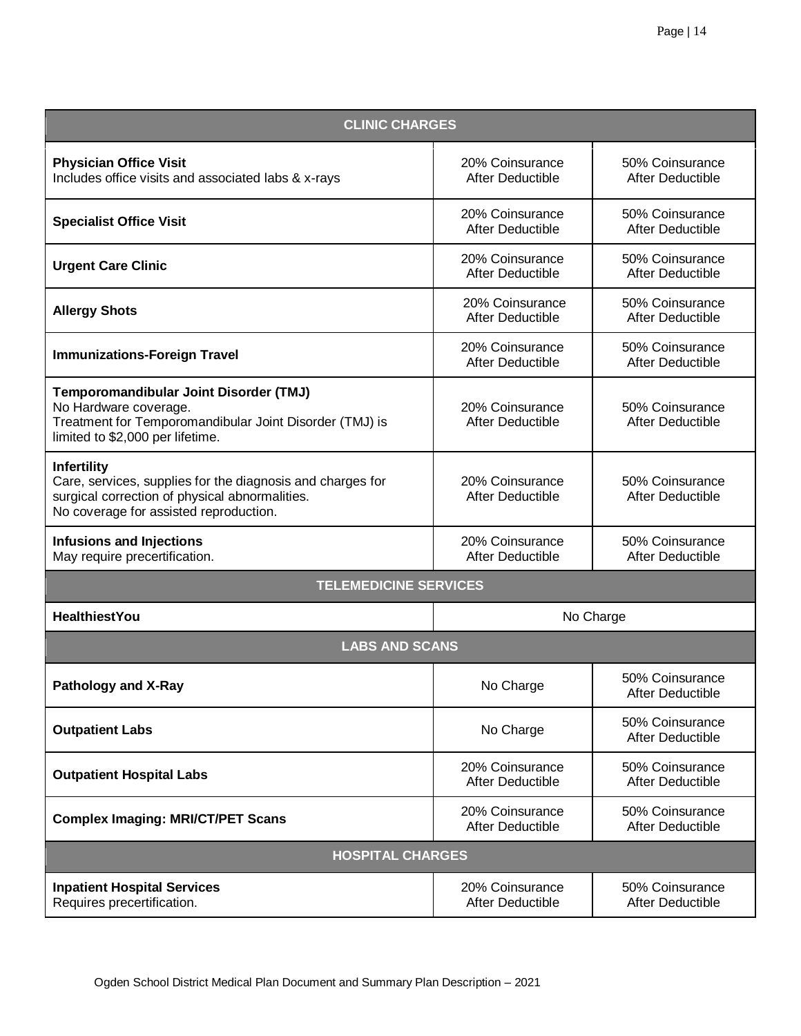| CLINIC CHARGES | | |
|---|---|---|
| **Physician Office Visit**<br>Includes office visits and associated labs & x-rays | 20% Coinsurance After Deductible | 50% Coinsurance After Deductible |
| **Specialist Office Visit** | 20% Coinsurance After Deductible | 50% Coinsurance After Deductible |
| **Urgent Care Clinic** | 20% Coinsurance After Deductible | 50% Coinsurance After Deductible |
| **Allergy Shots** | 20% Coinsurance After Deductible | 50% Coinsurance After Deductible |
| **Immunizations-Foreign Travel** | 20% Coinsurance After Deductible | 50% Coinsurance After Deductible |
| **Temporomandibular Joint Disorder (TMJ)**<br>No Hardware coverage.<br>Treatment for Temporomandibular Joint Disorder (TMJ) is limited to $2,000 per lifetime. | 20% Coinsurance After Deductible | 50% Coinsurance After Deductible |
| **Infertility**<br>Care, services, supplies for the diagnosis and charges for surgical correction of physical abnormalities.<br>No coverage for assisted reproduction. | 20% Coinsurance After Deductible | 50% Coinsurance After Deductible |
| **Infusions and Injections**<br>May require precertification. | 20% Coinsurance After Deductible | 50% Coinsurance After Deductible |
| **TELEMEDICINE SERVICES** | | |
| **HealthiestYou** | No Charge | |
| **LABS AND SCANS** | | |
| **Pathology and X-Ray** | No Charge | 50% Coinsurance After Deductible |
| **Outpatient Labs** | No Charge | 50% Coinsurance After Deductible |
| **Outpatient Hospital Labs** | 20% Coinsurance After Deductible | 50% Coinsurance After Deductible |
| **Complex Imaging: MRI/CT/PET Scans** | 20% Coinsurance After Deductible | 50% Coinsurance After Deductible |
| **HOSPITAL CHARGES** | | |
| **Inpatient Hospital Services**<br>Requires precertification. | 20% Coinsurance After Deductible | 50% Coinsurance After Deductible |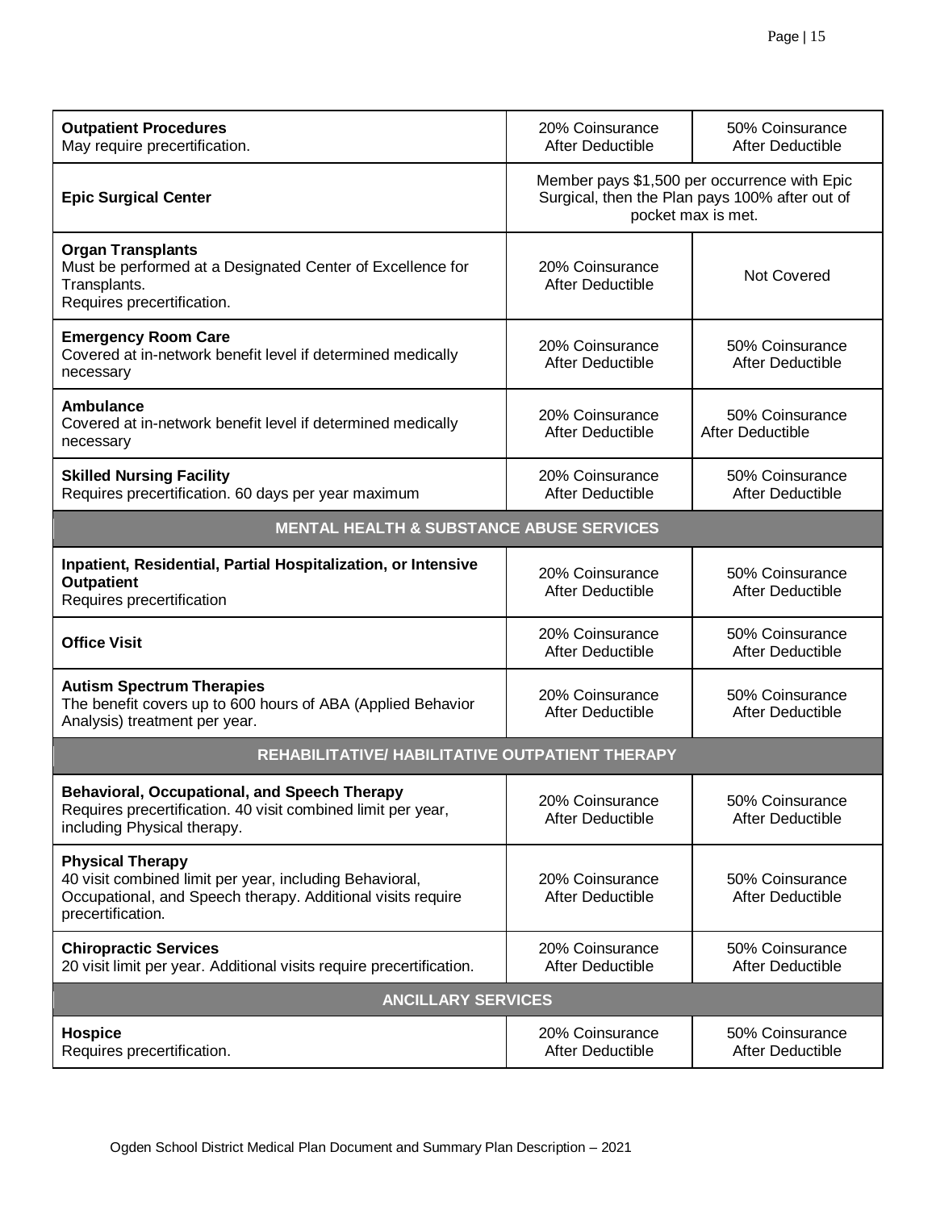| | | |
|---|---|---|
| **Outpatient Procedures**<br>May require precertification. | 20% Coinsurance After Deductible | 50% Coinsurance After Deductible |
| **Epic Surgical Center** | Member pays $1,500 per occurrence with Epic Surgical, then the Plan pays 100% after out of pocket max is met. | |
| **Organ Transplants**<br>Must be performed at a Designated Center of Excellence for Transplants.<br>Requires precertification. | 20% Coinsurance After Deductible | Not Covered |
| **Emergency Room Care**<br>Covered at in-network benefit level if determined medically necessary | 20% Coinsurance After Deductible | 50% Coinsurance After Deductible |
| **Ambulance**<br>Covered at in-network benefit level if determined medically necessary | 20% Coinsurance After Deductible | 50% Coinsurance After Deductible |
| **Skilled Nursing Facility**<br>Requires precertification. 60 days per year maximum | 20% Coinsurance After Deductible | 50% Coinsurance After Deductible |
| **MENTAL HEALTH & SUBSTANCE ABUSE SERVICES** | | |
| **Inpatient, Residential, Partial Hospitalization, or Intensive Outpatient**<br>Requires precertification | 20% Coinsurance After Deductible | 50% Coinsurance After Deductible |
| **Office Visit** | 20% Coinsurance After Deductible | 50% Coinsurance After Deductible |
| **Autism Spectrum Therapies**<br>The benefit covers up to 600 hours of ABA (Applied Behavior Analysis) treatment per year. | 20% Coinsurance After Deductible | 50% Coinsurance After Deductible |
| **REHABILITATIVE/ HABILITATIVE OUTPATIENT THERAPY** | | |
| **Behavioral, Occupational, and Speech Therapy**<br>Requires precertification. 40 visit combined limit per year, including Physical therapy. | 20% Coinsurance After Deductible | 50% Coinsurance After Deductible |
| **Physical Therapy**<br>40 visit combined limit per year, including Behavioral, Occupational, and Speech therapy. Additional visits require precertification. | 20% Coinsurance After Deductible | 50% Coinsurance After Deductible |
| **Chiropractic Services**<br>20 visit limit per year. Additional visits require precertification. | 20% Coinsurance After Deductible | 50% Coinsurance After Deductible |
| **ANCILLARY SERVICES** | | |
| **Hospice**<br>Requires precertification. | 20% Coinsurance After Deductible | 50% Coinsurance After Deductible |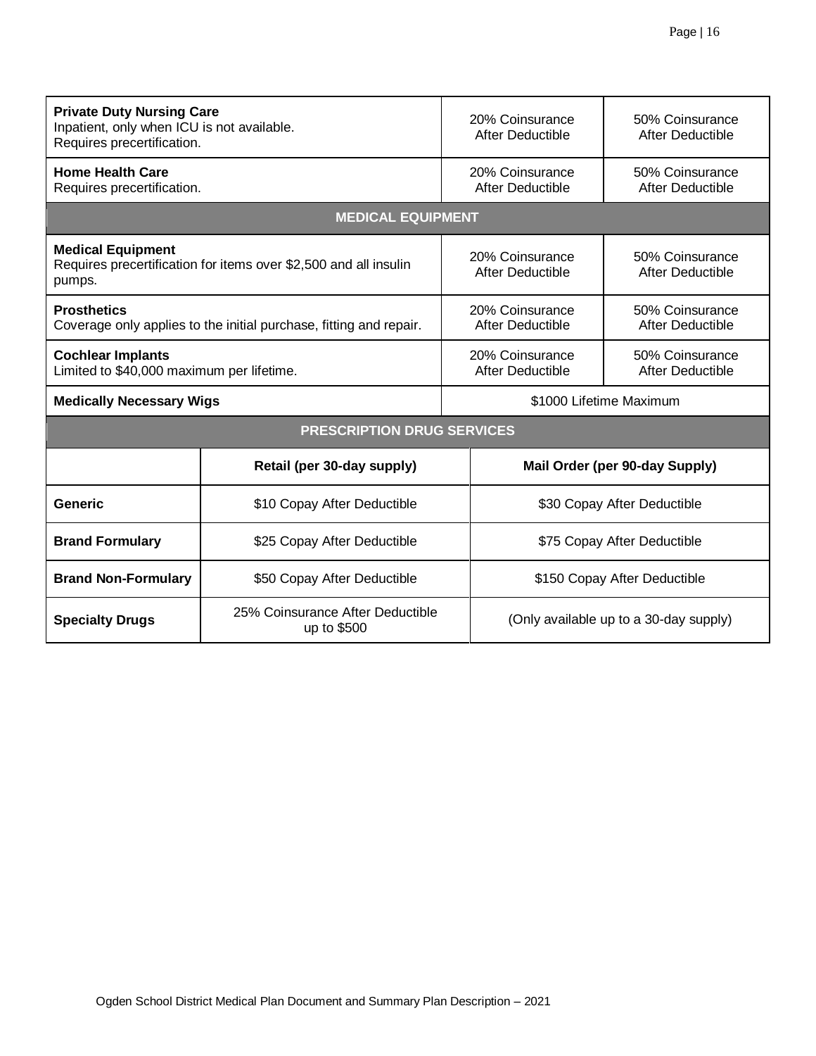| | | |
|---|---|---|
| **Private Duty Nursing Care**<br>Inpatient, only when ICU is not available.<br>Requires precertification. | 20% Coinsurance After Deductible | 50% Coinsurance After Deductible |
| **Home Health Care**<br>Requires precertification. | 20% Coinsurance After Deductible | 50% Coinsurance After Deductible |
| **MEDICAL EQUIPMENT** | | |
| **Medical Equipment**<br>Requires precertification for items over $2,500 and all insulin pumps. | 20% Coinsurance After Deductible | 50% Coinsurance After Deductible |
| **Prosthetics**<br>Coverage only applies to the initial purchase, fitting and repair. | 20% Coinsurance After Deductible | 50% Coinsurance After Deductible |
| **Cochlear Implants**<br>Limited to $40,000 maximum per lifetime. | 20% Coinsurance After Deductible | 50% Coinsurance After Deductible |
| **Medically Necessary Wigs** | $1000 Lifetime Maximum | |

**PRESCRIPTION DRUG SERVICES**

| | Retail (per 30-day supply) | Mail Order (per 90-day Supply) |
|---|---|---|
| **Generic** | $10 Copay After Deductible | $30 Copay After Deductible |
| **Brand Formulary** | $25 Copay After Deductible | $75 Copay After Deductible |
| **Brand Non-Formulary** | $50 Copay After Deductible | $150 Copay After Deductible |
| **Specialty Drugs** | 25% Coinsurance After Deductible up to $500 | (Only available up to a 30-day supply) |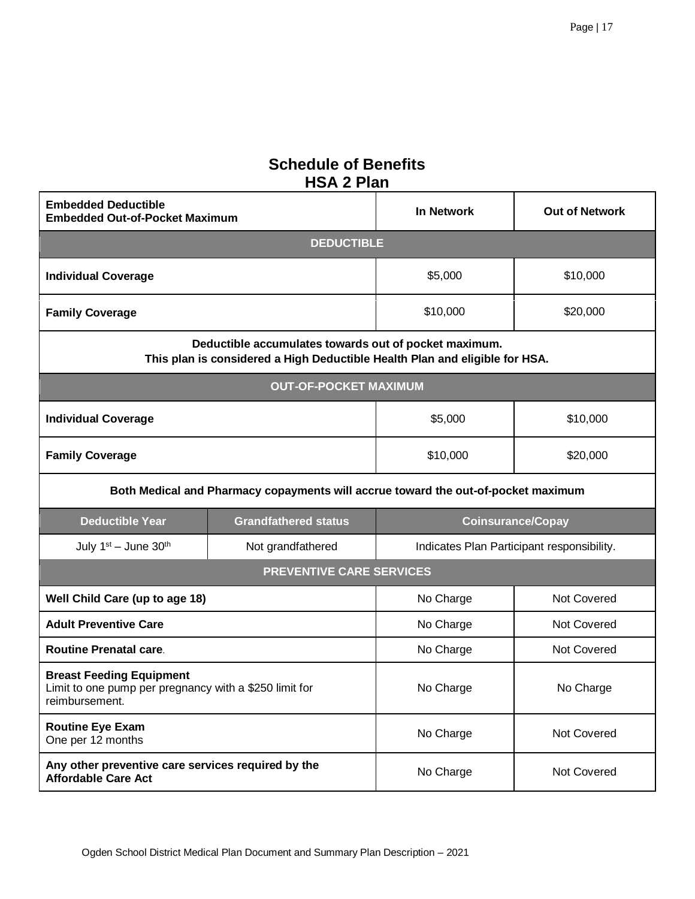## Schedule of Benefits
## HSA 2 Plan

| **Embedded Deductible**<br>**Embedded Out-of-Pocket Maximum** | | **In Network** | **Out of Network** |
|---|---|---|---|
| **DEDUCTIBLE** | | | |
| **Individual Coverage** | | $5,000 | $10,000 |
| **Family Coverage** | | $10,000 | $20,000 |
| **Deductible accumulates towards out of pocket maximum.**<br>**This plan is considered a High Deductible Health Plan and eligible for HSA.** | | | |
| **OUT-OF-POCKET MAXIMUM** | | | |
| **Individual Coverage** | | $5,000 | $10,000 |
| **Family Coverage** | | $10,000 | $20,000 |
| **Both Medical and Pharmacy copayments will accrue toward the out-of-pocket maximum** | | | |
| **Deductible Year** | **Grandfathered status** | **Coinsurance/Copay** | |
| July 1st – June 30th | Not grandfathered | Indicates Plan Participant responsibility. | |
| **PREVENTIVE CARE SERVICES** | | | |
| **Well Child Care (up to age 18)** | | No Charge | Not Covered |
| **Adult Preventive Care** | | No Charge | Not Covered |
| **Routine Prenatal care**. | | No Charge | Not Covered |
| **Breast Feeding Equipment**<br>Limit to one pump per pregnancy with a $250 limit for reimbursement. | | No Charge | No Charge |
| **Routine Eye Exam**<br>One per 12 months | | No Charge | Not Covered |
| **Any other preventive care services required by the Affordable Care Act** | | No Charge | Not Covered |

Ogden School District Medical Plan Document and Summary Plan Description – 2021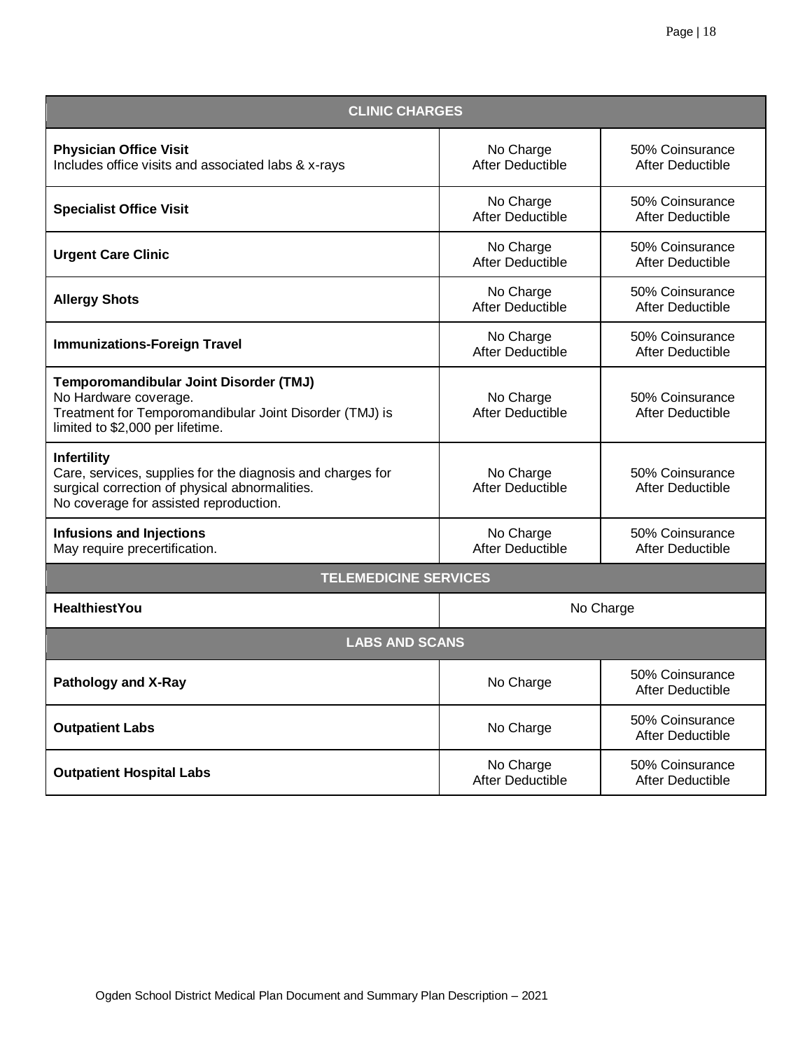| CLINIC CHARGES | | |
|---|---|---|
| **Physician Office Visit**<br>Includes office visits and associated labs & x-rays | No Charge<br>After Deductible | 50% Coinsurance<br>After Deductible |
| **Specialist Office Visit** | No Charge<br>After Deductible | 50% Coinsurance<br>After Deductible |
| **Urgent Care Clinic** | No Charge<br>After Deductible | 50% Coinsurance<br>After Deductible |
| **Allergy Shots** | No Charge<br>After Deductible | 50% Coinsurance<br>After Deductible |
| **Immunizations-Foreign Travel** | No Charge<br>After Deductible | 50% Coinsurance<br>After Deductible |
| **Temporomandibular Joint Disorder (TMJ)**<br>No Hardware coverage.<br>Treatment for Temporomandibular Joint Disorder (TMJ) is limited to $2,000 per lifetime. | No Charge<br>After Deductible | 50% Coinsurance<br>After Deductible |
| **Infertility**<br>Care, services, supplies for the diagnosis and charges for surgical correction of physical abnormalities.<br>No coverage for assisted reproduction. | No Charge<br>After Deductible | 50% Coinsurance<br>After Deductible |
| **Infusions and Injections**<br>May require precertification. | No Charge<br>After Deductible | 50% Coinsurance<br>After Deductible |
| **TELEMEDICINE SERVICES** | | |
| **HealthiestYou** | No Charge | |
| **LABS AND SCANS** | | |
| **Pathology and X-Ray** | No Charge | 50% Coinsurance<br>After Deductible |
| **Outpatient Labs** | No Charge | 50% Coinsurance<br>After Deductible |
| **Outpatient Hospital Labs** | No Charge<br>After Deductible | 50% Coinsurance<br>After Deductible |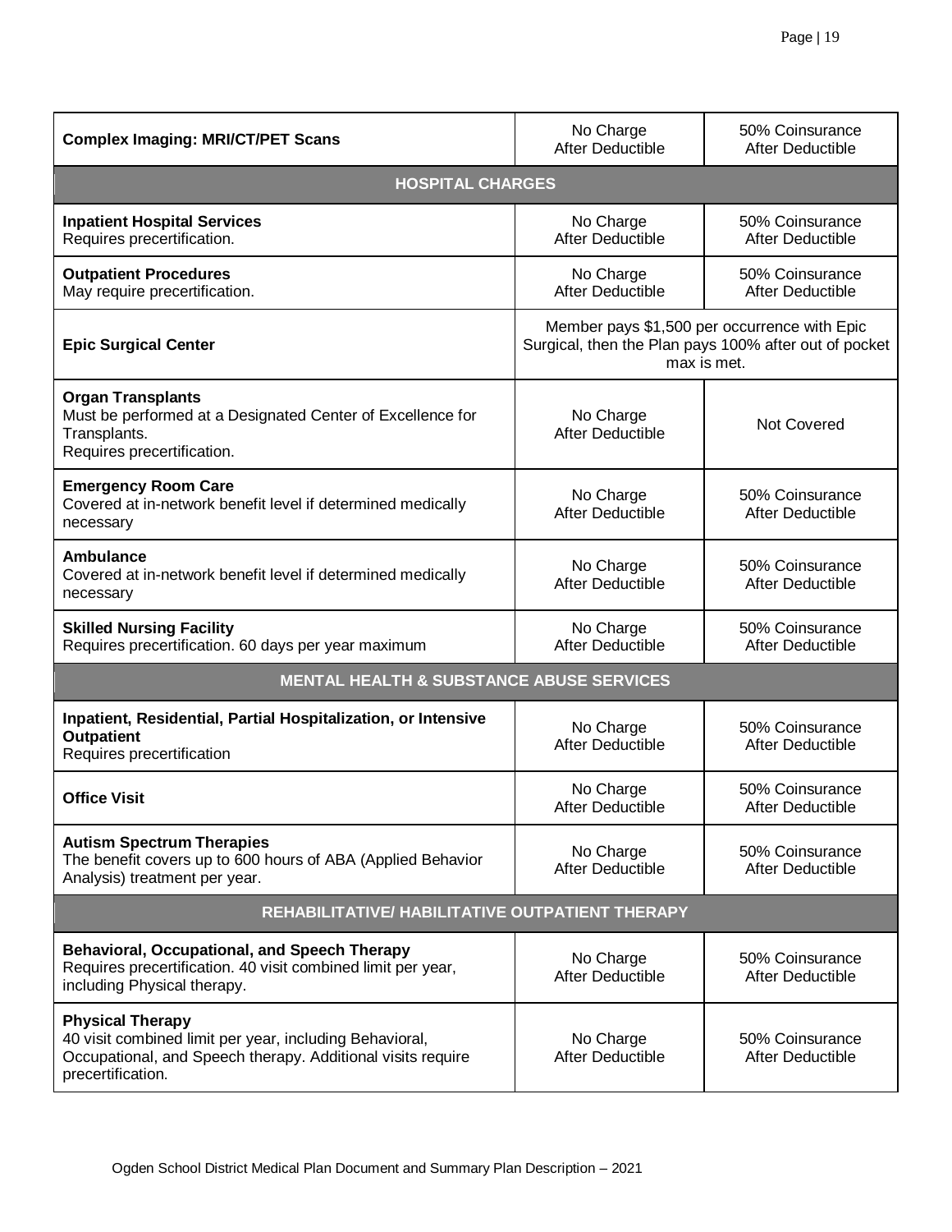| | | |
|---|---|---|
| **Complex Imaging: MRI/CT/PET Scans** | No Charge After Deductible | 50% Coinsurance After Deductible |
| **HOSPITAL CHARGES** | | |
| **Inpatient Hospital Services** Requires precertification. | No Charge After Deductible | 50% Coinsurance After Deductible |
| **Outpatient Procedures** May require precertification. | No Charge After Deductible | 50% Coinsurance After Deductible |
| **Epic Surgical Center** | Member pays $1,500 per occurrence with Epic Surgical, then the Plan pays 100% after out of pocket max is met. | |
| **Organ Transplants** Must be performed at a Designated Center of Excellence for Transplants. Requires precertification. | No Charge After Deductible | Not Covered |
| **Emergency Room Care** Covered at in-network benefit level if determined medically necessary | No Charge After Deductible | 50% Coinsurance After Deductible |
| **Ambulance** Covered at in-network benefit level if determined medically necessary | No Charge After Deductible | 50% Coinsurance After Deductible |
| **Skilled Nursing Facility** Requires precertification. 60 days per year maximum | No Charge After Deductible | 50% Coinsurance After Deductible |
| **MENTAL HEALTH & SUBSTANCE ABUSE SERVICES** | | |
| **Inpatient, Residential, Partial Hospitalization, or Intensive Outpatient** Requires precertification | No Charge After Deductible | 50% Coinsurance After Deductible |
| **Office Visit** | No Charge After Deductible | 50% Coinsurance After Deductible |
| **Autism Spectrum Therapies** The benefit covers up to 600 hours of ABA (Applied Behavior Analysis) treatment per year. | No Charge After Deductible | 50% Coinsurance After Deductible |
| **REHABILITATIVE/ HABILITATIVE OUTPATIENT THERAPY** | | |
| **Behavioral, Occupational, and Speech Therapy** Requires precertification. 40 visit combined limit per year, including Physical therapy. | No Charge After Deductible | 50% Coinsurance After Deductible |
| **Physical Therapy** 40 visit combined limit per year, including Behavioral, Occupational, and Speech therapy. Additional visits require precertification. | No Charge After Deductible | 50% Coinsurance After Deductible |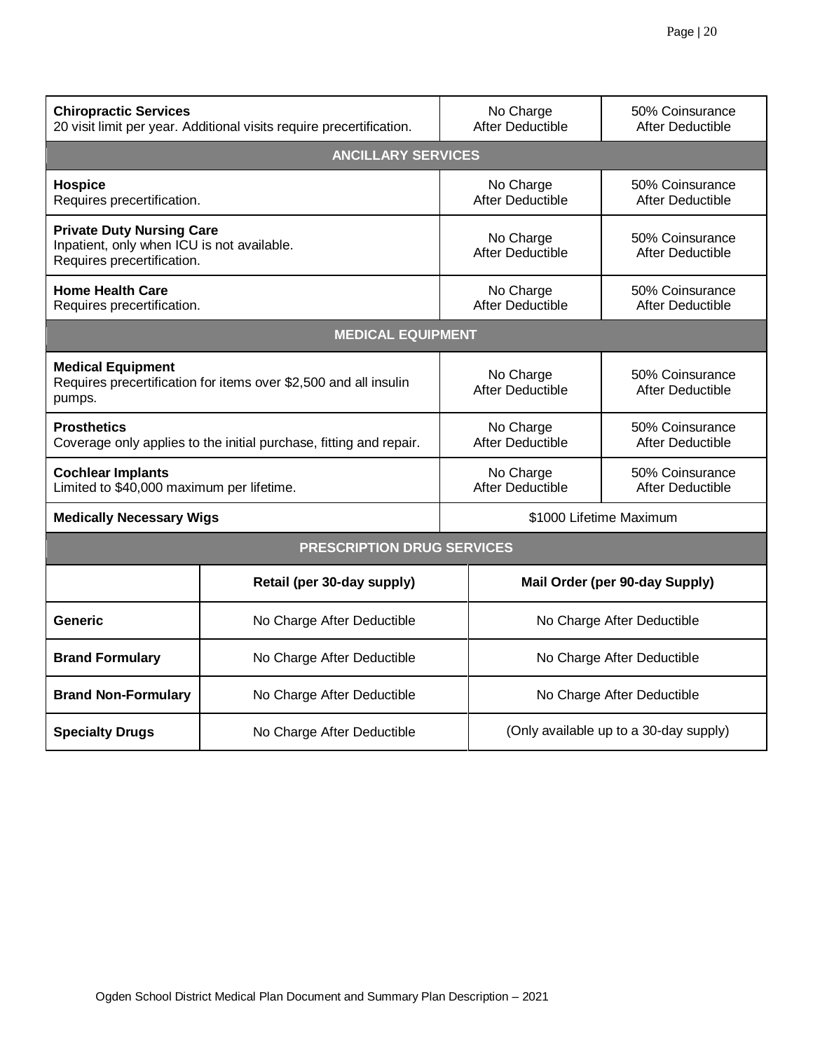| | | |
|---|---|---|
| **Chiropractic Services**<br>20 visit limit per year. Additional visits require precertification. | No Charge<br>After Deductible | 50% Coinsurance<br>After Deductible |
| **ANCILLARY SERVICES** | | |
| **Hospice**<br>Requires precertification. | No Charge<br>After Deductible | 50% Coinsurance<br>After Deductible |
| **Private Duty Nursing Care**<br>Inpatient, only when ICU is not available.<br>Requires precertification. | No Charge<br>After Deductible | 50% Coinsurance<br>After Deductible |
| **Home Health Care**<br>Requires precertification. | No Charge<br>After Deductible | 50% Coinsurance<br>After Deductible |
| **MEDICAL EQUIPMENT** | | |
| **Medical Equipment**<br>Requires precertification for items over $2,500 and all insulin pumps. | No Charge<br>After Deductible | 50% Coinsurance<br>After Deductible |
| **Prosthetics**<br>Coverage only applies to the initial purchase, fitting and repair. | No Charge<br>After Deductible | 50% Coinsurance<br>After Deductible |
| **Cochlear Implants**<br>Limited to $40,000 maximum per lifetime. | No Charge<br>After Deductible | 50% Coinsurance<br>After Deductible |
| **Medically Necessary Wigs** | $1000 Lifetime Maximum | |

| **PRESCRIPTION DRUG SERVICES** | | |
|---|---|---|
| | **Retail (per 30-day supply)** | **Mail Order (per 90-day Supply)** |
| **Generic** | No Charge After Deductible | No Charge After Deductible |
| **Brand Formulary** | No Charge After Deductible | No Charge After Deductible |
| **Brand Non-Formulary** | No Charge After Deductible | No Charge After Deductible |
| **Specialty Drugs** | No Charge After Deductible | (Only available up to a 30-day supply) |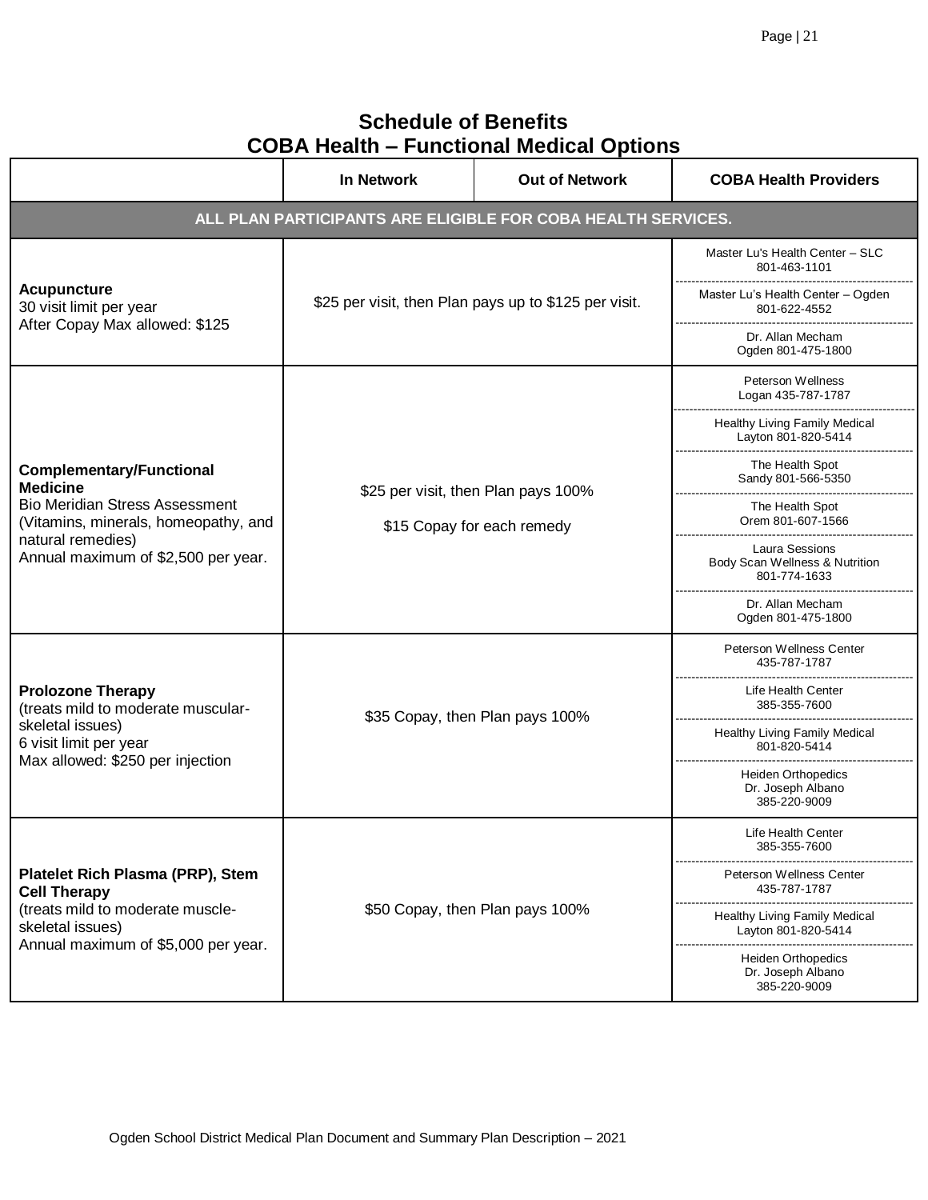# Schedule of Benefits
## COBA Health – Functional Medical Options

| | In Network | Out of Network | COBA Health Providers |
|---|---|---|---|
| **ALL PLAN PARTICIPANTS ARE ELIGIBLE FOR COBA HEALTH SERVICES.** | | | |
| **Acupuncture**<br>30 visit limit per year<br>After Copay Max allowed: $125 | $25 per visit, then Plan pays up to $125 per visit. | | Master Lu's Health Center – SLC 801-463-1101<br>Master Lu's Health Center – Ogden 801-622-4552<br>Dr. Allan Mecham Ogden 801-475-1800 |
| **Complementary/Functional Medicine**<br>Bio Meridian Stress Assessment (Vitamins, minerals, homeopathy, and natural remedies)<br>Annual maximum of $2,500 per year. | $25 per visit, then Plan pays 100%<br>$15 Copay for each remedy | | Peterson Wellness Logan 435-787-1787<br>Healthy Living Family Medical Layton 801-820-5414<br>The Health Spot Sandy 801-566-5350<br>The Health Spot Orem 801-607-1566<br>Laura Sessions Body Scan Wellness & Nutrition 801-774-1633<br>Dr. Allan Mecham Ogden 801-475-1800 |
| **Prolozone Therapy**<br>(treats mild to moderate muscular-skeletal issues)<br>6 visit limit per year<br>Max allowed: $250 per injection | $35 Copay, then Plan pays 100% | | Peterson Wellness Center 435-787-1787<br>Life Health Center 385-355-7600<br>Healthy Living Family Medical 801-820-5414<br>Heiden Orthopedics Dr. Joseph Albano 385-220-9009 |
| **Platelet Rich Plasma (PRP), Stem Cell Therapy**<br>(treats mild to moderate muscle-skeletal issues)<br>Annual maximum of $5,000 per year. | $50 Copay, then Plan pays 100% | | Life Health Center 385-355-7600<br>Peterson Wellness Center 435-787-1787<br>Healthy Living Family Medical Layton 801-820-5414<br>Heiden Orthopedics Dr. Joseph Albano 385-220-9009 |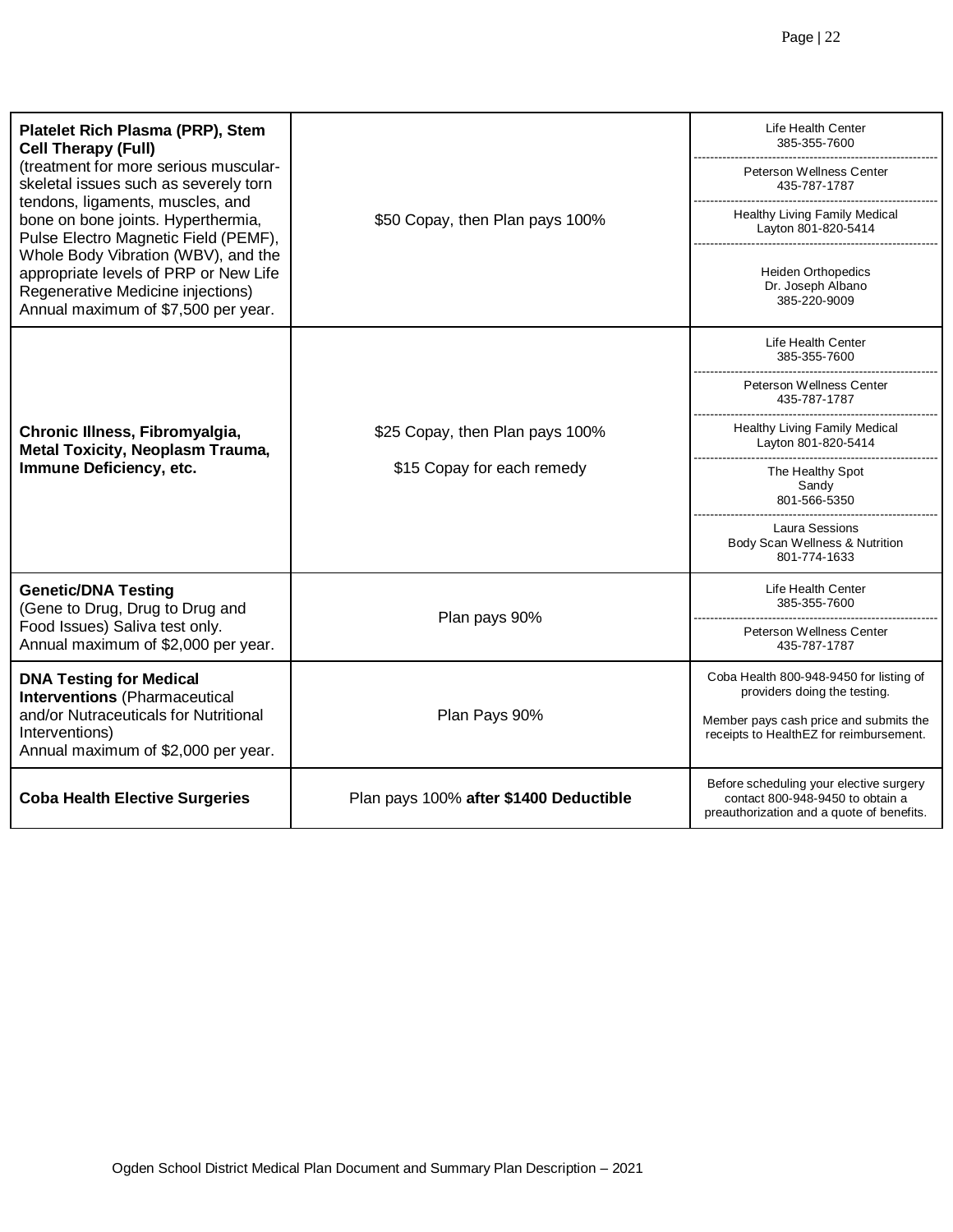| | | |
|---|---|---|
| **Platelet Rich Plasma (PRP), Stem Cell Therapy (Full)** (treatment for more serious muscular-skeletal issues such as severely torn tendons, ligaments, muscles, and bone on bone joints. Hyperthermia, Pulse Electro Magnetic Field (PEMF), Whole Body Vibration (WBV), and the appropriate levels of PRP or New Life Regenerative Medicine injections) Annual maximum of $7,500 per year. | $50 Copay, then Plan pays 100% | Life Health Center 385-355-7600<br>Peterson Wellness Center 435-787-1787<br>Healthy Living Family Medical Layton 801-820-5414<br>Heiden Orthopedics Dr. Joseph Albano 385-220-9009 |
| **Chronic Illness, Fibromyalgia, Metal Toxicity, Neoplasm Trauma, Immune Deficiency, etc.** | $25 Copay, then Plan pays 100%<br><br>$15 Copay for each remedy | Life Health Center 385-355-7600<br>Peterson Wellness Center 435-787-1787<br>Healthy Living Family Medical Layton 801-820-5414<br>The Healthy Spot Sandy 801-566-5350<br>Laura Sessions Body Scan Wellness & Nutrition 801-774-1633 |
| **Genetic/DNA Testing** (Gene to Drug, Drug to Drug and Food Issues) Saliva test only. Annual maximum of $2,000 per year. | Plan pays 90% | Life Health Center 385-355-7600<br>Peterson Wellness Center 435-787-1787 |
| **DNA Testing for Medical Interventions** (Pharmaceutical and/or Nutraceuticals for Nutritional Interventions) Annual maximum of $2,000 per year. | Plan Pays 90% | Coba Health 800-948-9450 for listing of providers doing the testing.<br><br>Member pays cash price and submits the receipts to HealthEZ for reimbursement. |
| **Coba Health Elective Surgeries** | Plan pays 100% **after $1400 Deductible** | Before scheduling your elective surgery contact 800-948-9450 to obtain a preauthorization and a quote of benefits. |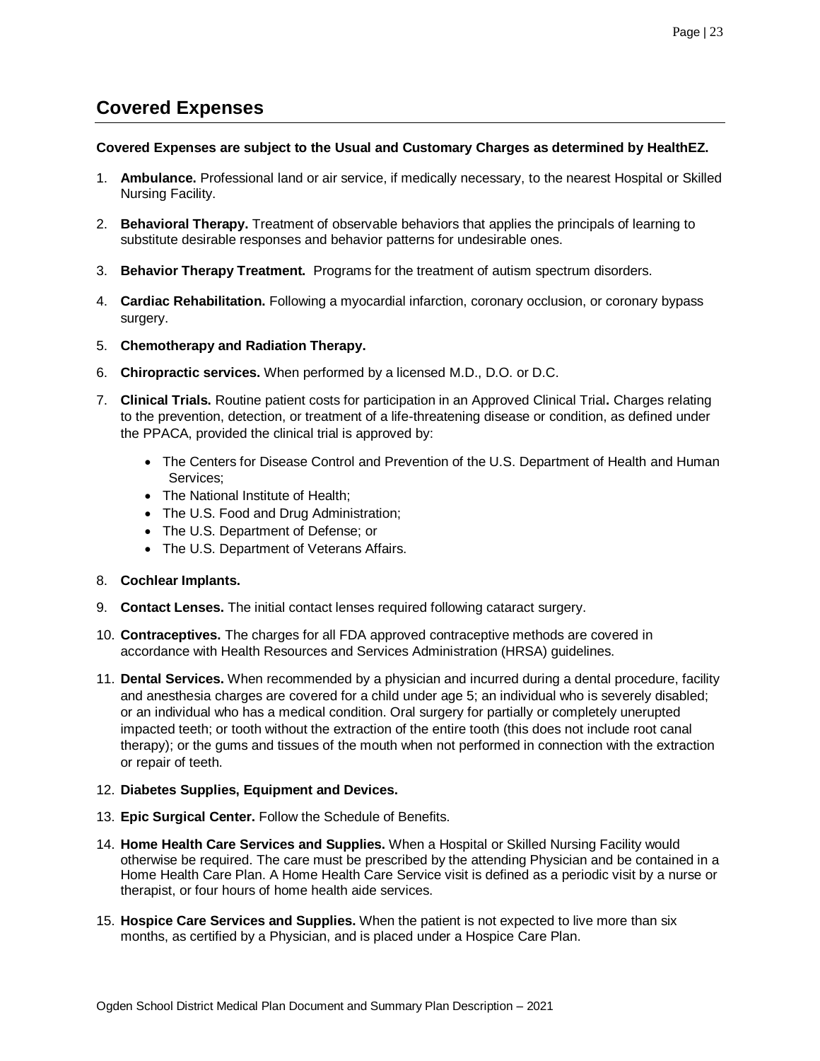## Covered Expenses

**Covered Expenses are subject to the Usual and Customary Charges as determined by HealthEZ.**

1. **Ambulance.** Professional land or air service, if medically necessary, to the nearest Hospital or Skilled Nursing Facility.

2. **Behavioral Therapy.** Treatment of observable behaviors that applies the principals of learning to substitute desirable responses and behavior patterns for undesirable ones.

3. **Behavior Therapy Treatment.** Programs for the treatment of autism spectrum disorders.

4. **Cardiac Rehabilitation.** Following a myocardial infarction, coronary occlusion, or coronary bypass surgery.

5. **Chemotherapy and Radiation Therapy.**

6. **Chiropractic services.** When performed by a licensed M.D., D.O. or D.C.

7. **Clinical Trials.** Routine patient costs for participation in an Approved Clinical Trial**.** Charges relating to the prevention, detection, or treatment of a life-threatening disease or condition, as defined under the PPACA, provided the clinical trial is approved by:

   - The Centers for Disease Control and Prevention of the U.S. Department of Health and Human Services;
   - The National Institute of Health;
   - The U.S. Food and Drug Administration;
   - The U.S. Department of Defense; or
   - The U.S. Department of Veterans Affairs.

8. **Cochlear Implants.**

9. **Contact Lenses.** The initial contact lenses required following cataract surgery.

10. **Contraceptives.** The charges for all FDA approved contraceptive methods are covered in accordance with Health Resources and Services Administration (HRSA) guidelines.

11. **Dental Services.** When recommended by a physician and incurred during a dental procedure, facility and anesthesia charges are covered for a child under age 5; an individual who is severely disabled; or an individual who has a medical condition. Oral surgery for partially or completely unerupted impacted teeth; or tooth without the extraction of the entire tooth (this does not include root canal therapy); or the gums and tissues of the mouth when not performed in connection with the extraction or repair of teeth.

12. **Diabetes Supplies, Equipment and Devices.**

13. **Epic Surgical Center.** Follow the Schedule of Benefits.

14. **Home Health Care Services and Supplies.** When a Hospital or Skilled Nursing Facility would otherwise be required. The care must be prescribed by the attending Physician and be contained in a Home Health Care Plan. A Home Health Care Service visit is defined as a periodic visit by a nurse or therapist, or four hours of home health aide services.

15. **Hospice Care Services and Supplies.** When the patient is not expected to live more than six months, as certified by a Physician, and is placed under a Hospice Care Plan.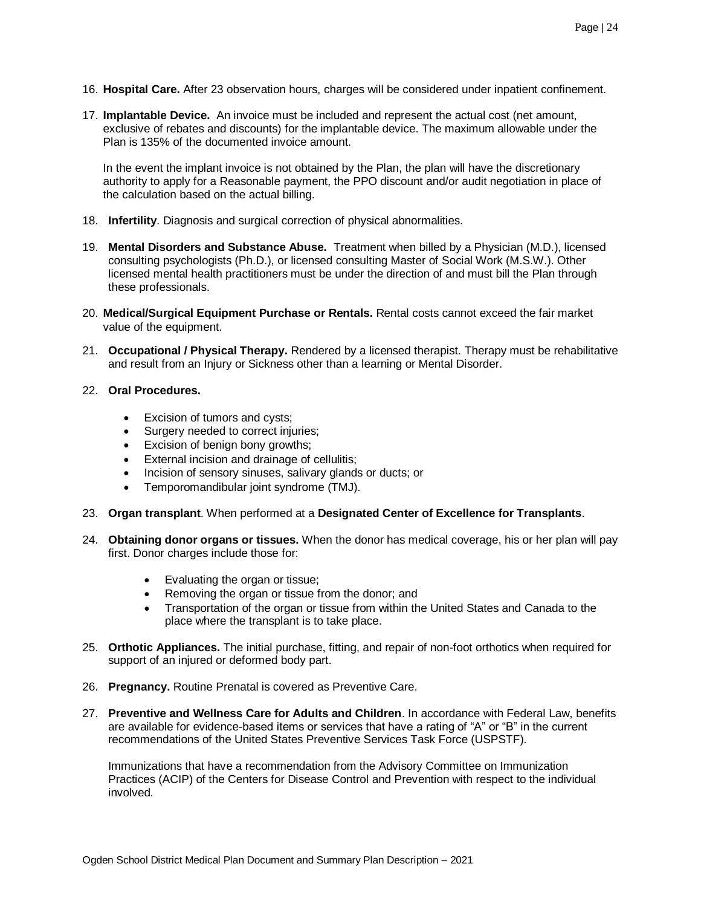16. **Hospital Care.** After 23 observation hours, charges will be considered under inpatient confinement.

17. **Implantable Device.** An invoice must be included and represent the actual cost (net amount, exclusive of rebates and discounts) for the implantable device. The maximum allowable under the Plan is 135% of the documented invoice amount.

    In the event the implant invoice is not obtained by the Plan, the plan will have the discretionary authority to apply for a Reasonable payment, the PPO discount and/or audit negotiation in place of the calculation based on the actual billing.

18. **Infertility**. Diagnosis and surgical correction of physical abnormalities.

19. **Mental Disorders and Substance Abuse.** Treatment when billed by a Physician (M.D.), licensed consulting psychologists (Ph.D.), or licensed consulting Master of Social Work (M.S.W.). Other licensed mental health practitioners must be under the direction of and must bill the Plan through these professionals.

20. **Medical/Surgical Equipment Purchase or Rentals.** Rental costs cannot exceed the fair market value of the equipment.

21. **Occupational / Physical Therapy.** Rendered by a licensed therapist. Therapy must be rehabilitative and result from an Injury or Sickness other than a learning or Mental Disorder.

22. **Oral Procedures.**

    - Excision of tumors and cysts;
    - Surgery needed to correct injuries;
    - Excision of benign bony growths;
    - External incision and drainage of cellulitis;
    - Incision of sensory sinuses, salivary glands or ducts; or
    - Temporomandibular joint syndrome (TMJ).

23. **Organ transplant**. When performed at a **Designated Center of Excellence for Transplants**.

24. **Obtaining donor organs or tissues.** When the donor has medical coverage, his or her plan will pay first. Donor charges include those for:

    - Evaluating the organ or tissue;
    - Removing the organ or tissue from the donor; and
    - Transportation of the organ or tissue from within the United States and Canada to the place where the transplant is to take place.

25. **Orthotic Appliances.** The initial purchase, fitting, and repair of non-foot orthotics when required for support of an injured or deformed body part.

26. **Pregnancy.** Routine Prenatal is covered as Preventive Care.

27. **Preventive and Wellness Care for Adults and Children**. In accordance with Federal Law, benefits are available for evidence-based items or services that have a rating of "A" or "B" in the current recommendations of the United States Preventive Services Task Force (USPSTF).

    Immunizations that have a recommendation from the Advisory Committee on Immunization Practices (ACIP) of the Centers for Disease Control and Prevention with respect to the individual involved.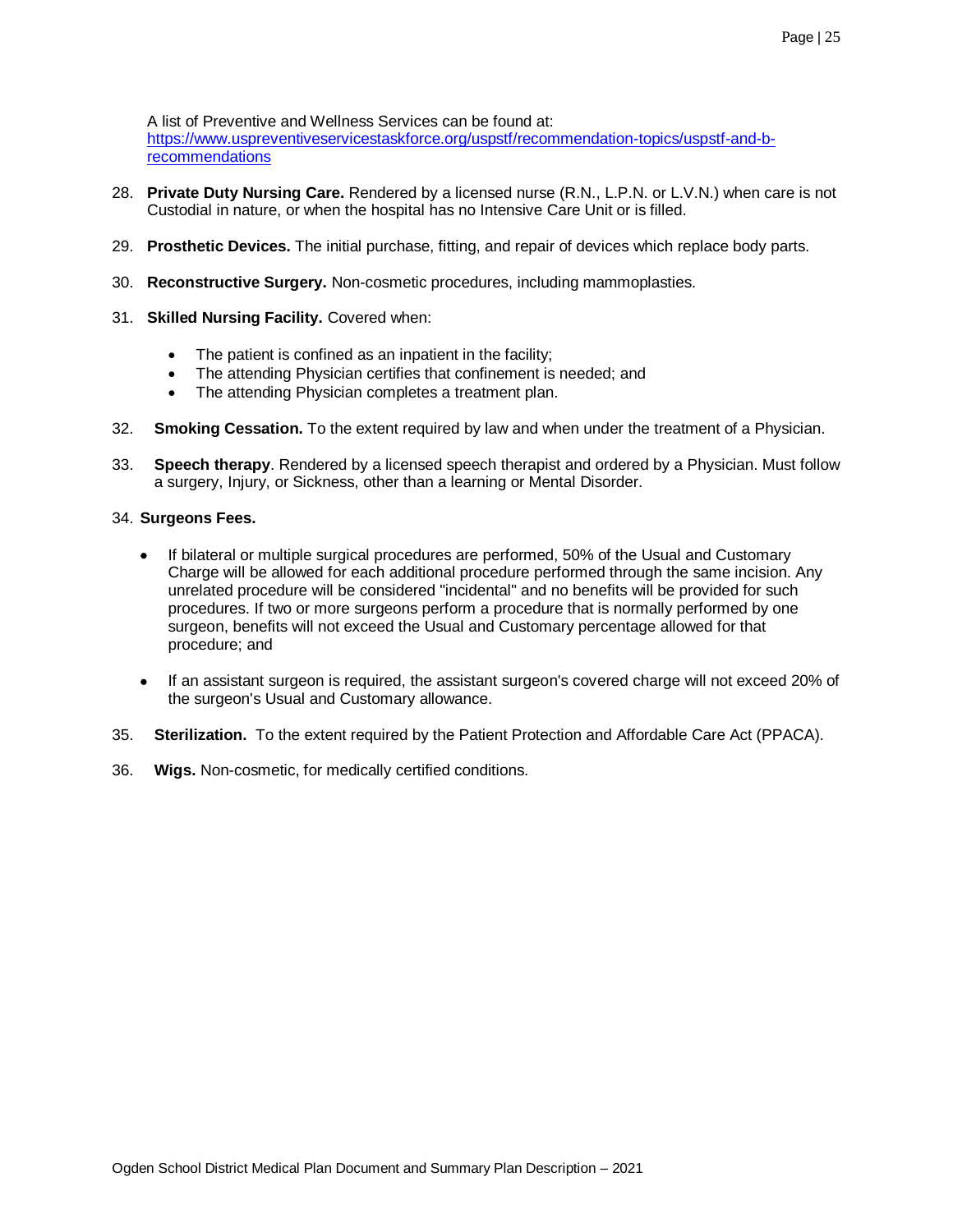A list of Preventive and Wellness Services can be found at: [https://www.uspreventiveservicestaskforce.org/uspstf/recommendation-topics/uspstf-and-b-recommendations](https://www.uspreventiveservicestaskforce.org/uspstf/recommendation-topics/uspstf-and-b-recommendations)

28. **Private Duty Nursing Care.** Rendered by a licensed nurse (R.N., L.P.N. or L.V.N.) when care is not Custodial in nature, or when the hospital has no Intensive Care Unit or is filled.

29. **Prosthetic Devices.** The initial purchase, fitting, and repair of devices which replace body parts.

30. **Reconstructive Surgery.** Non-cosmetic procedures, including mammoplasties.

31. **Skilled Nursing Facility.** Covered when:

    - The patient is confined as an inpatient in the facility;
    - The attending Physician certifies that confinement is needed; and
    - The attending Physician completes a treatment plan.

32. **Smoking Cessation.** To the extent required by law and when under the treatment of a Physician.

33. **Speech therapy**. Rendered by a licensed speech therapist and ordered by a Physician. Must follow a surgery, Injury, or Sickness, other than a learning or Mental Disorder.

34. **Surgeons Fees.**

    - If bilateral or multiple surgical procedures are performed, 50% of the Usual and Customary Charge will be allowed for each additional procedure performed through the same incision. Any unrelated procedure will be considered "incidental" and no benefits will be provided for such procedures. If two or more surgeons perform a procedure that is normally performed by one surgeon, benefits will not exceed the Usual and Customary percentage allowed for that procedure; and

    - If an assistant surgeon is required, the assistant surgeon's covered charge will not exceed 20% of the surgeon's Usual and Customary allowance.

35. **Sterilization.** To the extent required by the Patient Protection and Affordable Care Act (PPACA).

36. **Wigs.** Non-cosmetic, for medically certified conditions.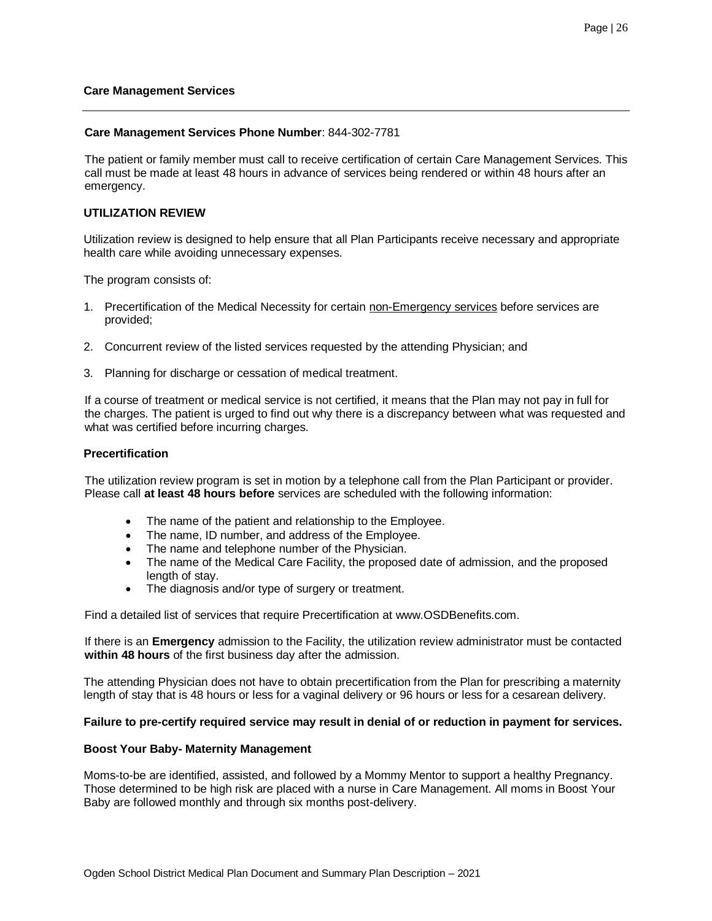## Care Management Services

**Care Management Services Phone Number**: 844-302-7781

The patient or family member must call to receive certification of certain Care Management Services. This call must be made at least 48 hours in advance of services being rendered or within 48 hours after an emergency.

### UTILIZATION REVIEW

Utilization review is designed to help ensure that all Plan Participants receive necessary and appropriate health care while avoiding unnecessary expenses.

The program consists of:

1. Precertification of the Medical Necessity for certain non-Emergency services before services are provided;
2. Concurrent review of the listed services requested by the attending Physician; and
3. Planning for discharge or cessation of medical treatment.

If a course of treatment or medical service is not certified, it means that the Plan may not pay in full for the charges. The patient is urged to find out why there is a discrepancy between what was requested and what was certified before incurring charges.

### Precertification

The utilization review program is set in motion by a telephone call from the Plan Participant or provider. Please call **at least 48 hours before** services are scheduled with the following information:

- The name of the patient and relationship to the Employee.
- The name, ID number, and address of the Employee.
- The name and telephone number of the Physician.
- The name of the Medical Care Facility, the proposed date of admission, and the proposed length of stay.
- The diagnosis and/or type of surgery or treatment.

Find a detailed list of services that require Precertification at www.OSDBenefits.com.

If there is an **Emergency** admission to the Facility, the utilization review administrator must be contacted **within 48 hours** of the first business day after the admission.

The attending Physician does not have to obtain precertification from the Plan for prescribing a maternity length of stay that is 48 hours or less for a vaginal delivery or 96 hours or less for a cesarean delivery.

**Failure to pre-certify required service may result in denial of or reduction in payment for services.**

### Boost Your Baby- Maternity Management

Moms-to-be are identified, assisted, and followed by a Mommy Mentor to support a healthy Pregnancy. Those determined to be high risk are placed with a nurse in Care Management. All moms in Boost Your Baby are followed monthly and through six months post-delivery.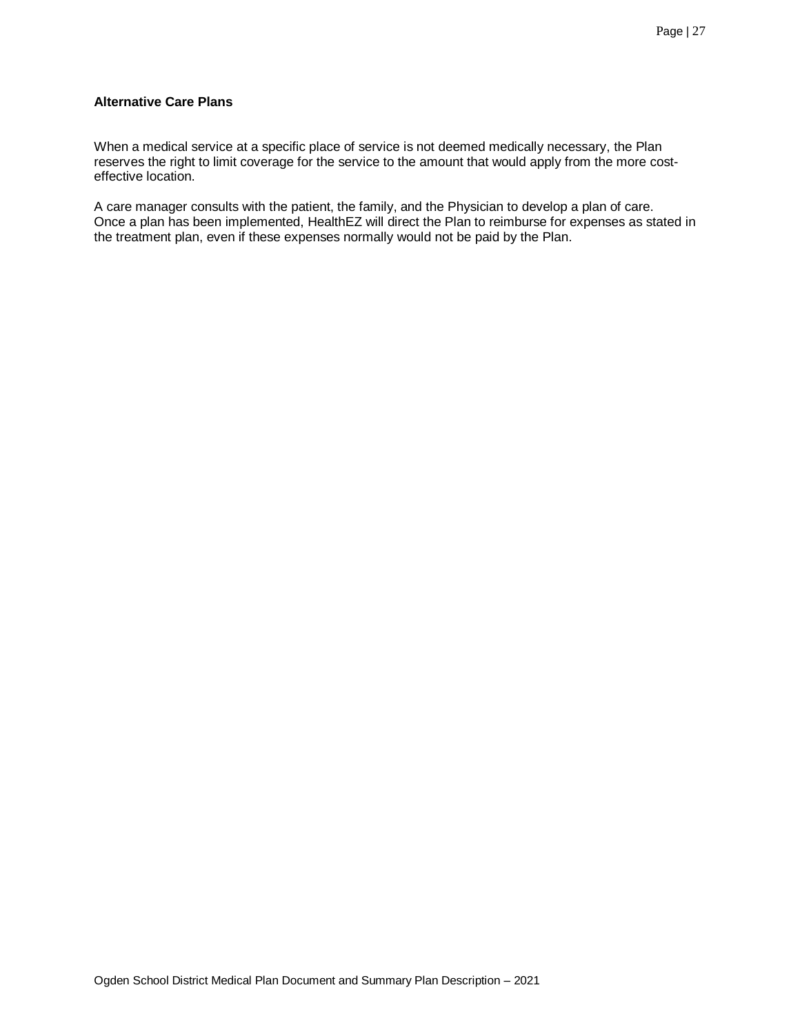### Alternative Care Plans

When a medical service at a specific place of service is not deemed medically necessary, the Plan reserves the right to limit coverage for the service to the amount that would apply from the more cost-effective location.

A care manager consults with the patient, the family, and the Physician to develop a plan of care. Once a plan has been implemented, HealthEZ will direct the Plan to reimburse for expenses as stated in the treatment plan, even if these expenses normally would not be paid by the Plan.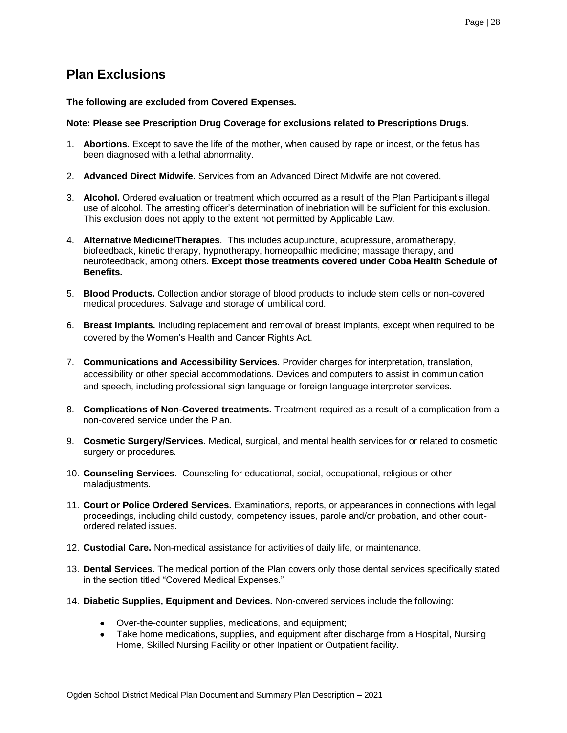## Plan Exclusions

**The following are excluded from Covered Expenses.**

**Note: Please see Prescription Drug Coverage for exclusions related to Prescriptions Drugs.**

1. **Abortions.** Except to save the life of the mother, when caused by rape or incest, or the fetus has been diagnosed with a lethal abnormality.
2. **Advanced Direct Midwife**. Services from an Advanced Direct Midwife are not covered.
3. **Alcohol.** Ordered evaluation or treatment which occurred as a result of the Plan Participant's illegal use of alcohol. The arresting officer's determination of inebriation will be sufficient for this exclusion. This exclusion does not apply to the extent not permitted by Applicable Law.
4. **Alternative Medicine/Therapies**. This includes acupuncture, acupressure, aromatherapy, biofeedback, kinetic therapy, hypnotherapy, homeopathic medicine; massage therapy, and neurofeedback, among others. **Except those treatments covered under Coba Health Schedule of Benefits.**
5. **Blood Products.** Collection and/or storage of blood products to include stem cells or non-covered medical procedures. Salvage and storage of umbilical cord.
6. **Breast Implants.** Including replacement and removal of breast implants, except when required to be covered by the Women's Health and Cancer Rights Act.
7. **Communications and Accessibility Services.** Provider charges for interpretation, translation, accessibility or other special accommodations. Devices and computers to assist in communication and speech, including professional sign language or foreign language interpreter services.
8. **Complications of Non-Covered treatments.** Treatment required as a result of a complication from a non-covered service under the Plan.
9. **Cosmetic Surgery/Services.** Medical, surgical, and mental health services for or related to cosmetic surgery or procedures.
10. **Counseling Services.** Counseling for educational, social, occupational, religious or other maladjustments.
11. **Court or Police Ordered Services.** Examinations, reports, or appearances in connections with legal proceedings, including child custody, competency issues, parole and/or probation, and other court-ordered related issues.
12. **Custodial Care.** Non-medical assistance for activities of daily life, or maintenance.
13. **Dental Services**. The medical portion of the Plan covers only those dental services specifically stated in the section titled "Covered Medical Expenses."
14. **Diabetic Supplies, Equipment and Devices.** Non-covered services include the following:
    - Over-the-counter supplies, medications, and equipment;
    - Take home medications, supplies, and equipment after discharge from a Hospital, Nursing Home, Skilled Nursing Facility or other Inpatient or Outpatient facility.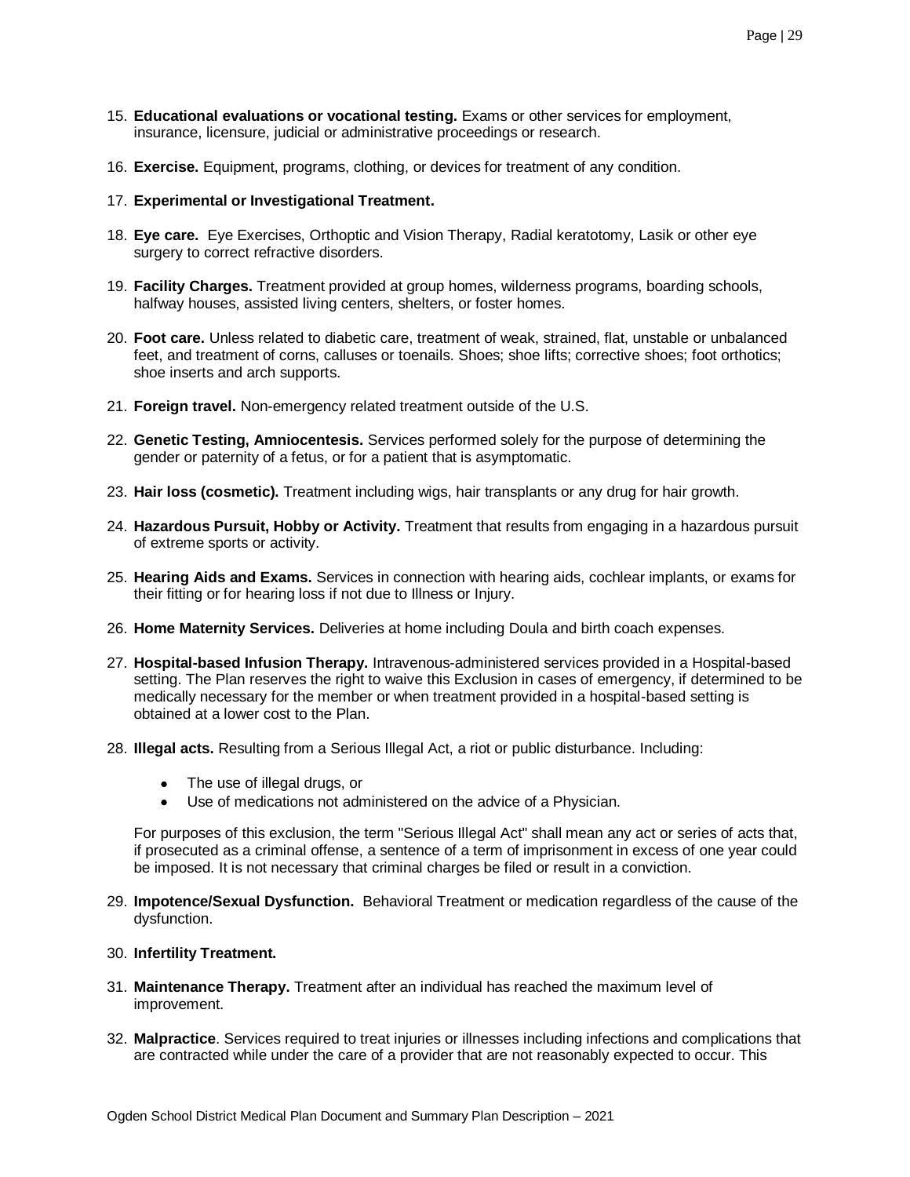15. **Educational evaluations or vocational testing.** Exams or other services for employment, insurance, licensure, judicial or administrative proceedings or research.

16. **Exercise.** Equipment, programs, clothing, or devices for treatment of any condition.

17. **Experimental or Investigational Treatment.**

18. **Eye care.** Eye Exercises, Orthoptic and Vision Therapy, Radial keratotomy, Lasik or other eye surgery to correct refractive disorders.

19. **Facility Charges.** Treatment provided at group homes, wilderness programs, boarding schools, halfway houses, assisted living centers, shelters, or foster homes.

20. **Foot care.** Unless related to diabetic care, treatment of weak, strained, flat, unstable or unbalanced feet, and treatment of corns, calluses or toenails. Shoes; shoe lifts; corrective shoes; foot orthotics; shoe inserts and arch supports.

21. **Foreign travel.** Non-emergency related treatment outside of the U.S.

22. **Genetic Testing, Amniocentesis.** Services performed solely for the purpose of determining the gender or paternity of a fetus, or for a patient that is asymptomatic.

23. **Hair loss (cosmetic).** Treatment including wigs, hair transplants or any drug for hair growth.

24. **Hazardous Pursuit, Hobby or Activity.** Treatment that results from engaging in a hazardous pursuit of extreme sports or activity.

25. **Hearing Aids and Exams.** Services in connection with hearing aids, cochlear implants, or exams for their fitting or for hearing loss if not due to Illness or Injury.

26. **Home Maternity Services.** Deliveries at home including Doula and birth coach expenses.

27. **Hospital-based Infusion Therapy.** Intravenous-administered services provided in a Hospital-based setting. The Plan reserves the right to waive this Exclusion in cases of emergency, if determined to be medically necessary for the member or when treatment provided in a hospital-based setting is obtained at a lower cost to the Plan.

28. **Illegal acts.** Resulting from a Serious Illegal Act, a riot or public disturbance. Including:

    - The use of illegal drugs, or
    - Use of medications not administered on the advice of a Physician.

    For purposes of this exclusion, the term "Serious Illegal Act" shall mean any act or series of acts that, if prosecuted as a criminal offense, a sentence of a term of imprisonment in excess of one year could be imposed. It is not necessary that criminal charges be filed or result in a conviction.

29. **Impotence/Sexual Dysfunction.** Behavioral Treatment or medication regardless of the cause of the dysfunction.

30. **Infertility Treatment.**

31. **Maintenance Therapy.** Treatment after an individual has reached the maximum level of improvement.

32. **Malpractice**. Services required to treat injuries or illnesses including infections and complications that are contracted while under the care of a provider that are not reasonably expected to occur. This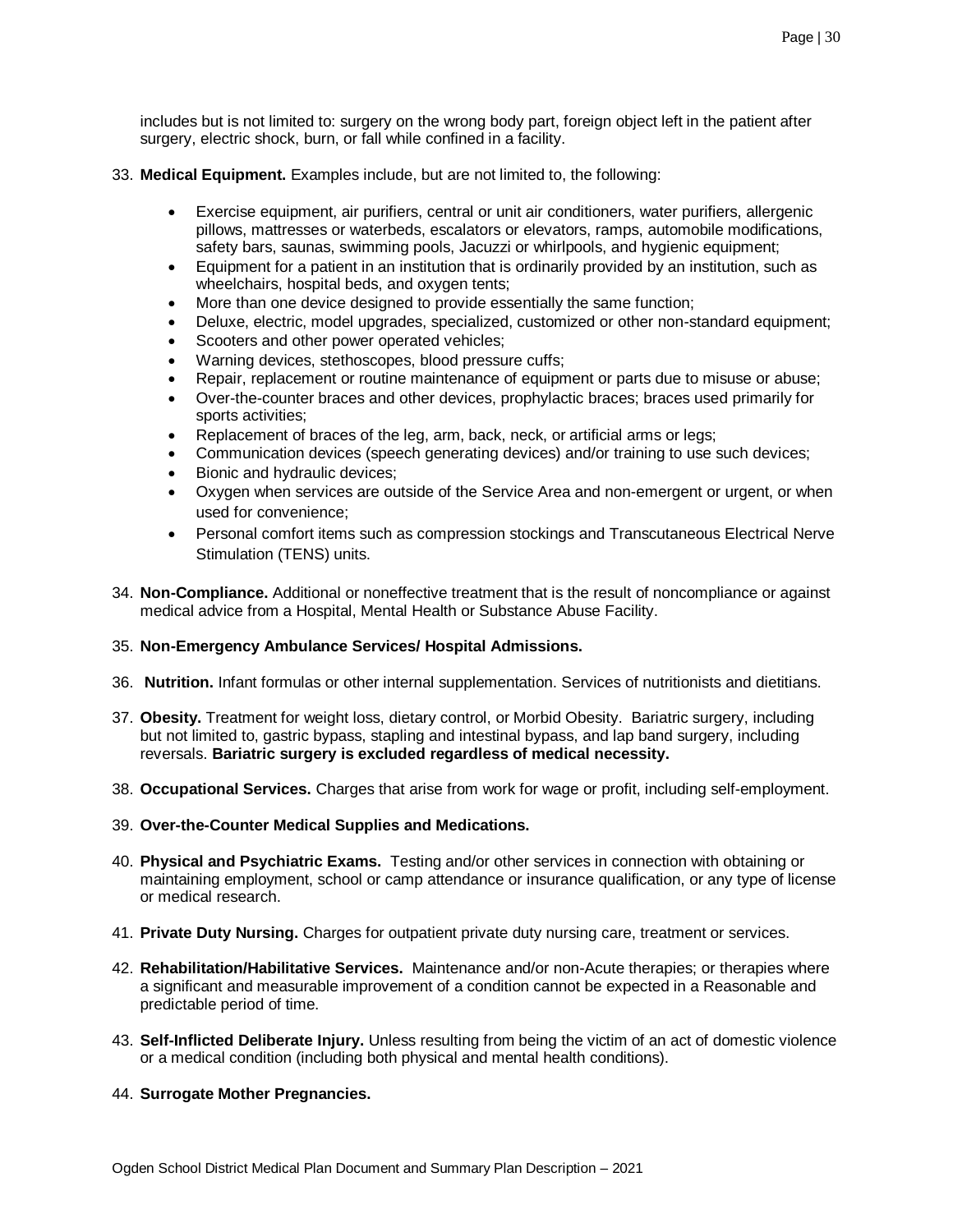includes but is not limited to: surgery on the wrong body part, foreign object left in the patient after surgery, electric shock, burn, or fall while confined in a facility.

33. **Medical Equipment.** Examples include, but are not limited to, the following:

    - Exercise equipment, air purifiers, central or unit air conditioners, water purifiers, allergenic pillows, mattresses or waterbeds, escalators or elevators, ramps, automobile modifications, safety bars, saunas, swimming pools, Jacuzzi or whirlpools, and hygienic equipment;
    - Equipment for a patient in an institution that is ordinarily provided by an institution, such as wheelchairs, hospital beds, and oxygen tents;
    - More than one device designed to provide essentially the same function;
    - Deluxe, electric, model upgrades, specialized, customized or other non-standard equipment;
    - Scooters and other power operated vehicles;
    - Warning devices, stethoscopes, blood pressure cuffs;
    - Repair, replacement or routine maintenance of equipment or parts due to misuse or abuse;
    - Over-the-counter braces and other devices, prophylactic braces; braces used primarily for sports activities;
    - Replacement of braces of the leg, arm, back, neck, or artificial arms or legs;
    - Communication devices (speech generating devices) and/or training to use such devices;
    - Bionic and hydraulic devices;
    - Oxygen when services are outside of the Service Area and non-emergent or urgent, or when used for convenience;
    - Personal comfort items such as compression stockings and Transcutaneous Electrical Nerve Stimulation (TENS) units.

34. **Non-Compliance.** Additional or noneffective treatment that is the result of noncompliance or against medical advice from a Hospital, Mental Health or Substance Abuse Facility.

35. **Non-Emergency Ambulance Services/ Hospital Admissions.**

36. **Nutrition.** Infant formulas or other internal supplementation. Services of nutritionists and dietitians.

37. **Obesity.** Treatment for weight loss, dietary control, or Morbid Obesity. Bariatric surgery, including but not limited to, gastric bypass, stapling and intestinal bypass, and lap band surgery, including reversals. **Bariatric surgery is excluded regardless of medical necessity.**

38. **Occupational Services.** Charges that arise from work for wage or profit, including self-employment.

39. **Over-the-Counter Medical Supplies and Medications.**

40. **Physical and Psychiatric Exams.** Testing and/or other services in connection with obtaining or maintaining employment, school or camp attendance or insurance qualification, or any type of license or medical research.

41. **Private Duty Nursing.** Charges for outpatient private duty nursing care, treatment or services.

42. **Rehabilitation/Habilitative Services.** Maintenance and/or non-Acute therapies; or therapies where a significant and measurable improvement of a condition cannot be expected in a Reasonable and predictable period of time.

43. **Self-Inflicted Deliberate Injury.** Unless resulting from being the victim of an act of domestic violence or a medical condition (including both physical and mental health conditions).

44. **Surrogate Mother Pregnancies.**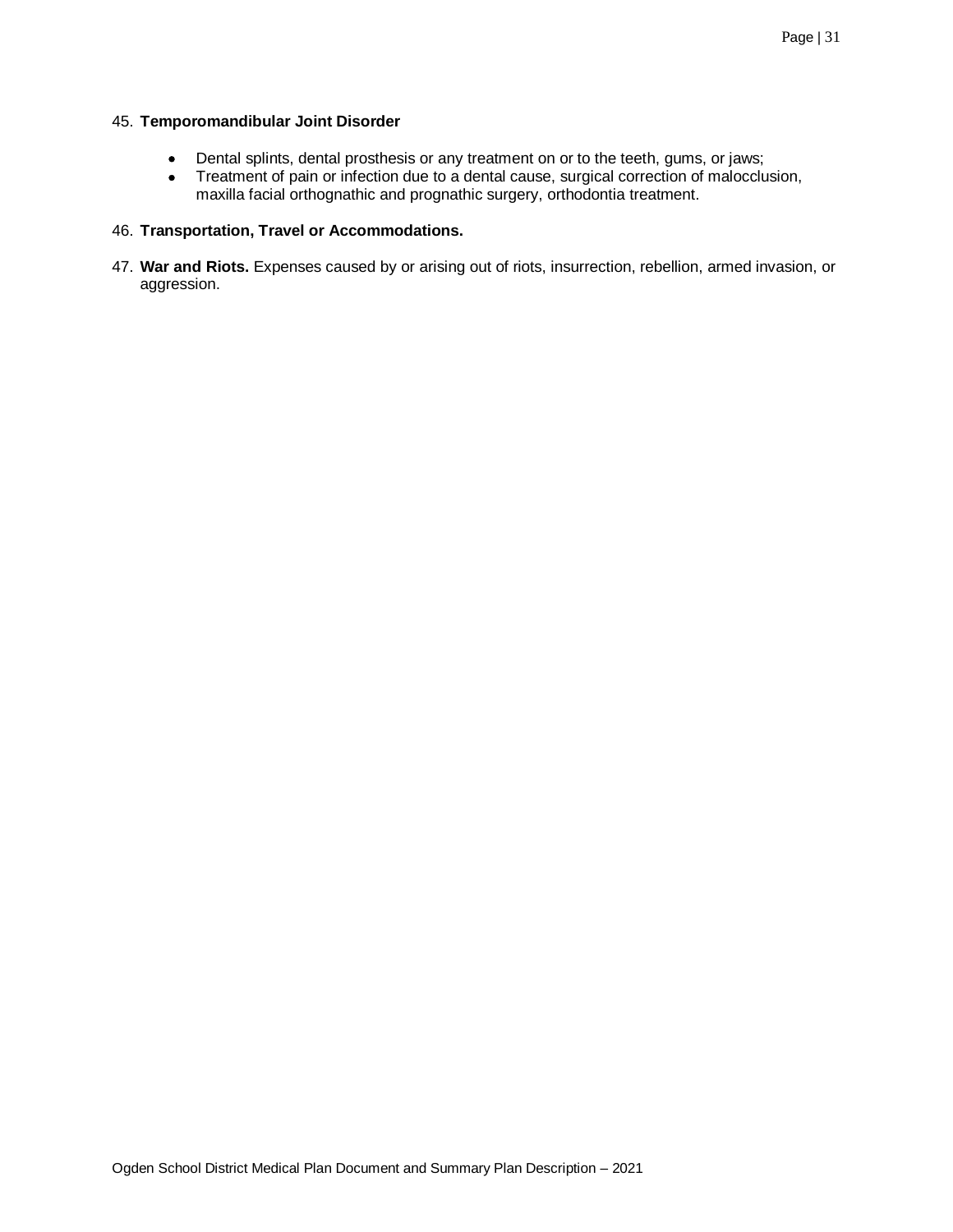45. **Temporomandibular Joint Disorder**

    - Dental splints, dental prosthesis or any treatment on or to the teeth, gums, or jaws;
    - Treatment of pain or infection due to a dental cause, surgical correction of malocclusion, maxilla facial orthognathic and prognathic surgery, orthodontia treatment.

46. **Transportation, Travel or Accommodations.**

47. **War and Riots.** Expenses caused by or arising out of riots, insurrection, rebellion, armed invasion, or aggression.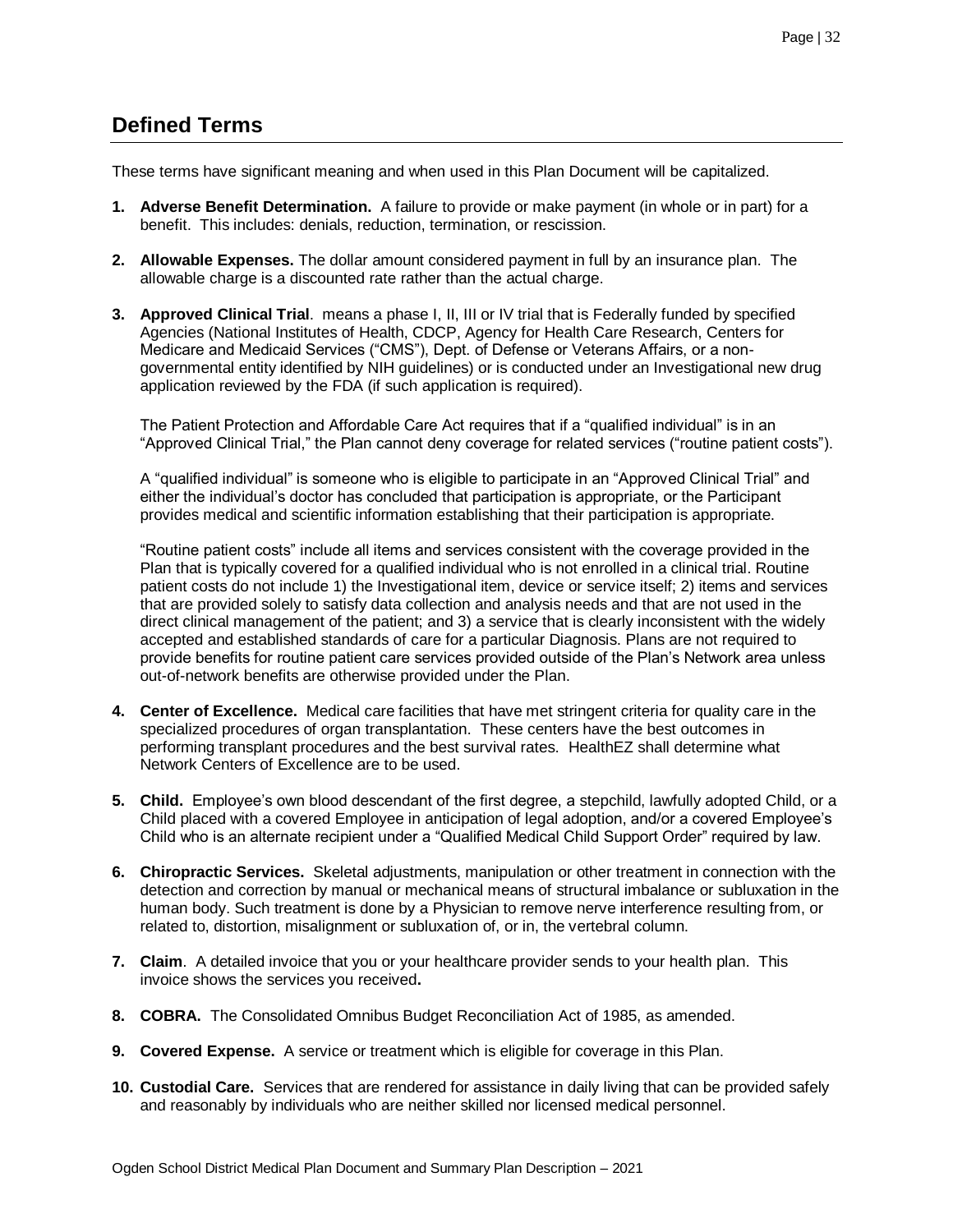## Defined Terms

These terms have significant meaning and when used in this Plan Document will be capitalized.

1. **Adverse Benefit Determination.** A failure to provide or make payment (in whole or in part) for a benefit. This includes: denials, reduction, termination, or rescission.

2. **Allowable Expenses.** The dollar amount considered payment in full by an insurance plan. The allowable charge is a discounted rate rather than the actual charge.

3. **Approved Clinical Trial**. means a phase I, II, III or IV trial that is Federally funded by specified Agencies (National Institutes of Health, CDCP, Agency for Health Care Research, Centers for Medicare and Medicaid Services ("CMS"), Dept. of Defense or Veterans Affairs, or a non-governmental entity identified by NIH guidelines) or is conducted under an Investigational new drug application reviewed by the FDA (if such application is required).

   The Patient Protection and Affordable Care Act requires that if a "qualified individual" is in an "Approved Clinical Trial," the Plan cannot deny coverage for related services ("routine patient costs").

   A "qualified individual" is someone who is eligible to participate in an "Approved Clinical Trial" and either the individual's doctor has concluded that participation is appropriate, or the Participant provides medical and scientific information establishing that their participation is appropriate.

   "Routine patient costs" include all items and services consistent with the coverage provided in the Plan that is typically covered for a qualified individual who is not enrolled in a clinical trial. Routine patient costs do not include 1) the Investigational item, device or service itself; 2) items and services that are provided solely to satisfy data collection and analysis needs and that are not used in the direct clinical management of the patient; and 3) a service that is clearly inconsistent with the widely accepted and established standards of care for a particular Diagnosis. Plans are not required to provide benefits for routine patient care services provided outside of the Plan's Network area unless out-of-network benefits are otherwise provided under the Plan.

4. **Center of Excellence.** Medical care facilities that have met stringent criteria for quality care in the specialized procedures of organ transplantation. These centers have the best outcomes in performing transplant procedures and the best survival rates. HealthEZ shall determine what Network Centers of Excellence are to be used.

5. **Child.** Employee's own blood descendant of the first degree, a stepchild, lawfully adopted Child, or a Child placed with a covered Employee in anticipation of legal adoption, and/or a covered Employee's Child who is an alternate recipient under a "Qualified Medical Child Support Order" required by law.

6. **Chiropractic Services.** Skeletal adjustments, manipulation or other treatment in connection with the detection and correction by manual or mechanical means of structural imbalance or subluxation in the human body. Such treatment is done by a Physician to remove nerve interference resulting from, or related to, distortion, misalignment or subluxation of, or in, the vertebral column.

7. **Claim**. A detailed invoice that you or your healthcare provider sends to your health plan. This invoice shows the services you received**.**

8. **COBRA.** The Consolidated Omnibus Budget Reconciliation Act of 1985, as amended.

9. **Covered Expense.** A service or treatment which is eligible for coverage in this Plan.

10. **Custodial Care.** Services that are rendered for assistance in daily living that can be provided safely and reasonably by individuals who are neither skilled nor licensed medical personnel.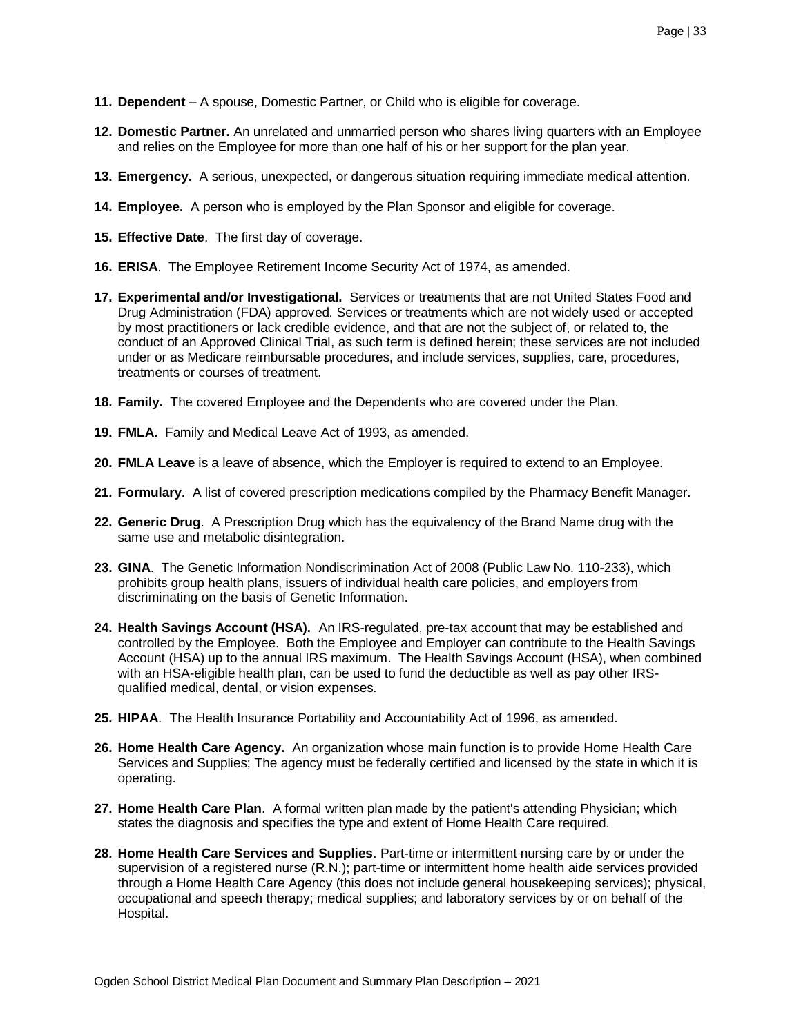11. **Dependent** – A spouse, Domestic Partner, or Child who is eligible for coverage.

12. **Domestic Partner.** An unrelated and unmarried person who shares living quarters with an Employee and relies on the Employee for more than one half of his or her support for the plan year.

13. **Emergency.** A serious, unexpected, or dangerous situation requiring immediate medical attention.

14. **Employee.** A person who is employed by the Plan Sponsor and eligible for coverage.

15. **Effective Date**. The first day of coverage.

16. **ERISA**. The Employee Retirement Income Security Act of 1974, as amended.

17. **Experimental and/or Investigational.** Services or treatments that are not United States Food and Drug Administration (FDA) approved. Services or treatments which are not widely used or accepted by most practitioners or lack credible evidence, and that are not the subject of, or related to, the conduct of an Approved Clinical Trial, as such term is defined herein; these services are not included under or as Medicare reimbursable procedures, and include services, supplies, care, procedures, treatments or courses of treatment.

18. **Family.** The covered Employee and the Dependents who are covered under the Plan.

19. **FMLA.** Family and Medical Leave Act of 1993, as amended.

20. **FMLA Leave** is a leave of absence, which the Employer is required to extend to an Employee.

21. **Formulary.** A list of covered prescription medications compiled by the Pharmacy Benefit Manager.

22. **Generic Drug**. A Prescription Drug which has the equivalency of the Brand Name drug with the same use and metabolic disintegration.

23. **GINA**. The Genetic Information Nondiscrimination Act of 2008 (Public Law No. 110-233), which prohibits group health plans, issuers of individual health care policies, and employers from discriminating on the basis of Genetic Information.

24. **Health Savings Account (HSA).** An IRS-regulated, pre-tax account that may be established and controlled by the Employee. Both the Employee and Employer can contribute to the Health Savings Account (HSA) up to the annual IRS maximum. The Health Savings Account (HSA), when combined with an HSA-eligible health plan, can be used to fund the deductible as well as pay other IRS-qualified medical, dental, or vision expenses.

25. **HIPAA**. The Health Insurance Portability and Accountability Act of 1996, as amended.

26. **Home Health Care Agency.** An organization whose main function is to provide Home Health Care Services and Supplies; The agency must be federally certified and licensed by the state in which it is operating.

27. **Home Health Care Plan**. A formal written plan made by the patient's attending Physician; which states the diagnosis and specifies the type and extent of Home Health Care required.

28. **Home Health Care Services and Supplies.** Part-time or intermittent nursing care by or under the supervision of a registered nurse (R.N.); part-time or intermittent home health aide services provided through a Home Health Care Agency (this does not include general housekeeping services); physical, occupational and speech therapy; medical supplies; and laboratory services by or on behalf of the Hospital.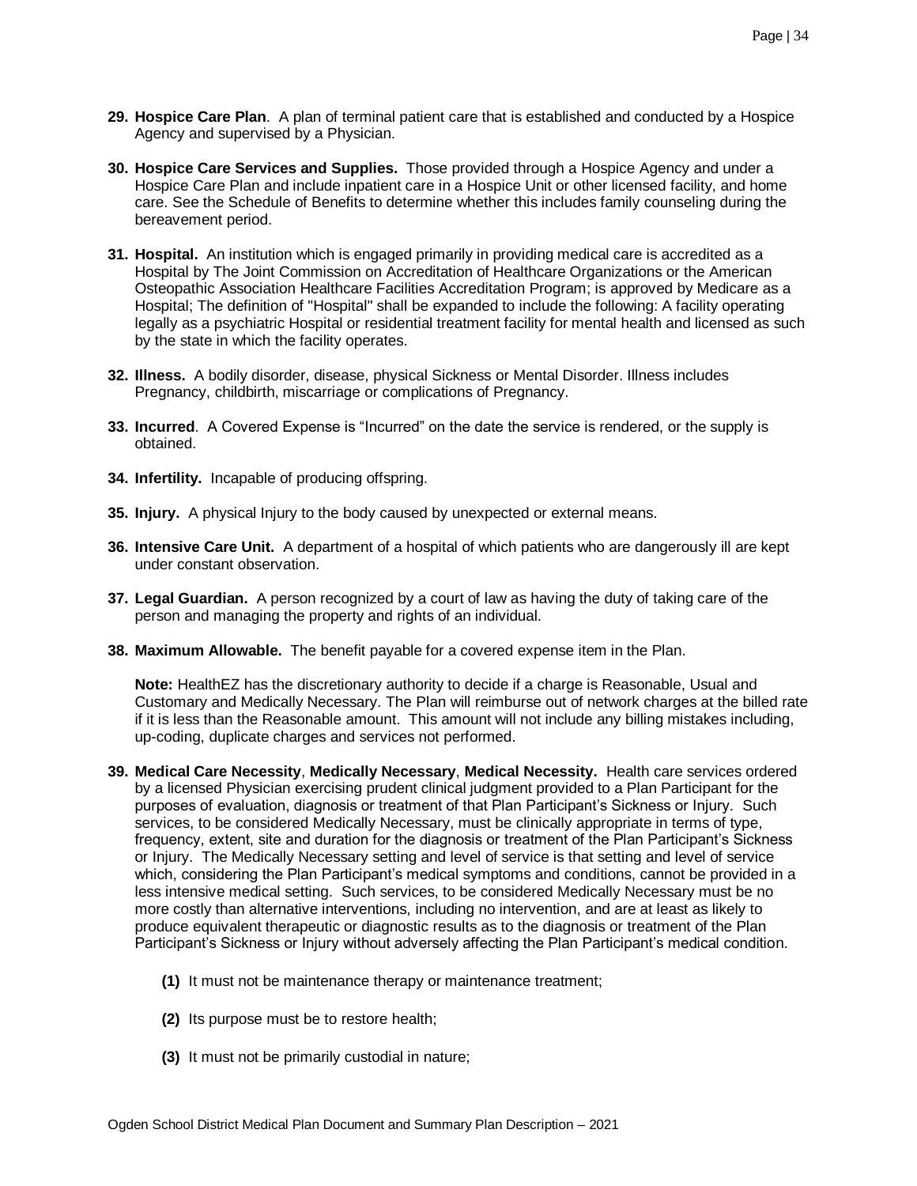**29. Hospice Care Plan**. A plan of terminal patient care that is established and conducted by a Hospice Agency and supervised by a Physician.

**30. Hospice Care Services and Supplies.** Those provided through a Hospice Agency and under a Hospice Care Plan and include inpatient care in a Hospice Unit or other licensed facility, and home care. See the Schedule of Benefits to determine whether this includes family counseling during the bereavement period.

**31. Hospital.** An institution which is engaged primarily in providing medical care is accredited as a Hospital by The Joint Commission on Accreditation of Healthcare Organizations or the American Osteopathic Association Healthcare Facilities Accreditation Program; is approved by Medicare as a Hospital; The definition of "Hospital" shall be expanded to include the following: A facility operating legally as a psychiatric Hospital or residential treatment facility for mental health and licensed as such by the state in which the facility operates.

**32. Illness.** A bodily disorder, disease, physical Sickness or Mental Disorder. Illness includes Pregnancy, childbirth, miscarriage or complications of Pregnancy.

**33. Incurred**. A Covered Expense is "Incurred" on the date the service is rendered, or the supply is obtained.

**34. Infertility.** Incapable of producing offspring.

**35. Injury.** A physical Injury to the body caused by unexpected or external means.

**36. Intensive Care Unit.** A department of a hospital of which patients who are dangerously ill are kept under constant observation.

**37. Legal Guardian.** A person recognized by a court of law as having the duty of taking care of the person and managing the property and rights of an individual.

**38. Maximum Allowable.** The benefit payable for a covered expense item in the Plan.

**Note:** HealthEZ has the discretionary authority to decide if a charge is Reasonable, Usual and Customary and Medically Necessary. The Plan will reimburse out of network charges at the billed rate if it is less than the Reasonable amount. This amount will not include any billing mistakes including, up-coding, duplicate charges and services not performed.

**39. Medical Care Necessity**, **Medically Necessary**, **Medical Necessity.** Health care services ordered by a licensed Physician exercising prudent clinical judgment provided to a Plan Participant for the purposes of evaluation, diagnosis or treatment of that Plan Participant's Sickness or Injury. Such services, to be considered Medically Necessary, must be clinically appropriate in terms of type, frequency, extent, site and duration for the diagnosis or treatment of the Plan Participant's Sickness or Injury. The Medically Necessary setting and level of service is that setting and level of service which, considering the Plan Participant's medical symptoms and conditions, cannot be provided in a less intensive medical setting. Such services, to be considered Medically Necessary must be no more costly than alternative interventions, including no intervention, and are at least as likely to produce equivalent therapeutic or diagnostic results as to the diagnosis or treatment of the Plan Participant's Sickness or Injury without adversely affecting the Plan Participant's medical condition.

**(1)** It must not be maintenance therapy or maintenance treatment;

**(2)** Its purpose must be to restore health;

**(3)** It must not be primarily custodial in nature;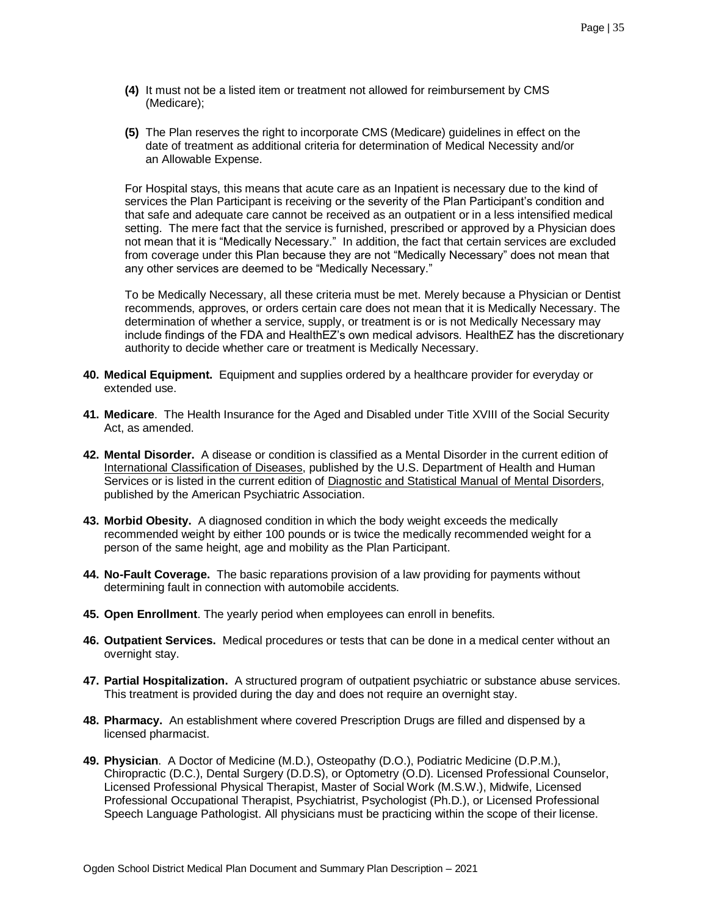**(4)** It must not be a listed item or treatment not allowed for reimbursement by CMS (Medicare);

**(5)** The Plan reserves the right to incorporate CMS (Medicare) guidelines in effect on the date of treatment as additional criteria for determination of Medical Necessity and/or an Allowable Expense.

For Hospital stays, this means that acute care as an Inpatient is necessary due to the kind of services the Plan Participant is receiving or the severity of the Plan Participant's condition and that safe and adequate care cannot be received as an outpatient or in a less intensified medical setting. The mere fact that the service is furnished, prescribed or approved by a Physician does not mean that it is "Medically Necessary." In addition, the fact that certain services are excluded from coverage under this Plan because they are not "Medically Necessary" does not mean that any other services are deemed to be "Medically Necessary."

To be Medically Necessary, all these criteria must be met. Merely because a Physician or Dentist recommends, approves, or orders certain care does not mean that it is Medically Necessary. The determination of whether a service, supply, or treatment is or is not Medically Necessary may include findings of the FDA and HealthEZ's own medical advisors. HealthEZ has the discretionary authority to decide whether care or treatment is Medically Necessary.

**40. Medical Equipment.** Equipment and supplies ordered by a healthcare provider for everyday or extended use.

**41. Medicare**. The Health Insurance for the Aged and Disabled under Title XVIII of the Social Security Act, as amended.

**42. Mental Disorder.** A disease or condition is classified as a Mental Disorder in the current edition of International Classification of Diseases, published by the U.S. Department of Health and Human Services or is listed in the current edition of Diagnostic and Statistical Manual of Mental Disorders, published by the American Psychiatric Association.

**43. Morbid Obesity.** A diagnosed condition in which the body weight exceeds the medically recommended weight by either 100 pounds or is twice the medically recommended weight for a person of the same height, age and mobility as the Plan Participant.

**44. No-Fault Coverage.** The basic reparations provision of a law providing for payments without determining fault in connection with automobile accidents.

**45. Open Enrollment**. The yearly period when employees can enroll in benefits.

**46. Outpatient Services.** Medical procedures or tests that can be done in a medical center without an overnight stay.

**47. Partial Hospitalization.** A structured program of outpatient psychiatric or substance abuse services. This treatment is provided during the day and does not require an overnight stay.

**48. Pharmacy.** An establishment where covered Prescription Drugs are filled and dispensed by a licensed pharmacist.

**49. Physician**. A Doctor of Medicine (M.D.), Osteopathy (D.O.), Podiatric Medicine (D.P.M.), Chiropractic (D.C.), Dental Surgery (D.D.S), or Optometry (O.D). Licensed Professional Counselor, Licensed Professional Physical Therapist, Master of Social Work (M.S.W.), Midwife, Licensed Professional Occupational Therapist, Psychiatrist, Psychologist (Ph.D.), or Licensed Professional Speech Language Pathologist. All physicians must be practicing within the scope of their license.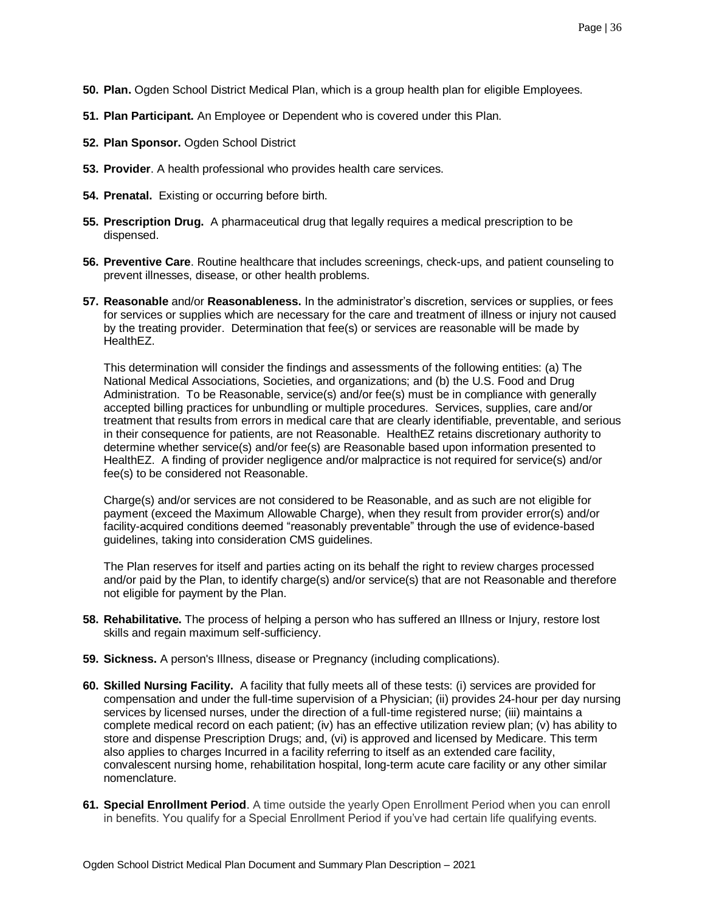50. **Plan.** Ogden School District Medical Plan, which is a group health plan for eligible Employees.

51. **Plan Participant.** An Employee or Dependent who is covered under this Plan.

52. **Plan Sponsor.** Ogden School District

53. **Provider**. A health professional who provides health care services.

54. **Prenatal.** Existing or occurring before birth.

55. **Prescription Drug.** A pharmaceutical drug that legally requires a medical prescription to be dispensed.

56. **Preventive Care**. Routine healthcare that includes screenings, check-ups, and patient counseling to prevent illnesses, disease, or other health problems.

57. **Reasonable** and/or **Reasonableness.** In the administrator's discretion, services or supplies, or fees for services or supplies which are necessary for the care and treatment of illness or injury not caused by the treating provider. Determination that fee(s) or services are reasonable will be made by HealthEZ.

    This determination will consider the findings and assessments of the following entities: (a) The National Medical Associations, Societies, and organizations; and (b) the U.S. Food and Drug Administration. To be Reasonable, service(s) and/or fee(s) must be in compliance with generally accepted billing practices for unbundling or multiple procedures. Services, supplies, care and/or treatment that results from errors in medical care that are clearly identifiable, preventable, and serious in their consequence for patients, are not Reasonable. HealthEZ retains discretionary authority to determine whether service(s) and/or fee(s) are Reasonable based upon information presented to HealthEZ. A finding of provider negligence and/or malpractice is not required for service(s) and/or fee(s) to be considered not Reasonable.

    Charge(s) and/or services are not considered to be Reasonable, and as such are not eligible for payment (exceed the Maximum Allowable Charge), when they result from provider error(s) and/or facility-acquired conditions deemed "reasonably preventable" through the use of evidence-based guidelines, taking into consideration CMS guidelines.

    The Plan reserves for itself and parties acting on its behalf the right to review charges processed and/or paid by the Plan, to identify charge(s) and/or service(s) that are not Reasonable and therefore not eligible for payment by the Plan.

58. **Rehabilitative.** The process of helping a person who has suffered an Illness or Injury, restore lost skills and regain maximum self-sufficiency.

59. **Sickness.** A person's Illness, disease or Pregnancy (including complications).

60. **Skilled Nursing Facility.** A facility that fully meets all of these tests: (i) services are provided for compensation and under the full-time supervision of a Physician; (ii) provides 24-hour per day nursing services by licensed nurses, under the direction of a full-time registered nurse; (iii) maintains a complete medical record on each patient; (iv) has an effective utilization review plan; (v) has ability to store and dispense Prescription Drugs; and, (vi) is approved and licensed by Medicare. This term also applies to charges Incurred in a facility referring to itself as an extended care facility, convalescent nursing home, rehabilitation hospital, long-term acute care facility or any other similar nomenclature.

61. **Special Enrollment Period**. A time outside the yearly Open Enrollment Period when you can enroll in benefits. You qualify for a Special Enrollment Period if you've had certain life qualifying events.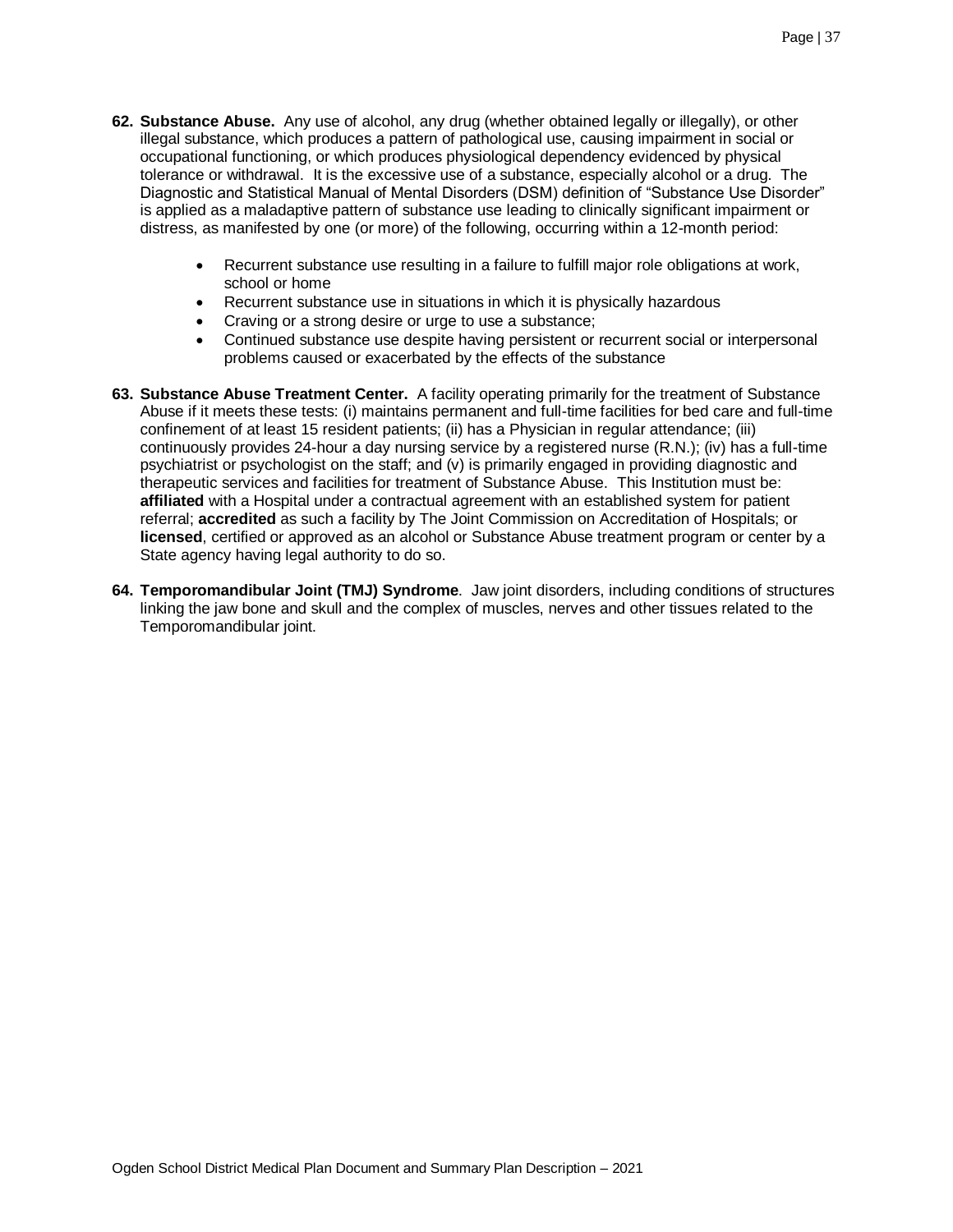62. **Substance Abuse.** Any use of alcohol, any drug (whether obtained legally or illegally), or other illegal substance, which produces a pattern of pathological use, causing impairment in social or occupational functioning, or which produces physiological dependency evidenced by physical tolerance or withdrawal. It is the excessive use of a substance, especially alcohol or a drug. The Diagnostic and Statistical Manual of Mental Disorders (DSM) definition of "Substance Use Disorder" is applied as a maladaptive pattern of substance use leading to clinically significant impairment or distress, as manifested by one (or more) of the following, occurring within a 12-month period:

    - Recurrent substance use resulting in a failure to fulfill major role obligations at work, school or home
    - Recurrent substance use in situations in which it is physically hazardous
    - Craving or a strong desire or urge to use a substance;
    - Continued substance use despite having persistent or recurrent social or interpersonal problems caused or exacerbated by the effects of the substance

63. **Substance Abuse Treatment Center.** A facility operating primarily for the treatment of Substance Abuse if it meets these tests: (i) maintains permanent and full-time facilities for bed care and full-time confinement of at least 15 resident patients; (ii) has a Physician in regular attendance; (iii) continuously provides 24-hour a day nursing service by a registered nurse (R.N.); (iv) has a full-time psychiatrist or psychologist on the staff; and (v) is primarily engaged in providing diagnostic and therapeutic services and facilities for treatment of Substance Abuse. This Institution must be: **affiliated** with a Hospital under a contractual agreement with an established system for patient referral; **accredited** as such a facility by The Joint Commission on Accreditation of Hospitals; or **licensed**, certified or approved as an alcohol or Substance Abuse treatment program or center by a State agency having legal authority to do so.

64. **Temporomandibular Joint (TMJ) Syndrome**. Jaw joint disorders, including conditions of structures linking the jaw bone and skull and the complex of muscles, nerves and other tissues related to the Temporomandibular joint.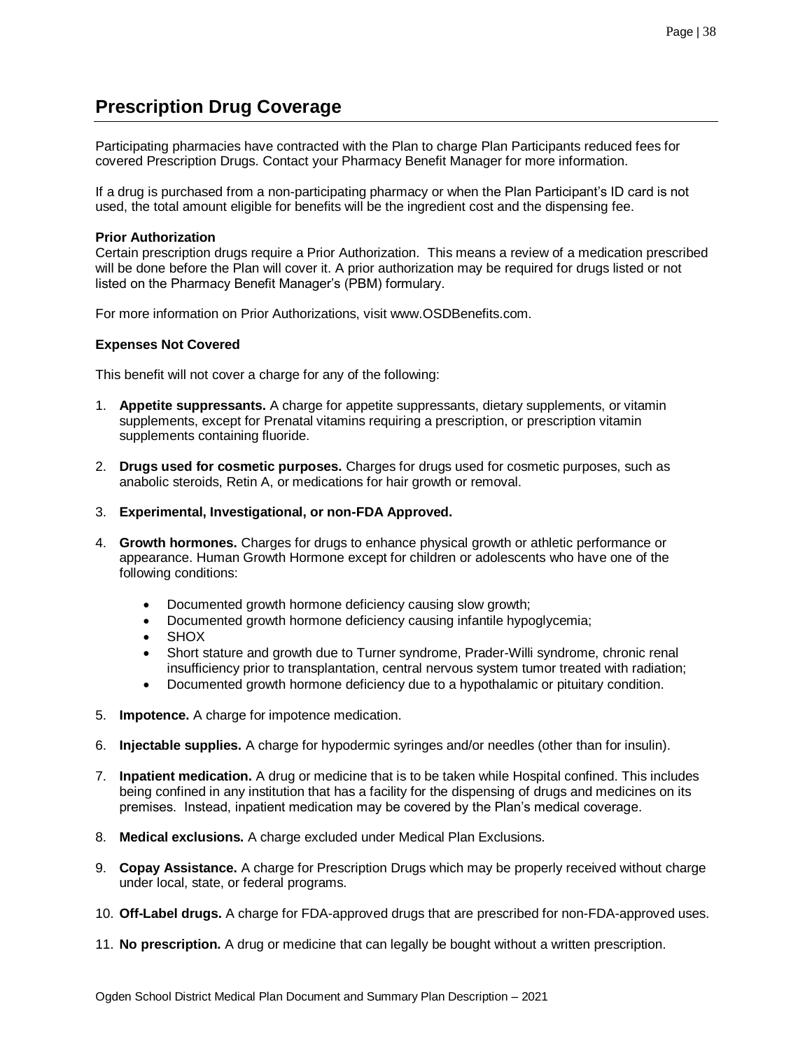## Prescription Drug Coverage

Participating pharmacies have contracted with the Plan to charge Plan Participants reduced fees for covered Prescription Drugs. Contact your Pharmacy Benefit Manager for more information.

If a drug is purchased from a non-participating pharmacy or when the Plan Participant's ID card is not used, the total amount eligible for benefits will be the ingredient cost and the dispensing fee.

**Prior Authorization**
Certain prescription drugs require a Prior Authorization. This means a review of a medication prescribed will be done before the Plan will cover it. A prior authorization may be required for drugs listed or not listed on the Pharmacy Benefit Manager's (PBM) formulary.

For more information on Prior Authorizations, visit www.OSDBenefits.com.

**Expenses Not Covered**

This benefit will not cover a charge for any of the following:

1. **Appetite suppressants.** A charge for appetite suppressants, dietary supplements, or vitamin supplements, except for Prenatal vitamins requiring a prescription, or prescription vitamin supplements containing fluoride.

2. **Drugs used for cosmetic purposes.** Charges for drugs used for cosmetic purposes, such as anabolic steroids, Retin A, or medications for hair growth or removal.

3. **Experimental, Investigational, or non-FDA Approved.**

4. **Growth hormones.** Charges for drugs to enhance physical growth or athletic performance or appearance. Human Growth Hormone except for children or adolescents who have one of the following conditions:

   - Documented growth hormone deficiency causing slow growth;
   - Documented growth hormone deficiency causing infantile hypoglycemia;
   - SHOX
   - Short stature and growth due to Turner syndrome, Prader-Willi syndrome, chronic renal insufficiency prior to transplantation, central nervous system tumor treated with radiation;
   - Documented growth hormone deficiency due to a hypothalamic or pituitary condition.

5. **Impotence.** A charge for impotence medication.

6. **Injectable supplies.** A charge for hypodermic syringes and/or needles (other than for insulin).

7. **Inpatient medication.** A drug or medicine that is to be taken while Hospital confined. This includes being confined in any institution that has a facility for the dispensing of drugs and medicines on its premises. Instead, inpatient medication may be covered by the Plan's medical coverage.

8. **Medical exclusions.** A charge excluded under Medical Plan Exclusions.

9. **Copay Assistance.** A charge for Prescription Drugs which may be properly received without charge under local, state, or federal programs.

10. **Off-Label drugs.** A charge for FDA-approved drugs that are prescribed for non-FDA-approved uses.

11. **No prescription.** A drug or medicine that can legally be bought without a written prescription.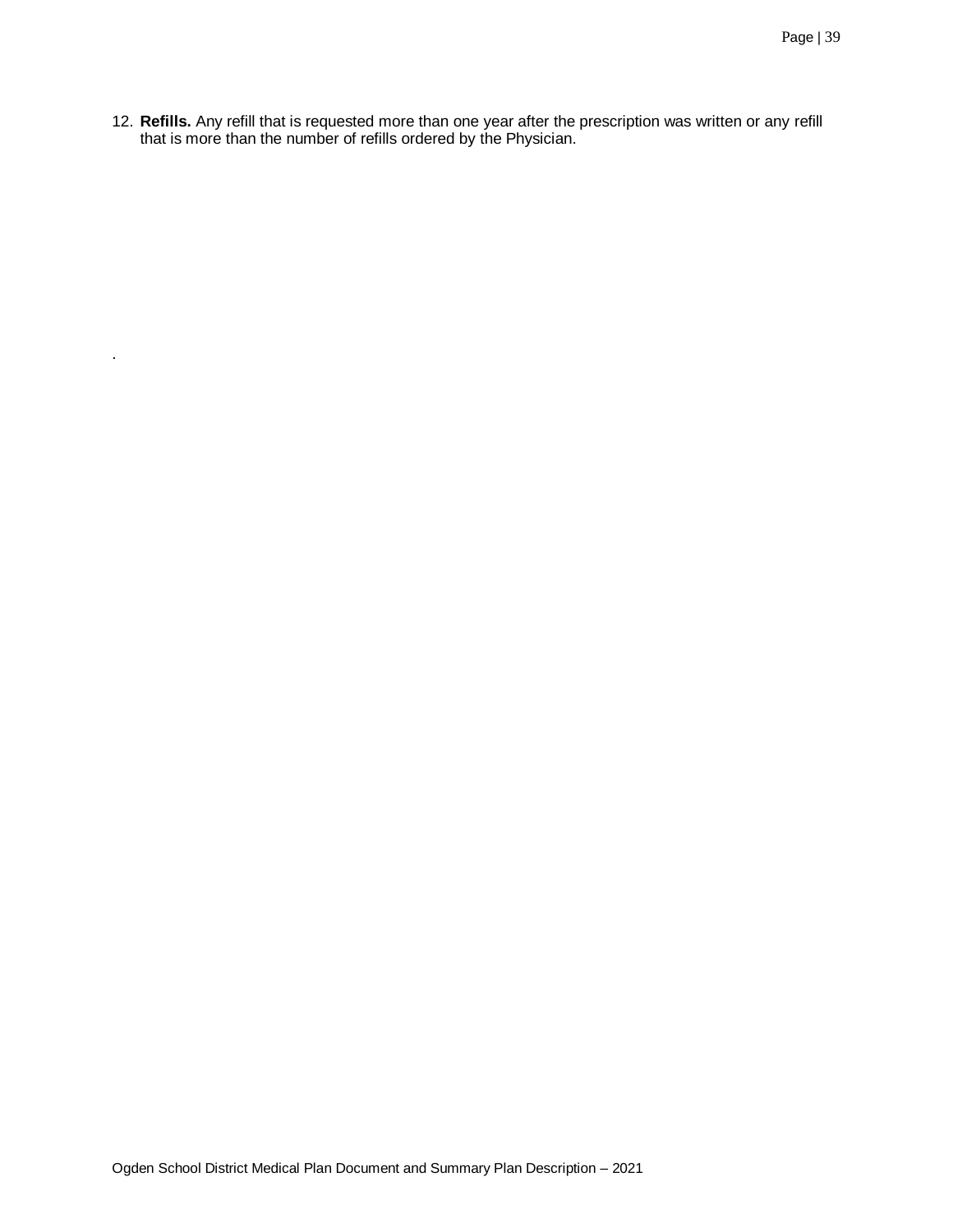12. **Refills.** Any refill that is requested more than one year after the prescription was written or any refill that is more than the number of refills ordered by the Physician.

.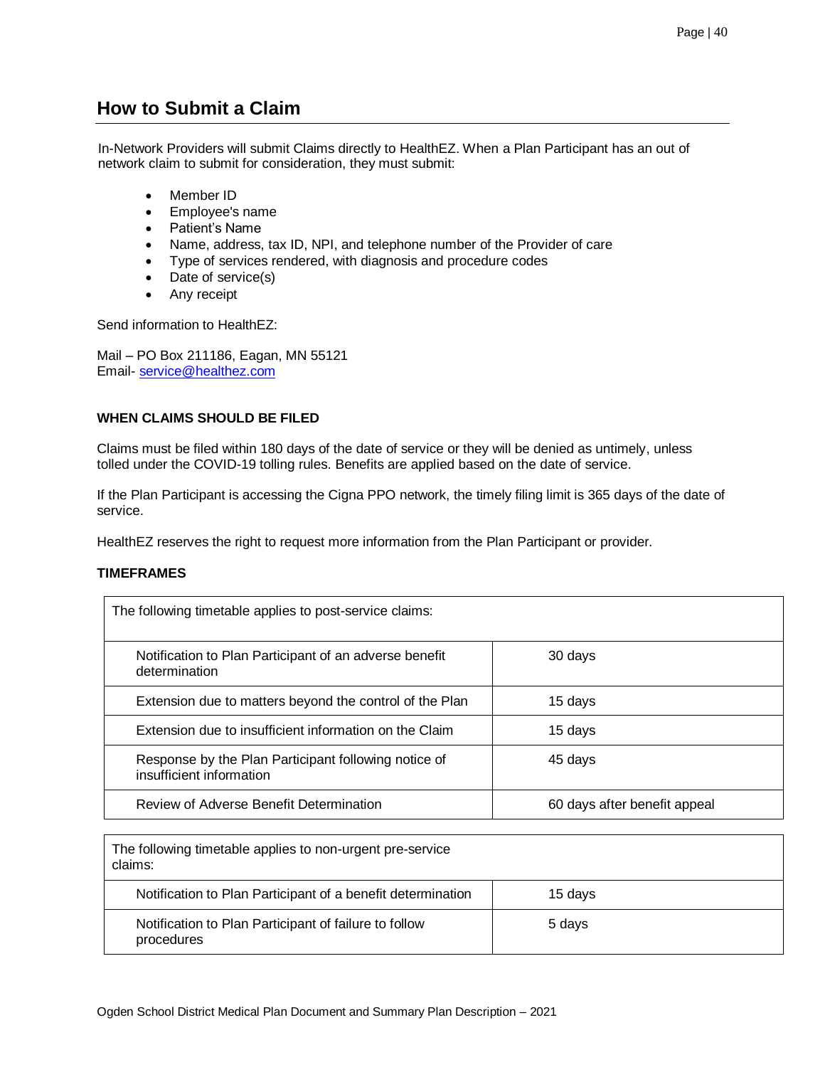## How to Submit a Claim

In-Network Providers will submit Claims directly to HealthEZ. When a Plan Participant has an out of network claim to submit for consideration, they must submit:

- Member ID
- Employee's name
- Patient's Name
- Name, address, tax ID, NPI, and telephone number of the Provider of care
- Type of services rendered, with diagnosis and procedure codes
- Date of service(s)
- Any receipt

Send information to HealthEZ:

Mail – PO Box 211186, Eagan, MN 55121
Email- service@healthez.com

**WHEN CLAIMS SHOULD BE FILED**

Claims must be filed within 180 days of the date of service or they will be denied as untimely, unless tolled under the COVID-19 tolling rules. Benefits are applied based on the date of service.

If the Plan Participant is accessing the Cigna PPO network, the timely filing limit is 365 days of the date of service.

HealthEZ reserves the right to request more information from the Plan Participant or provider.

**TIMEFRAMES**

| The following timetable applies to post-service claims: | |
|---|---|
| Notification to Plan Participant of an adverse benefit determination | 30 days |
| Extension due to matters beyond the control of the Plan | 15 days |
| Extension due to insufficient information on the Claim | 15 days |
| Response by the Plan Participant following notice of insufficient information | 45 days |
| Review of Adverse Benefit Determination | 60 days after benefit appeal |

| The following timetable applies to non-urgent pre-service claims: | |
|---|---|
| Notification to Plan Participant of a benefit determination | 15 days |
| Notification to Plan Participant of failure to follow procedures | 5 days |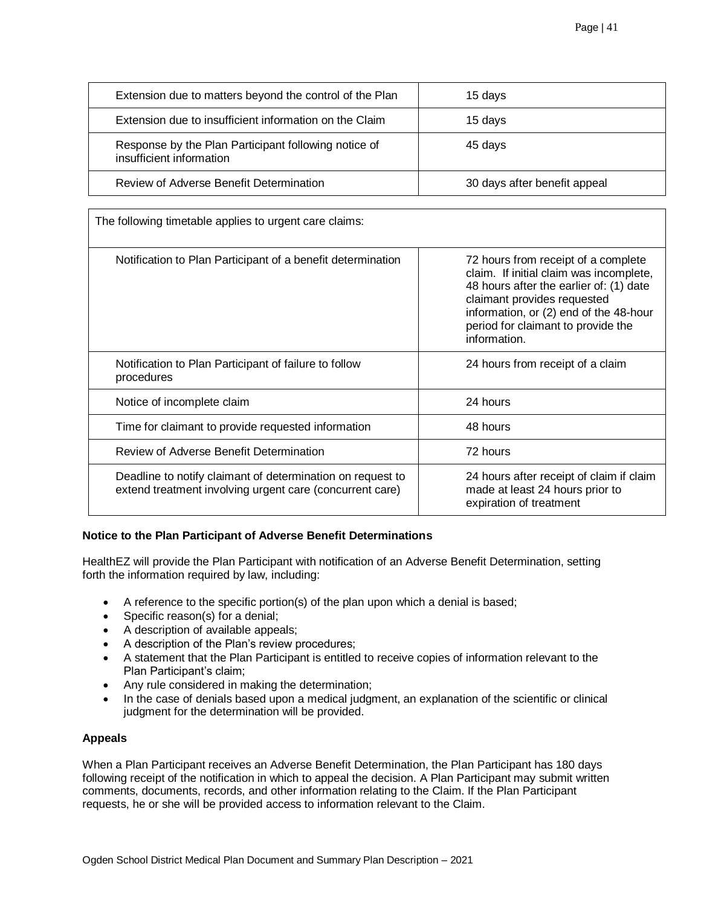| | |
|---|---|
| Extension due to matters beyond the control of the Plan | 15 days |
| Extension due to insufficient information on the Claim | 15 days |
| Response by the Plan Participant following notice of insufficient information | 45 days |
| Review of Adverse Benefit Determination | 30 days after benefit appeal |

| The following timetable applies to urgent care claims: | |
|---|---|
| Notification to Plan Participant of a benefit determination | 72 hours from receipt of a complete claim. If initial claim was incomplete, 48 hours after the earlier of: (1) date claimant provides requested information, or (2) end of the 48-hour period for claimant to provide the information. |
| Notification to Plan Participant of failure to follow procedures | 24 hours from receipt of a claim |
| Notice of incomplete claim | 24 hours |
| Time for claimant to provide requested information | 48 hours |
| Review of Adverse Benefit Determination | 72 hours |
| Deadline to notify claimant of determination on request to extend treatment involving urgent care (concurrent care) | 24 hours after receipt of claim if claim made at least 24 hours prior to expiration of treatment |

**Notice to the Plan Participant of Adverse Benefit Determinations**

HealthEZ will provide the Plan Participant with notification of an Adverse Benefit Determination, setting forth the information required by law, including:

- A reference to the specific portion(s) of the plan upon which a denial is based;
- Specific reason(s) for a denial;
- A description of available appeals;
- A description of the Plan's review procedures;
- A statement that the Plan Participant is entitled to receive copies of information relevant to the Plan Participant's claim;
- Any rule considered in making the determination;
- In the case of denials based upon a medical judgment, an explanation of the scientific or clinical judgment for the determination will be provided.

**Appeals**

When a Plan Participant receives an Adverse Benefit Determination, the Plan Participant has 180 days following receipt of the notification in which to appeal the decision. A Plan Participant may submit written comments, documents, records, and other information relating to the Claim. If the Plan Participant requests, he or she will be provided access to information relevant to the Claim.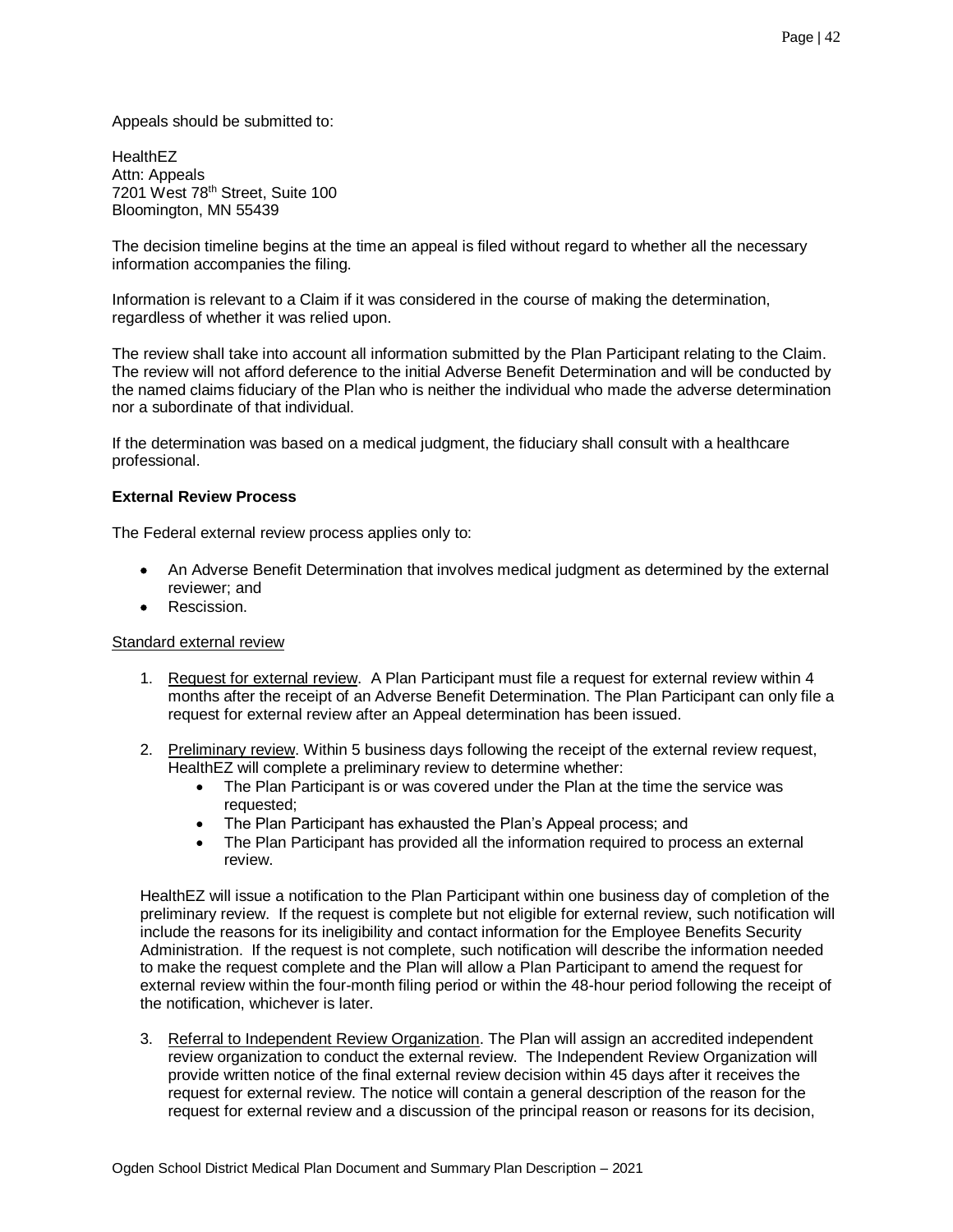Appeals should be submitted to:

HealthEZ
Attn: Appeals
7201 West 78th Street, Suite 100
Bloomington, MN 55439

The decision timeline begins at the time an appeal is filed without regard to whether all the necessary information accompanies the filing.

Information is relevant to a Claim if it was considered in the course of making the determination, regardless of whether it was relied upon.

The review shall take into account all information submitted by the Plan Participant relating to the Claim. The review will not afford deference to the initial Adverse Benefit Determination and will be conducted by the named claims fiduciary of the Plan who is neither the individual who made the adverse determination nor a subordinate of that individual.

If the determination was based on a medical judgment, the fiduciary shall consult with a healthcare professional.

**External Review Process**

The Federal external review process applies only to:

- An Adverse Benefit Determination that involves medical judgment as determined by the external reviewer; and
- Rescission.

Standard external review

1. Request for external review. A Plan Participant must file a request for external review within 4 months after the receipt of an Adverse Benefit Determination. The Plan Participant can only file a request for external review after an Appeal determination has been issued.

2. Preliminary review. Within 5 business days following the receipt of the external review request, HealthEZ will complete a preliminary review to determine whether:
   - The Plan Participant is or was covered under the Plan at the time the service was requested;
   - The Plan Participant has exhausted the Plan's Appeal process; and
   - The Plan Participant has provided all the information required to process an external review.

   HealthEZ will issue a notification to the Plan Participant within one business day of completion of the preliminary review. If the request is complete but not eligible for external review, such notification will include the reasons for its ineligibility and contact information for the Employee Benefits Security Administration. If the request is not complete, such notification will describe the information needed to make the request complete and the Plan will allow a Plan Participant to amend the request for external review within the four-month filing period or within the 48-hour period following the receipt of the notification, whichever is later.

3. Referral to Independent Review Organization. The Plan will assign an accredited independent review organization to conduct the external review. The Independent Review Organization will provide written notice of the final external review decision within 45 days after it receives the request for external review. The notice will contain a general description of the reason for the request for external review and a discussion of the principal reason or reasons for its decision,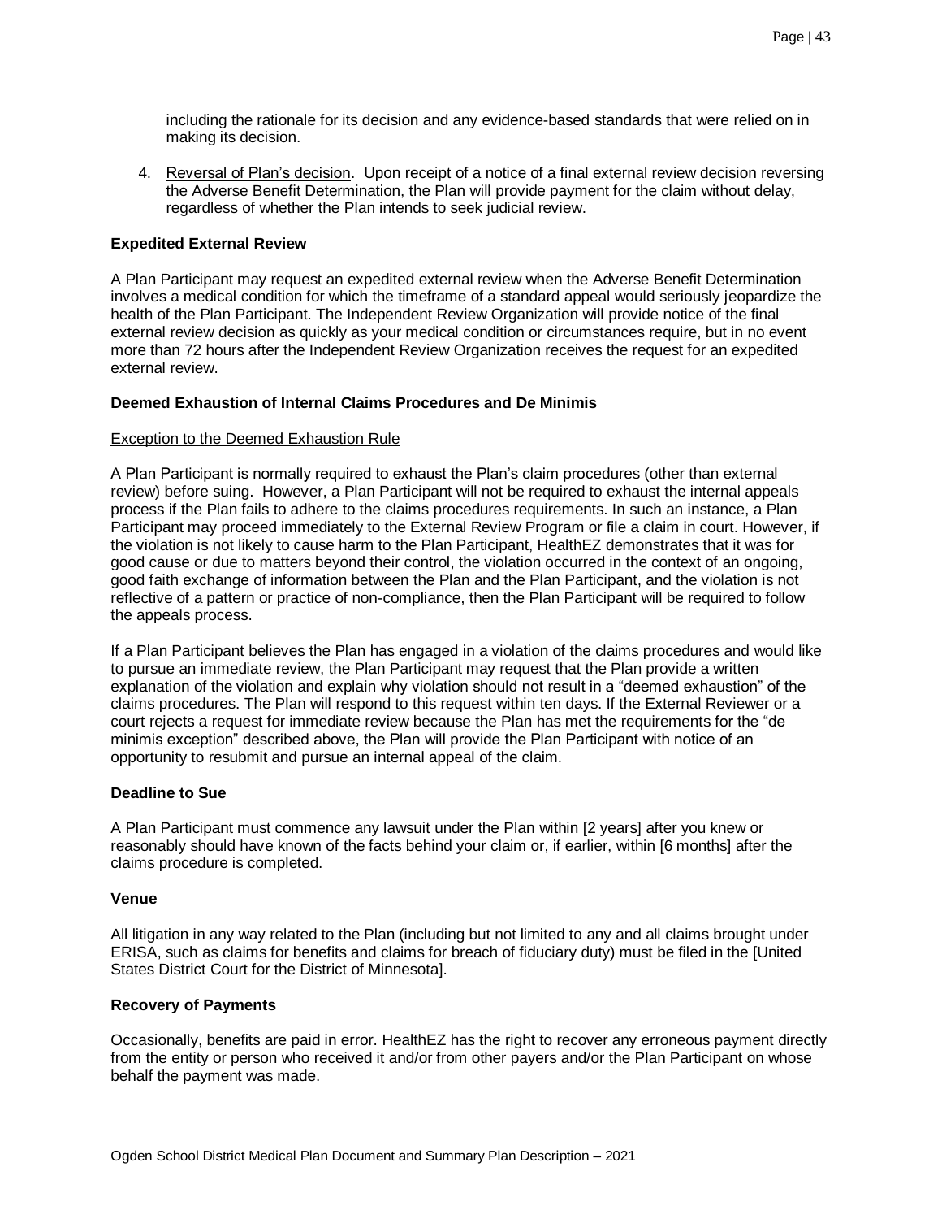including the rationale for its decision and any evidence-based standards that were relied on in making its decision.

4. Reversal of Plan's decision. Upon receipt of a notice of a final external review decision reversing the Adverse Benefit Determination, the Plan will provide payment for the claim without delay, regardless of whether the Plan intends to seek judicial review.

**Expedited External Review**

A Plan Participant may request an expedited external review when the Adverse Benefit Determination involves a medical condition for which the timeframe of a standard appeal would seriously jeopardize the health of the Plan Participant. The Independent Review Organization will provide notice of the final external review decision as quickly as your medical condition or circumstances require, but in no event more than 72 hours after the Independent Review Organization receives the request for an expedited external review.

**Deemed Exhaustion of Internal Claims Procedures and De Minimis**

Exception to the Deemed Exhaustion Rule

A Plan Participant is normally required to exhaust the Plan's claim procedures (other than external review) before suing. However, a Plan Participant will not be required to exhaust the internal appeals process if the Plan fails to adhere to the claims procedures requirements. In such an instance, a Plan Participant may proceed immediately to the External Review Program or file a claim in court. However, if the violation is not likely to cause harm to the Plan Participant, HealthEZ demonstrates that it was for good cause or due to matters beyond their control, the violation occurred in the context of an ongoing, good faith exchange of information between the Plan and the Plan Participant, and the violation is not reflective of a pattern or practice of non-compliance, then the Plan Participant will be required to follow the appeals process.

If a Plan Participant believes the Plan has engaged in a violation of the claims procedures and would like to pursue an immediate review, the Plan Participant may request that the Plan provide a written explanation of the violation and explain why violation should not result in a "deemed exhaustion" of the claims procedures. The Plan will respond to this request within ten days. If the External Reviewer or a court rejects a request for immediate review because the Plan has met the requirements for the "de minimis exception" described above, the Plan will provide the Plan Participant with notice of an opportunity to resubmit and pursue an internal appeal of the claim.

**Deadline to Sue**

A Plan Participant must commence any lawsuit under the Plan within [2 years] after you knew or reasonably should have known of the facts behind your claim or, if earlier, within [6 months] after the claims procedure is completed.

**Venue**

All litigation in any way related to the Plan (including but not limited to any and all claims brought under ERISA, such as claims for benefits and claims for breach of fiduciary duty) must be filed in the [United States District Court for the District of Minnesota].

**Recovery of Payments**

Occasionally, benefits are paid in error. HealthEZ has the right to recover any erroneous payment directly from the entity or person who received it and/or from other payers and/or the Plan Participant on whose behalf the payment was made.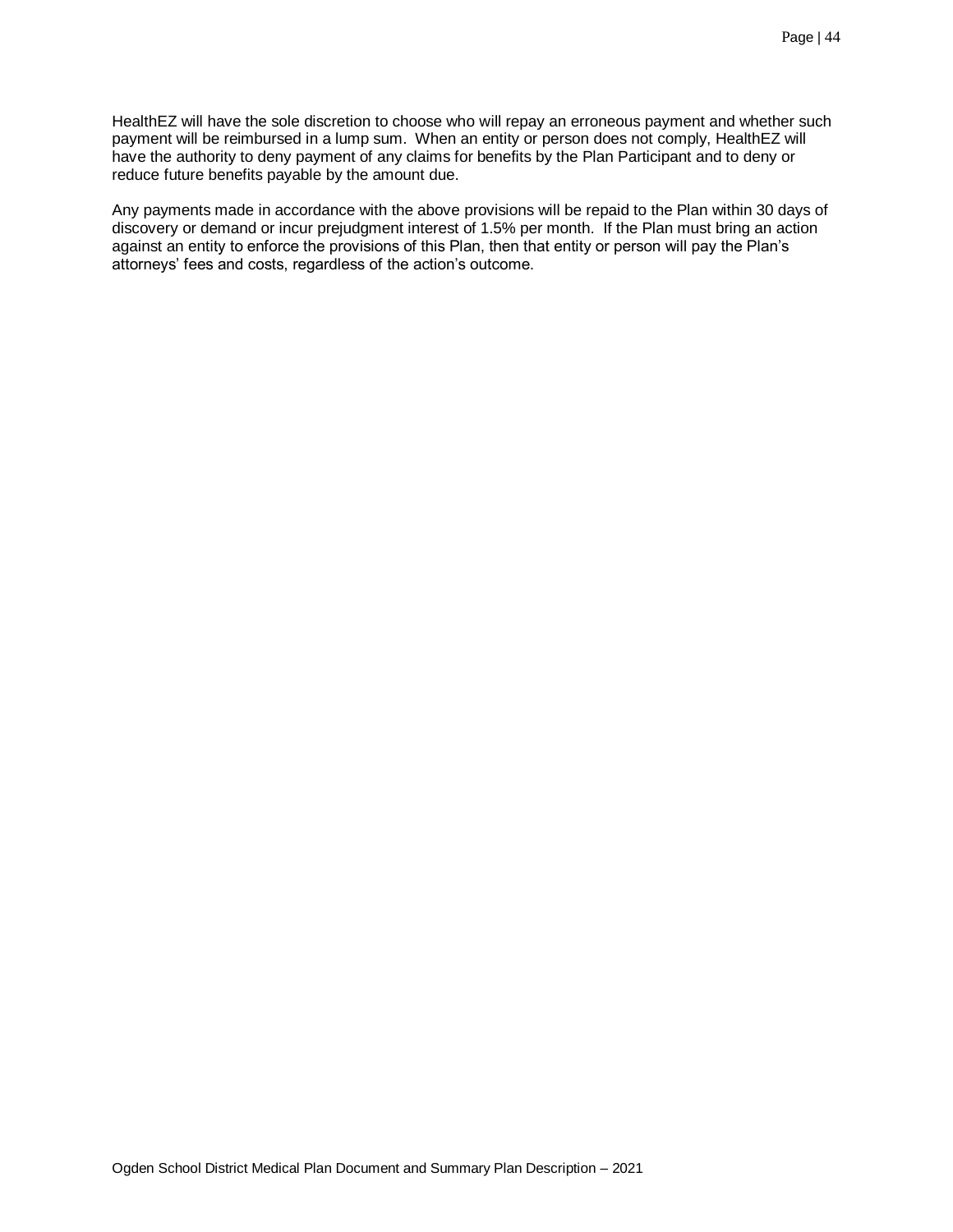HealthEZ will have the sole discretion to choose who will repay an erroneous payment and whether such payment will be reimbursed in a lump sum. When an entity or person does not comply, HealthEZ will have the authority to deny payment of any claims for benefits by the Plan Participant and to deny or reduce future benefits payable by the amount due.

Any payments made in accordance with the above provisions will be repaid to the Plan within 30 days of discovery or demand or incur prejudgment interest of 1.5% per month. If the Plan must bring an action against an entity to enforce the provisions of this Plan, then that entity or person will pay the Plan's attorneys' fees and costs, regardless of the action's outcome.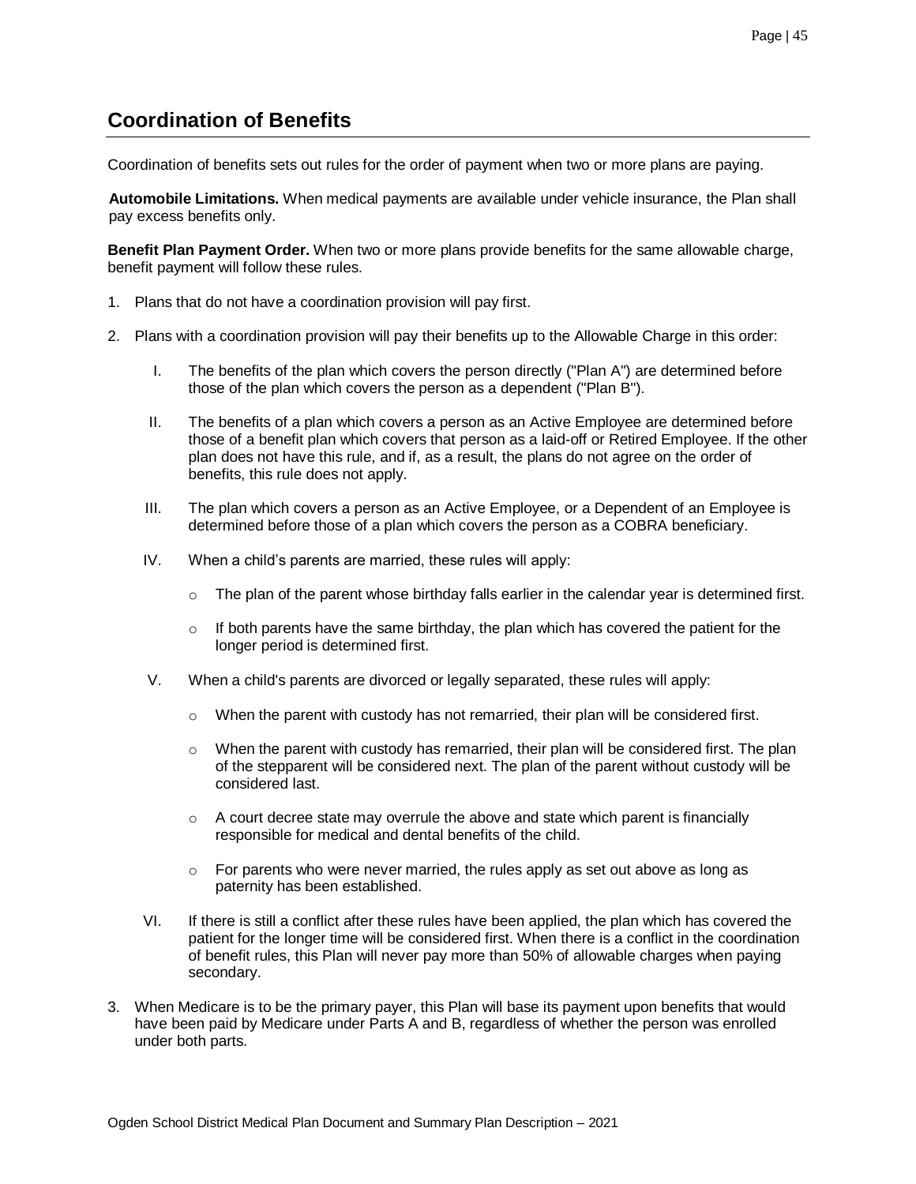## Coordination of Benefits

Coordination of benefits sets out rules for the order of payment when two or more plans are paying.

**Automobile Limitations.** When medical payments are available under vehicle insurance, the Plan shall pay excess benefits only.

**Benefit Plan Payment Order.** When two or more plans provide benefits for the same allowable charge, benefit payment will follow these rules.

1. Plans that do not have a coordination provision will pay first.
2. Plans with a coordination provision will pay their benefits up to the Allowable Charge in this order:

   I. The benefits of the plan which covers the person directly ("Plan A") are determined before those of the plan which covers the person as a dependent ("Plan B").

   II. The benefits of a plan which covers a person as an Active Employee are determined before those of a benefit plan which covers that person as a laid-off or Retired Employee. If the other plan does not have this rule, and if, as a result, the plans do not agree on the order of benefits, this rule does not apply.

   III. The plan which covers a person as an Active Employee, or a Dependent of an Employee is determined before those of a plan which covers the person as a COBRA beneficiary.

   IV. When a child's parents are married, these rules will apply:

   - The plan of the parent whose birthday falls earlier in the calendar year is determined first.
   - If both parents have the same birthday, the plan which has covered the patient for the longer period is determined first.

   V. When a child's parents are divorced or legally separated, these rules will apply:

   - When the parent with custody has not remarried, their plan will be considered first.
   - When the parent with custody has remarried, their plan will be considered first. The plan of the stepparent will be considered next. The plan of the parent without custody will be considered last.
   - A court decree state may overrule the above and state which parent is financially responsible for medical and dental benefits of the child.
   - For parents who were never married, the rules apply as set out above as long as paternity has been established.

   VI. If there is still a conflict after these rules have been applied, the plan which has covered the patient for the longer time will be considered first. When there is a conflict in the coordination of benefit rules, this Plan will never pay more than 50% of allowable charges when paying secondary.

3. When Medicare is to be the primary payer, this Plan will base its payment upon benefits that would have been paid by Medicare under Parts A and B, regardless of whether the person was enrolled under both parts.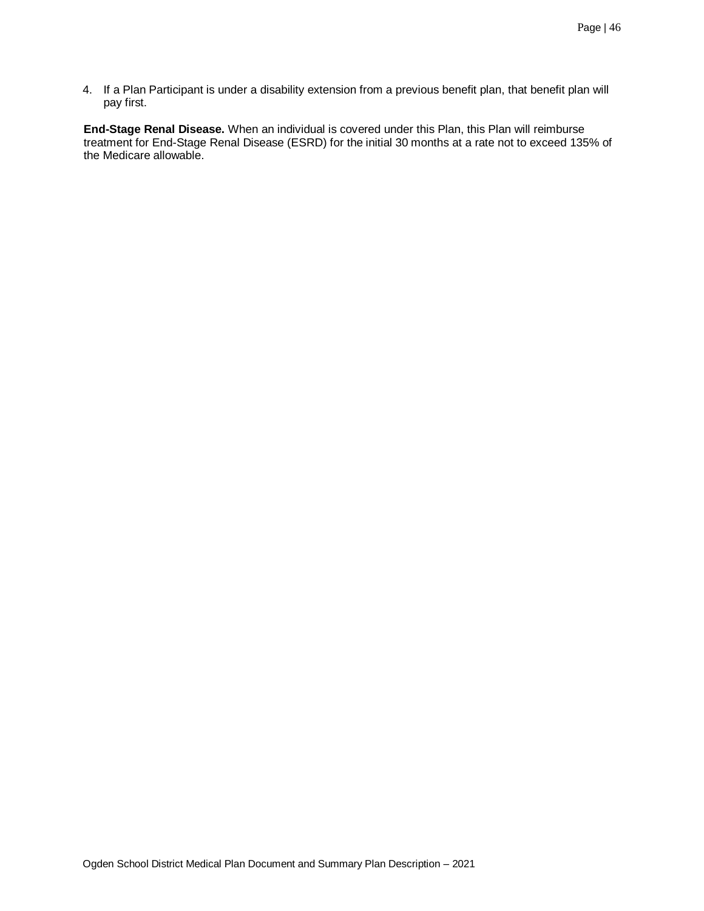4. If a Plan Participant is under a disability extension from a previous benefit plan, that benefit plan will pay first.

**End-Stage Renal Disease.** When an individual is covered under this Plan, this Plan will reimburse treatment for End-Stage Renal Disease (ESRD) for the initial 30 months at a rate not to exceed 135% of the Medicare allowable.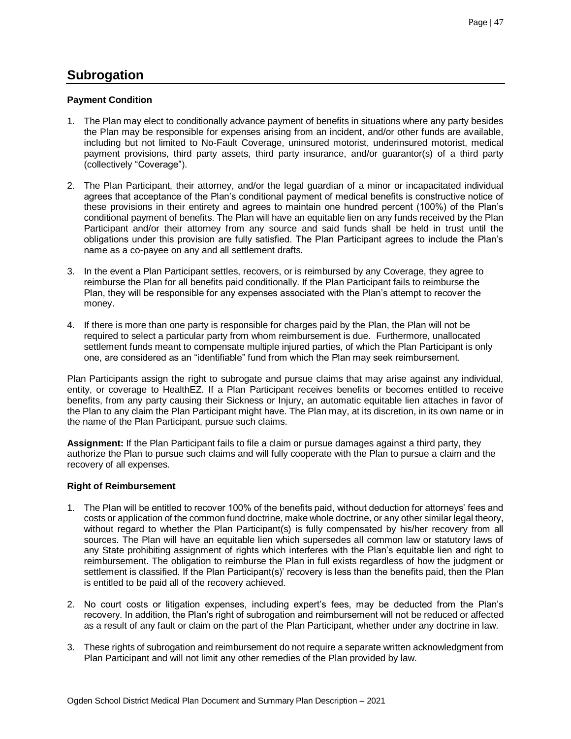## Subrogation

### Payment Condition

1. The Plan may elect to conditionally advance payment of benefits in situations where any party besides the Plan may be responsible for expenses arising from an incident, and/or other funds are available, including but not limited to No-Fault Coverage, uninsured motorist, underinsured motorist, medical payment provisions, third party assets, third party insurance, and/or guarantor(s) of a third party (collectively "Coverage").

2. The Plan Participant, their attorney, and/or the legal guardian of a minor or incapacitated individual agrees that acceptance of the Plan's conditional payment of medical benefits is constructive notice of these provisions in their entirety and agrees to maintain one hundred percent (100%) of the Plan's conditional payment of benefits. The Plan will have an equitable lien on any funds received by the Plan Participant and/or their attorney from any source and said funds shall be held in trust until the obligations under this provision are fully satisfied. The Plan Participant agrees to include the Plan's name as a co-payee on any and all settlement drafts.

3. In the event a Plan Participant settles, recovers, or is reimbursed by any Coverage, they agree to reimburse the Plan for all benefits paid conditionally. If the Plan Participant fails to reimburse the Plan, they will be responsible for any expenses associated with the Plan's attempt to recover the money.

4. If there is more than one party is responsible for charges paid by the Plan, the Plan will not be required to select a particular party from whom reimbursement is due. Furthermore, unallocated settlement funds meant to compensate multiple injured parties, of which the Plan Participant is only one, are considered as an "identifiable" fund from which the Plan may seek reimbursement.

Plan Participants assign the right to subrogate and pursue claims that may arise against any individual, entity, or coverage to HealthEZ. If a Plan Participant receives benefits or becomes entitled to receive benefits, from any party causing their Sickness or Injury, an automatic equitable lien attaches in favor of the Plan to any claim the Plan Participant might have. The Plan may, at its discretion, in its own name or in the name of the Plan Participant, pursue such claims.

**Assignment:** If the Plan Participant fails to file a claim or pursue damages against a third party, they authorize the Plan to pursue such claims and will fully cooperate with the Plan to pursue a claim and the recovery of all expenses.

### Right of Reimbursement

1. The Plan will be entitled to recover 100% of the benefits paid, without deduction for attorneys' fees and costs or application of the common fund doctrine, make whole doctrine, or any other similar legal theory, without regard to whether the Plan Participant(s) is fully compensated by his/her recovery from all sources. The Plan will have an equitable lien which supersedes all common law or statutory laws of any State prohibiting assignment of rights which interferes with the Plan's equitable lien and right to reimbursement. The obligation to reimburse the Plan in full exists regardless of how the judgment or settlement is classified. If the Plan Participant(s)' recovery is less than the benefits paid, then the Plan is entitled to be paid all of the recovery achieved.

2. No court costs or litigation expenses, including expert's fees, may be deducted from the Plan's recovery. In addition, the Plan's right of subrogation and reimbursement will not be reduced or affected as a result of any fault or claim on the part of the Plan Participant, whether under any doctrine in law.

3. These rights of subrogation and reimbursement do not require a separate written acknowledgment from Plan Participant and will not limit any other remedies of the Plan provided by law.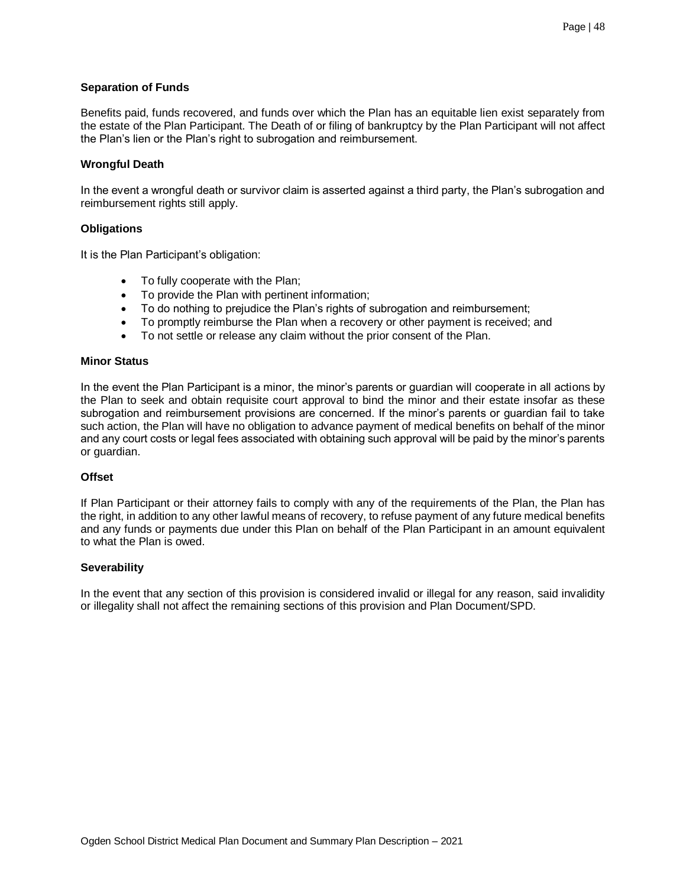### Separation of Funds

Benefits paid, funds recovered, and funds over which the Plan has an equitable lien exist separately from the estate of the Plan Participant. The Death of or filing of bankruptcy by the Plan Participant will not affect the Plan's lien or the Plan's right to subrogation and reimbursement.

### Wrongful Death

In the event a wrongful death or survivor claim is asserted against a third party, the Plan's subrogation and reimbursement rights still apply.

### Obligations

It is the Plan Participant's obligation:

- To fully cooperate with the Plan;
- To provide the Plan with pertinent information;
- To do nothing to prejudice the Plan's rights of subrogation and reimbursement;
- To promptly reimburse the Plan when a recovery or other payment is received; and
- To not settle or release any claim without the prior consent of the Plan.

### Minor Status

In the event the Plan Participant is a minor, the minor's parents or guardian will cooperate in all actions by the Plan to seek and obtain requisite court approval to bind the minor and their estate insofar as these subrogation and reimbursement provisions are concerned. If the minor's parents or guardian fail to take such action, the Plan will have no obligation to advance payment of medical benefits on behalf of the minor and any court costs or legal fees associated with obtaining such approval will be paid by the minor's parents or guardian.

### Offset

If Plan Participant or their attorney fails to comply with any of the requirements of the Plan, the Plan has the right, in addition to any other lawful means of recovery, to refuse payment of any future medical benefits and any funds or payments due under this Plan on behalf of the Plan Participant in an amount equivalent to what the Plan is owed.

### Severability

In the event that any section of this provision is considered invalid or illegal for any reason, said invalidity or illegality shall not affect the remaining sections of this provision and Plan Document/SPD.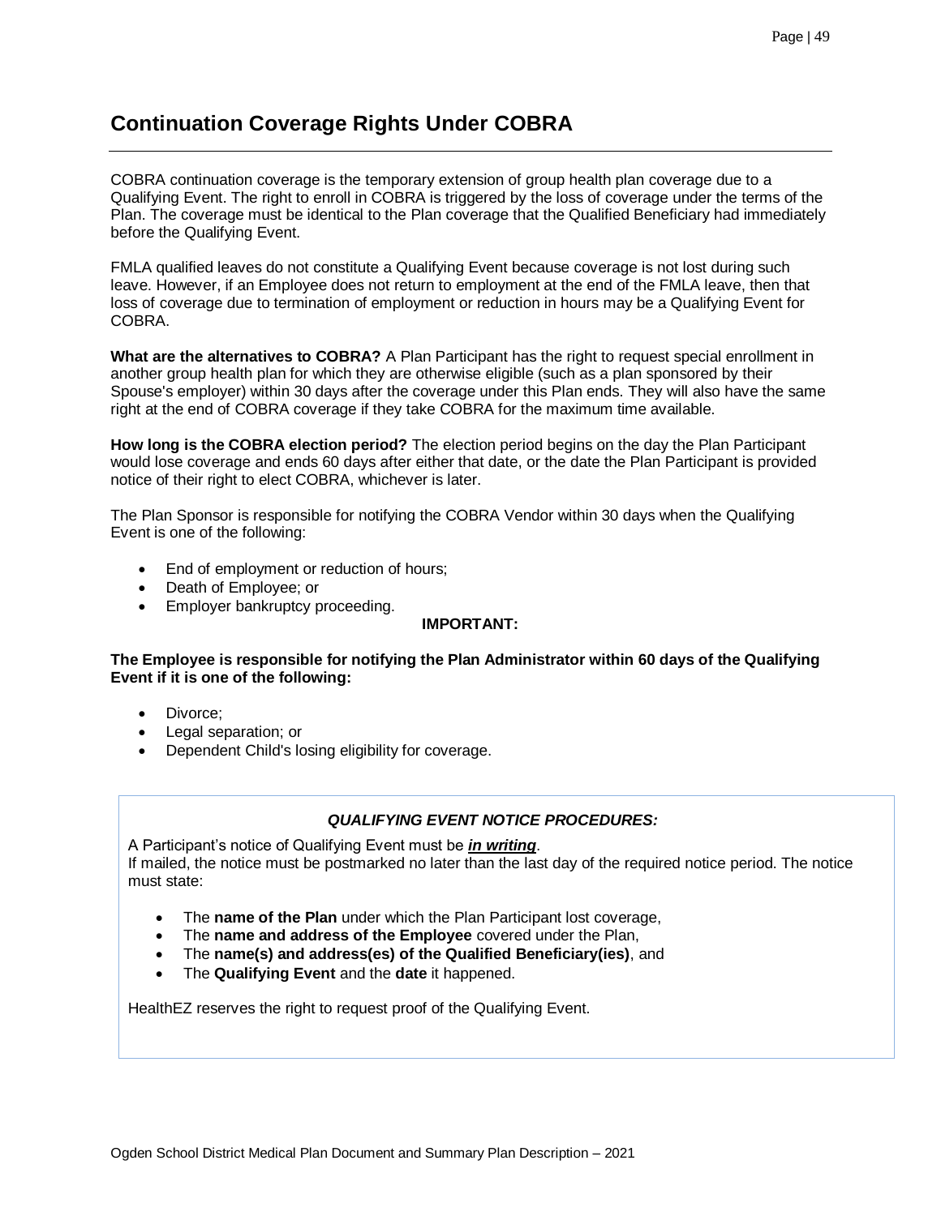# Continuation Coverage Rights Under COBRA

COBRA continuation coverage is the temporary extension of group health plan coverage due to a Qualifying Event. The right to enroll in COBRA is triggered by the loss of coverage under the terms of the Plan. The coverage must be identical to the Plan coverage that the Qualified Beneficiary had immediately before the Qualifying Event.

FMLA qualified leaves do not constitute a Qualifying Event because coverage is not lost during such leave. However, if an Employee does not return to employment at the end of the FMLA leave, then that loss of coverage due to termination of employment or reduction in hours may be a Qualifying Event for COBRA.

**What are the alternatives to COBRA?** A Plan Participant has the right to request special enrollment in another group health plan for which they are otherwise eligible (such as a plan sponsored by their Spouse's employer) within 30 days after the coverage under this Plan ends. They will also have the same right at the end of COBRA coverage if they take COBRA for the maximum time available.

**How long is the COBRA election period?** The election period begins on the day the Plan Participant would lose coverage and ends 60 days after either that date, or the date the Plan Participant is provided notice of their right to elect COBRA, whichever is later.

The Plan Sponsor is responsible for notifying the COBRA Vendor within 30 days when the Qualifying Event is one of the following:

- End of employment or reduction of hours;
- Death of Employee; or
- Employer bankruptcy proceeding.

**IMPORTANT:**

**The Employee is responsible for notifying the Plan Administrator within 60 days of the Qualifying Event if it is one of the following:**

- Divorce;
- Legal separation; or
- Dependent Child's losing eligibility for coverage.

***QUALIFYING EVENT NOTICE PROCEDURES:***

A Participant's notice of Qualifying Event must be ***in writing***.
If mailed, the notice must be postmarked no later than the last day of the required notice period. The notice must state:

- The **name of the Plan** under which the Plan Participant lost coverage,
- The **name and address of the Employee** covered under the Plan,
- The **name(s) and address(es) of the Qualified Beneficiary(ies)**, and
- The **Qualifying Event** and the **date** it happened.

HealthEZ reserves the right to request proof of the Qualifying Event.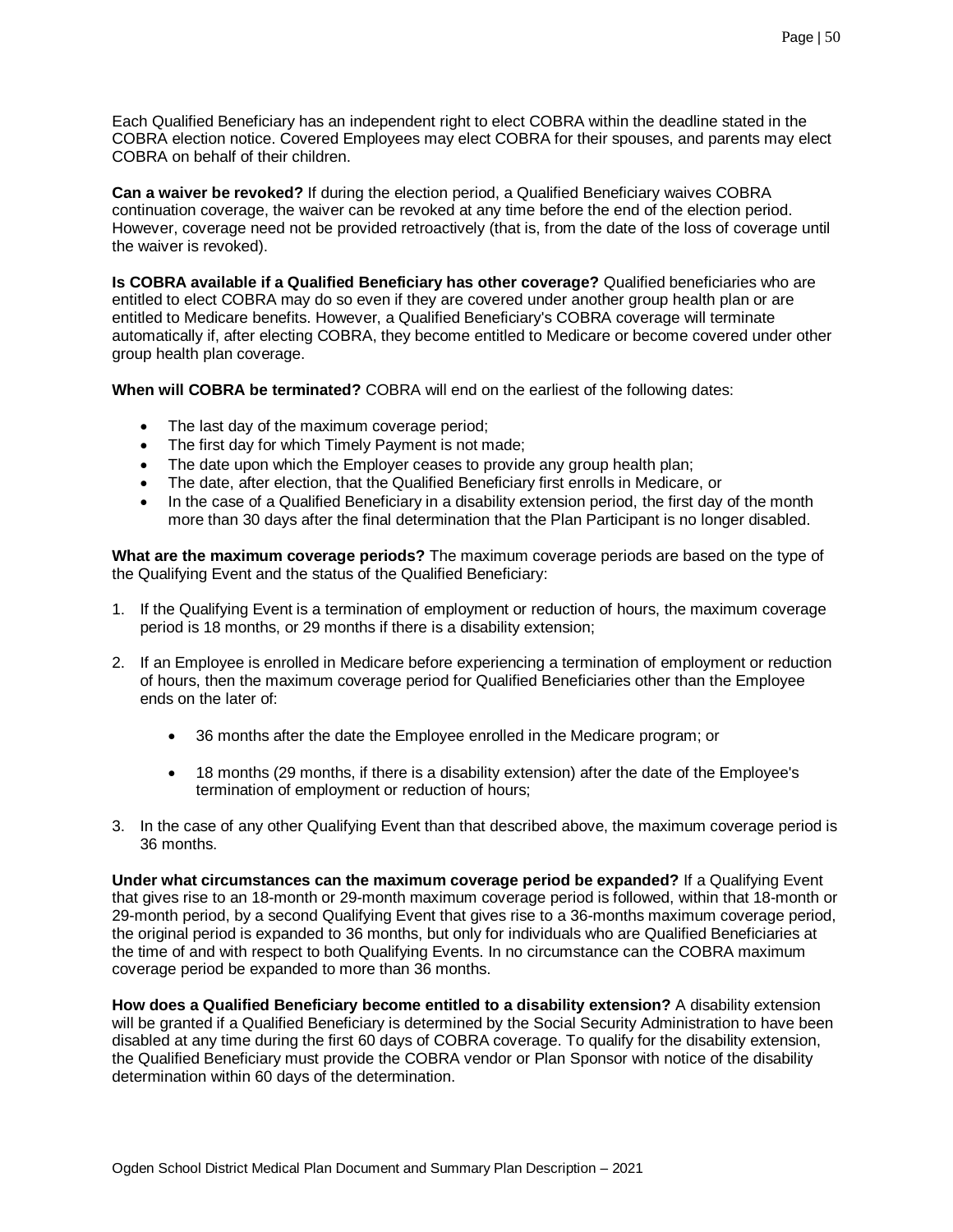Each Qualified Beneficiary has an independent right to elect COBRA within the deadline stated in the COBRA election notice. Covered Employees may elect COBRA for their spouses, and parents may elect COBRA on behalf of their children.

**Can a waiver be revoked?** If during the election period, a Qualified Beneficiary waives COBRA continuation coverage, the waiver can be revoked at any time before the end of the election period. However, coverage need not be provided retroactively (that is, from the date of the loss of coverage until the waiver is revoked).

**Is COBRA available if a Qualified Beneficiary has other coverage?** Qualified beneficiaries who are entitled to elect COBRA may do so even if they are covered under another group health plan or are entitled to Medicare benefits. However, a Qualified Beneficiary's COBRA coverage will terminate automatically if, after electing COBRA, they become entitled to Medicare or become covered under other group health plan coverage.

**When will COBRA be terminated?** COBRA will end on the earliest of the following dates:

- The last day of the maximum coverage period;
- The first day for which Timely Payment is not made;
- The date upon which the Employer ceases to provide any group health plan;
- The date, after election, that the Qualified Beneficiary first enrolls in Medicare, or
- In the case of a Qualified Beneficiary in a disability extension period, the first day of the month more than 30 days after the final determination that the Plan Participant is no longer disabled.

**What are the maximum coverage periods?** The maximum coverage periods are based on the type of the Qualifying Event and the status of the Qualified Beneficiary:

1. If the Qualifying Event is a termination of employment or reduction of hours, the maximum coverage period is 18 months, or 29 months if there is a disability extension;

2. If an Employee is enrolled in Medicare before experiencing a termination of employment or reduction of hours, then the maximum coverage period for Qualified Beneficiaries other than the Employee ends on the later of:

    - 36 months after the date the Employee enrolled in the Medicare program; or

    - 18 months (29 months, if there is a disability extension) after the date of the Employee's termination of employment or reduction of hours;

3. In the case of any other Qualifying Event than that described above, the maximum coverage period is 36 months.

**Under what circumstances can the maximum coverage period be expanded?** If a Qualifying Event that gives rise to an 18-month or 29-month maximum coverage period is followed, within that 18-month or 29-month period, by a second Qualifying Event that gives rise to a 36-months maximum coverage period, the original period is expanded to 36 months, but only for individuals who are Qualified Beneficiaries at the time of and with respect to both Qualifying Events. In no circumstance can the COBRA maximum coverage period be expanded to more than 36 months.

**How does a Qualified Beneficiary become entitled to a disability extension?** A disability extension will be granted if a Qualified Beneficiary is determined by the Social Security Administration to have been disabled at any time during the first 60 days of COBRA coverage. To qualify for the disability extension, the Qualified Beneficiary must provide the COBRA vendor or Plan Sponsor with notice of the disability determination within 60 days of the determination.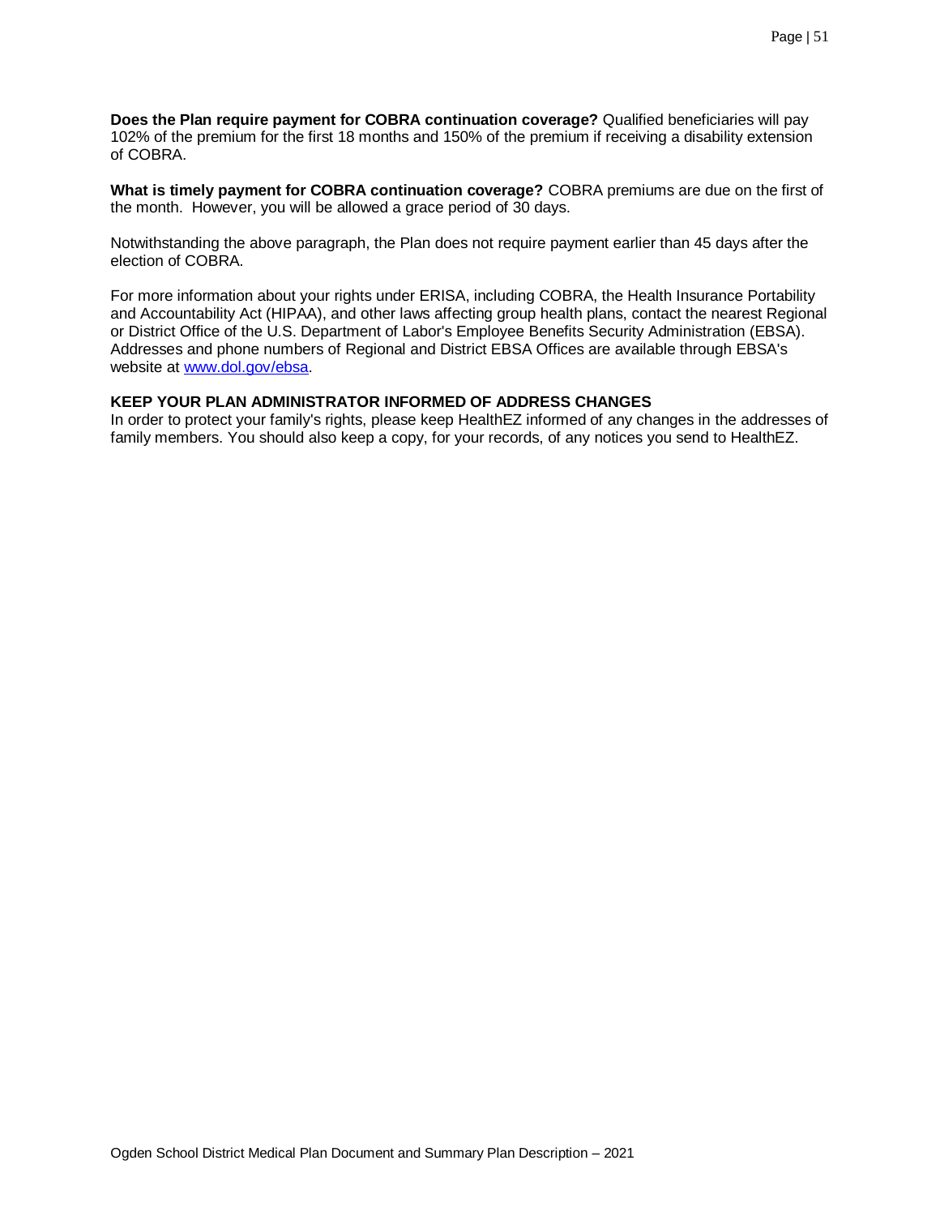**Does the Plan require payment for COBRA continuation coverage?** Qualified beneficiaries will pay 102% of the premium for the first 18 months and 150% of the premium if receiving a disability extension of COBRA.

**What is timely payment for COBRA continuation coverage?** COBRA premiums are due on the first of the month. However, you will be allowed a grace period of 30 days.

Notwithstanding the above paragraph, the Plan does not require payment earlier than 45 days after the election of COBRA.

For more information about your rights under ERISA, including COBRA, the Health Insurance Portability and Accountability Act (HIPAA), and other laws affecting group health plans, contact the nearest Regional or District Office of the U.S. Department of Labor's Employee Benefits Security Administration (EBSA). Addresses and phone numbers of Regional and District EBSA Offices are available through EBSA's website at [www.dol.gov/ebsa](http://www.dol.gov/ebsa).

**KEEP YOUR PLAN ADMINISTRATOR INFORMED OF ADDRESS CHANGES**

In order to protect your family's rights, please keep HealthEZ informed of any changes in the addresses of family members. You should also keep a copy, for your records, of any notices you send to HealthEZ.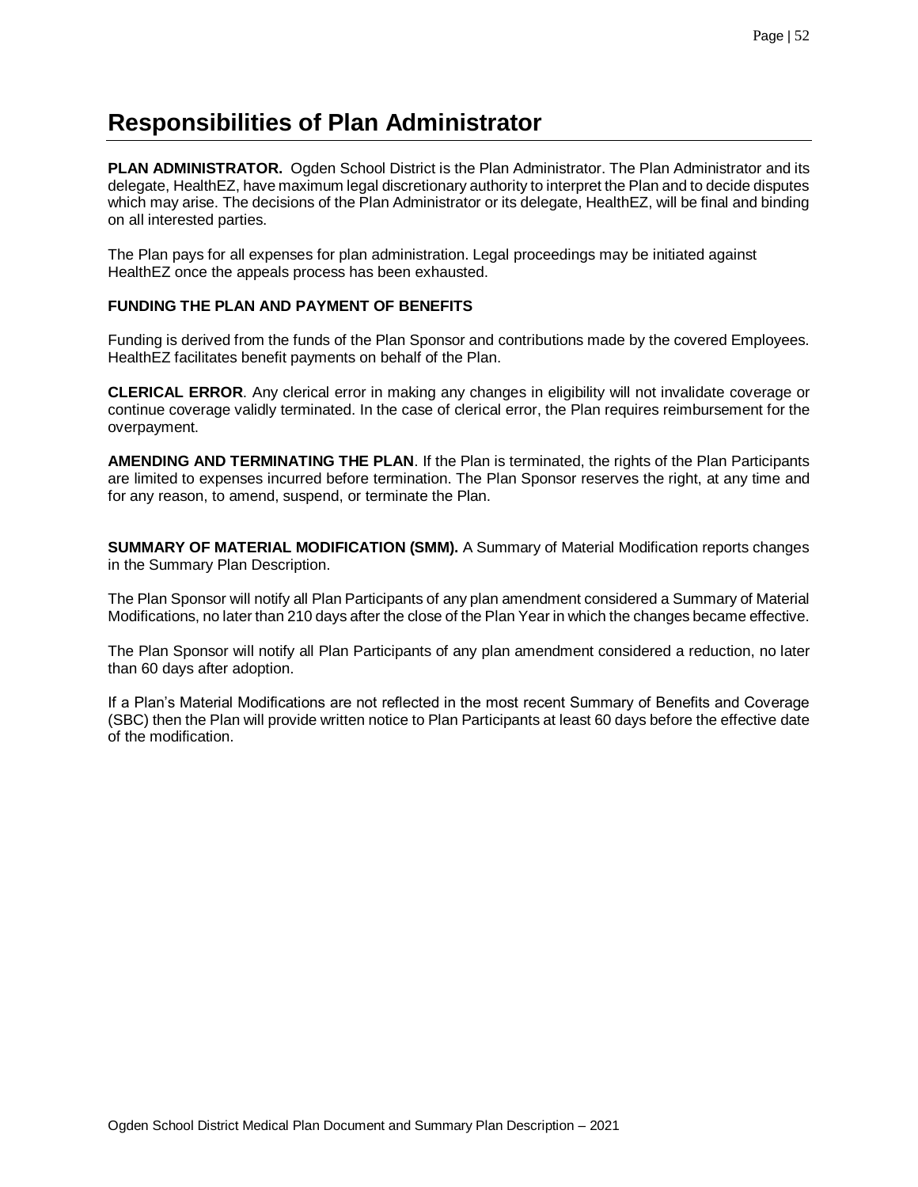# Responsibilities of Plan Administrator

**PLAN ADMINISTRATOR.** Ogden School District is the Plan Administrator. The Plan Administrator and its delegate, HealthEZ, have maximum legal discretionary authority to interpret the Plan and to decide disputes which may arise. The decisions of the Plan Administrator or its delegate, HealthEZ, will be final and binding on all interested parties.

The Plan pays for all expenses for plan administration. Legal proceedings may be initiated against HealthEZ once the appeals process has been exhausted.

**FUNDING THE PLAN AND PAYMENT OF BENEFITS**

Funding is derived from the funds of the Plan Sponsor and contributions made by the covered Employees. HealthEZ facilitates benefit payments on behalf of the Plan.

**CLERICAL ERROR**. Any clerical error in making any changes in eligibility will not invalidate coverage or continue coverage validly terminated. In the case of clerical error, the Plan requires reimbursement for the overpayment.

**AMENDING AND TERMINATING THE PLAN**. If the Plan is terminated, the rights of the Plan Participants are limited to expenses incurred before termination. The Plan Sponsor reserves the right, at any time and for any reason, to amend, suspend, or terminate the Plan.

**SUMMARY OF MATERIAL MODIFICATION (SMM).** A Summary of Material Modification reports changes in the Summary Plan Description.

The Plan Sponsor will notify all Plan Participants of any plan amendment considered a Summary of Material Modifications, no later than 210 days after the close of the Plan Year in which the changes became effective.

The Plan Sponsor will notify all Plan Participants of any plan amendment considered a reduction, no later than 60 days after adoption.

If a Plan's Material Modifications are not reflected in the most recent Summary of Benefits and Coverage (SBC) then the Plan will provide written notice to Plan Participants at least 60 days before the effective date of the modification.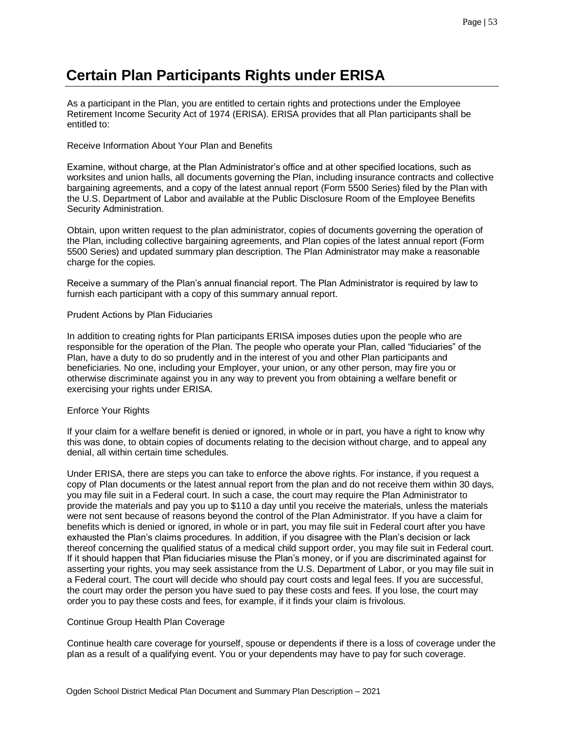# Certain Plan Participants Rights under ERISA

As a participant in the Plan, you are entitled to certain rights and protections under the Employee Retirement Income Security Act of 1974 (ERISA). ERISA provides that all Plan participants shall be entitled to:

Receive Information About Your Plan and Benefits

Examine, without charge, at the Plan Administrator's office and at other specified locations, such as worksites and union halls, all documents governing the Plan, including insurance contracts and collective bargaining agreements, and a copy of the latest annual report (Form 5500 Series) filed by the Plan with the U.S. Department of Labor and available at the Public Disclosure Room of the Employee Benefits Security Administration.

Obtain, upon written request to the plan administrator, copies of documents governing the operation of the Plan, including collective bargaining agreements, and Plan copies of the latest annual report (Form 5500 Series) and updated summary plan description. The Plan Administrator may make a reasonable charge for the copies.

Receive a summary of the Plan's annual financial report. The Plan Administrator is required by law to furnish each participant with a copy of this summary annual report.

Prudent Actions by Plan Fiduciaries

In addition to creating rights for Plan participants ERISA imposes duties upon the people who are responsible for the operation of the Plan. The people who operate your Plan, called "fiduciaries" of the Plan, have a duty to do so prudently and in the interest of you and other Plan participants and beneficiaries. No one, including your Employer, your union, or any other person, may fire you or otherwise discriminate against you in any way to prevent you from obtaining a welfare benefit or exercising your rights under ERISA.

Enforce Your Rights

If your claim for a welfare benefit is denied or ignored, in whole or in part, you have a right to know why this was done, to obtain copies of documents relating to the decision without charge, and to appeal any denial, all within certain time schedules.

Under ERISA, there are steps you can take to enforce the above rights. For instance, if you request a copy of Plan documents or the latest annual report from the plan and do not receive them within 30 days, you may file suit in a Federal court. In such a case, the court may require the Plan Administrator to provide the materials and pay you up to $110 a day until you receive the materials, unless the materials were not sent because of reasons beyond the control of the Plan Administrator. If you have a claim for benefits which is denied or ignored, in whole or in part, you may file suit in Federal court after you have exhausted the Plan's claims procedures. In addition, if you disagree with the Plan's decision or lack thereof concerning the qualified status of a medical child support order, you may file suit in Federal court. If it should happen that Plan fiduciaries misuse the Plan's money, or if you are discriminated against for asserting your rights, you may seek assistance from the U.S. Department of Labor, or you may file suit in a Federal court. The court will decide who should pay court costs and legal fees. If you are successful, the court may order the person you have sued to pay these costs and fees. If you lose, the court may order you to pay these costs and fees, for example, if it finds your claim is frivolous.

Continue Group Health Plan Coverage

Continue health care coverage for yourself, spouse or dependents if there is a loss of coverage under the plan as a result of a qualifying event. You or your dependents may have to pay for such coverage.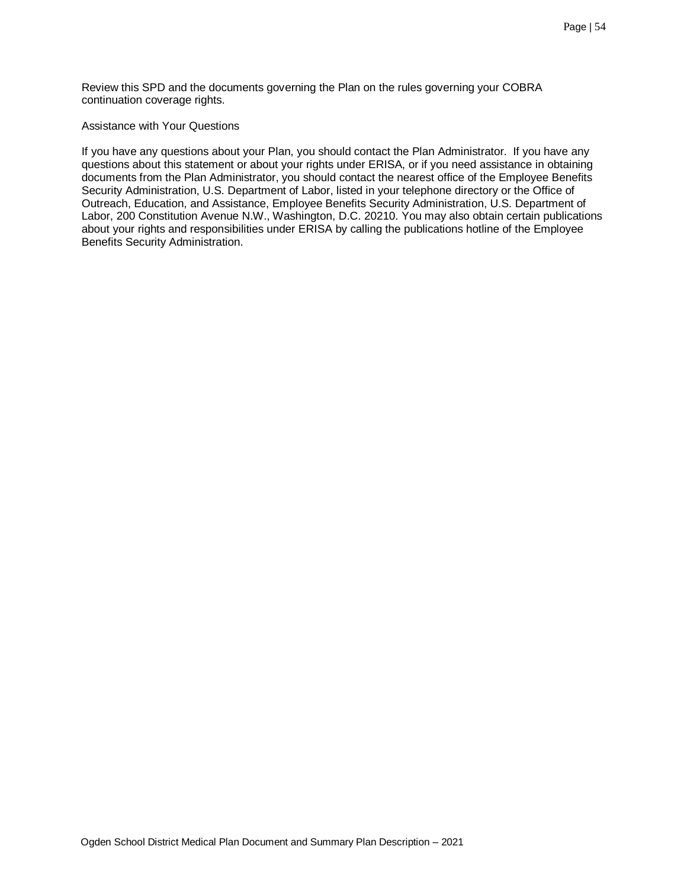Review this SPD and the documents governing the Plan on the rules governing your COBRA continuation coverage rights.

Assistance with Your Questions

If you have any questions about your Plan, you should contact the Plan Administrator. If you have any questions about this statement or about your rights under ERISA, or if you need assistance in obtaining documents from the Plan Administrator, you should contact the nearest office of the Employee Benefits Security Administration, U.S. Department of Labor, listed in your telephone directory or the Office of Outreach, Education, and Assistance, Employee Benefits Security Administration, U.S. Department of Labor, 200 Constitution Avenue N.W., Washington, D.C. 20210. You may also obtain certain publications about your rights and responsibilities under ERISA by calling the publications hotline of the Employee Benefits Security Administration.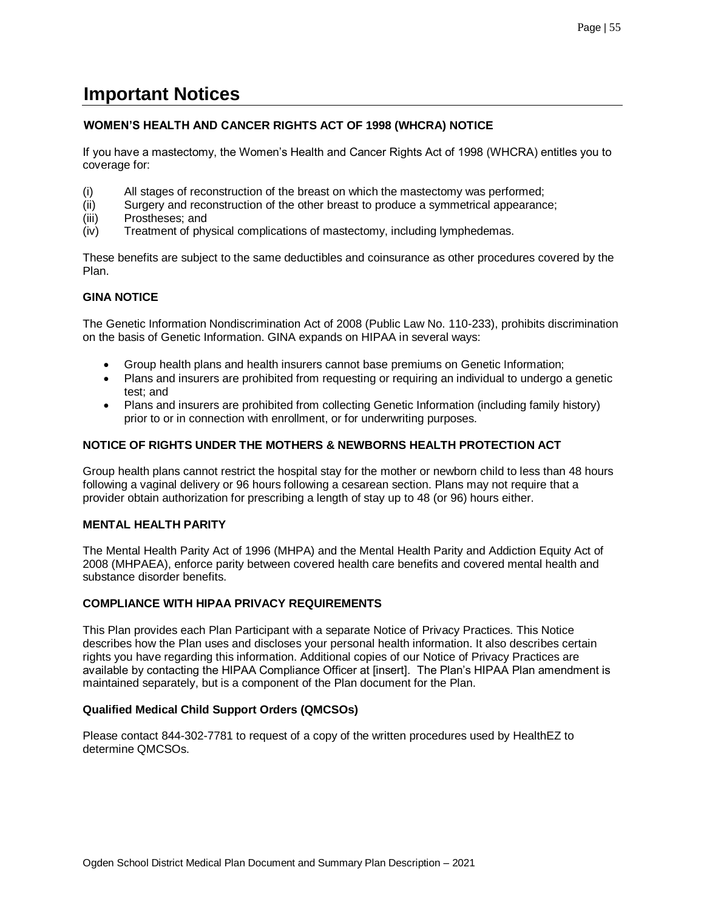# Important Notices

### WOMEN'S HEALTH AND CANCER RIGHTS ACT OF 1998 (WHCRA) NOTICE

If you have a mastectomy, the Women's Health and Cancer Rights Act of 1998 (WHCRA) entitles you to coverage for:

(i) All stages of reconstruction of the breast on which the mastectomy was performed;
(ii) Surgery and reconstruction of the other breast to produce a symmetrical appearance;
(iii) Prostheses; and
(iv) Treatment of physical complications of mastectomy, including lymphedemas.

These benefits are subject to the same deductibles and coinsurance as other procedures covered by the Plan.

### GINA NOTICE

The Genetic Information Nondiscrimination Act of 2008 (Public Law No. 110-233), prohibits discrimination on the basis of Genetic Information. GINA expands on HIPAA in several ways:

- Group health plans and health insurers cannot base premiums on Genetic Information;
- Plans and insurers are prohibited from requesting or requiring an individual to undergo a genetic test; and
- Plans and insurers are prohibited from collecting Genetic Information (including family history) prior to or in connection with enrollment, or for underwriting purposes.

### NOTICE OF RIGHTS UNDER THE MOTHERS & NEWBORNS HEALTH PROTECTION ACT

Group health plans cannot restrict the hospital stay for the mother or newborn child to less than 48 hours following a vaginal delivery or 96 hours following a cesarean section. Plans may not require that a provider obtain authorization for prescribing a length of stay up to 48 (or 96) hours either.

### MENTAL HEALTH PARITY

The Mental Health Parity Act of 1996 (MHPA) and the Mental Health Parity and Addiction Equity Act of 2008 (MHPAEA), enforce parity between covered health care benefits and covered mental health and substance disorder benefits.

### COMPLIANCE WITH HIPAA PRIVACY REQUIREMENTS

This Plan provides each Plan Participant with a separate Notice of Privacy Practices. This Notice describes how the Plan uses and discloses your personal health information. It also describes certain rights you have regarding this information. Additional copies of our Notice of Privacy Practices are available by contacting the HIPAA Compliance Officer at [insert]. The Plan's HIPAA Plan amendment is maintained separately, but is a component of the Plan document for the Plan.

### Qualified Medical Child Support Orders (QMCSOs)

Please contact 844-302-7781 to request of a copy of the written procedures used by HealthEZ to determine QMCSOs.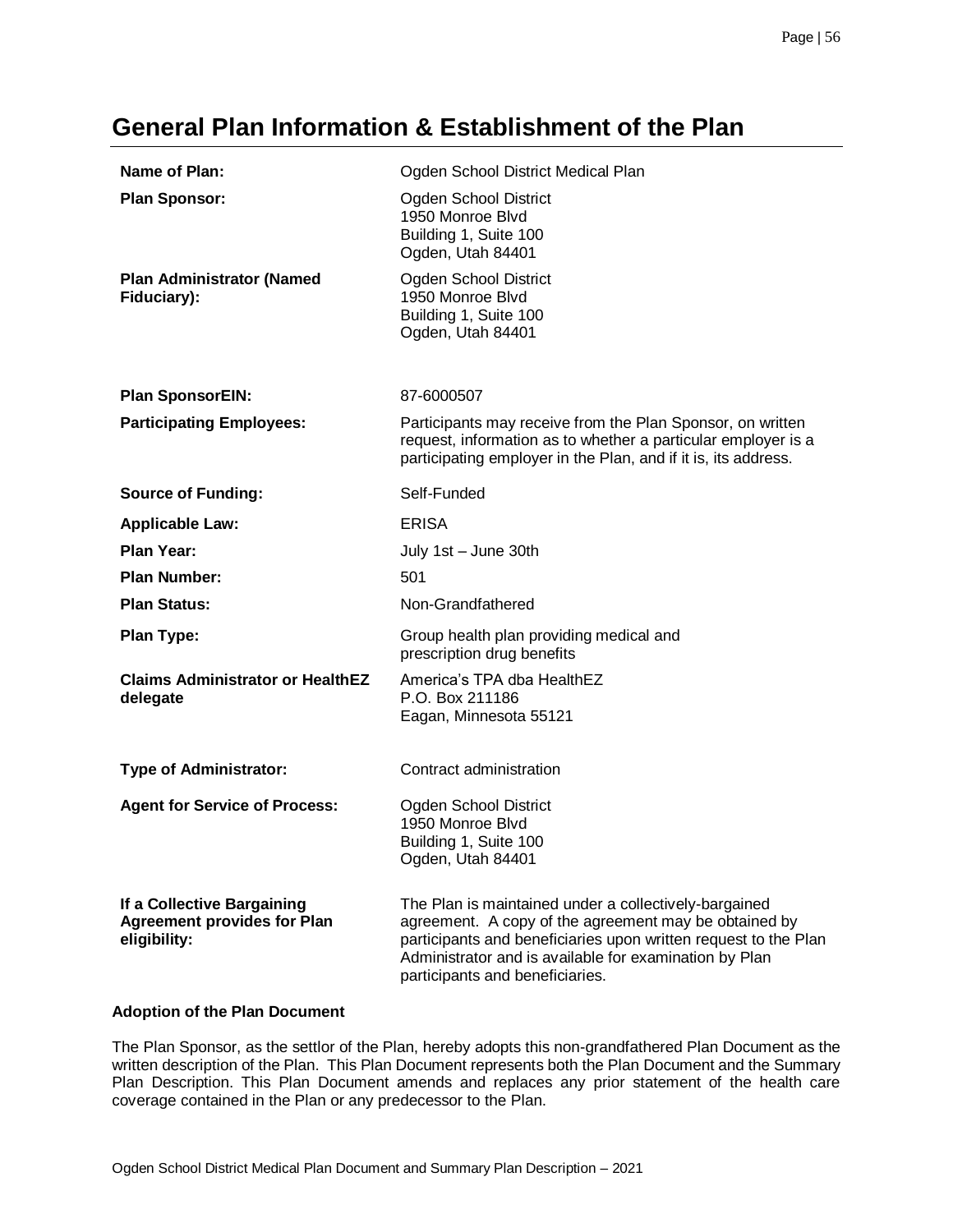# General Plan Information & Establishment of the Plan

| | |
|---|---|
| **Name of Plan:** | Ogden School District Medical Plan |
| **Plan Sponsor:** | Ogden School District<br>1950 Monroe Blvd<br>Building 1, Suite 100<br>Ogden, Utah 84401 |
| **Plan Administrator (Named Fiduciary):** | Ogden School District<br>1950 Monroe Blvd<br>Building 1, Suite 100<br>Ogden, Utah 84401 |
| **Plan SponsorEIN:** | 87-6000507 |
| **Participating Employees:** | Participants may receive from the Plan Sponsor, on written request, information as to whether a particular employer is a participating employer in the Plan, and if it is, its address. |
| **Source of Funding:** | Self-Funded |
| **Applicable Law:** | ERISA |
| **Plan Year:** | July 1st – June 30th |
| **Plan Number:** | 501 |
| **Plan Status:** | Non-Grandfathered |
| **Plan Type:** | Group health plan providing medical and prescription drug benefits |
| **Claims Administrator or HealthEZ delegate** | America's TPA dba HealthEZ<br>P.O. Box 211186<br>Eagan, Minnesota 55121 |
| **Type of Administrator:** | Contract administration |
| **Agent for Service of Process:** | Ogden School District<br>1950 Monroe Blvd<br>Building 1, Suite 100<br>Ogden, Utah 84401 |
| **If a Collective Bargaining Agreement provides for Plan eligibility:** | The Plan is maintained under a collectively-bargained agreement. A copy of the agreement may be obtained by participants and beneficiaries upon written request to the Plan Administrator and is available for examination by Plan participants and beneficiaries. |

**Adoption of the Plan Document**

The Plan Sponsor, as the settlor of the Plan, hereby adopts this non-grandfathered Plan Document as the written description of the Plan. This Plan Document represents both the Plan Document and the Summary Plan Description. This Plan Document amends and replaces any prior statement of the health care coverage contained in the Plan or any predecessor to the Plan.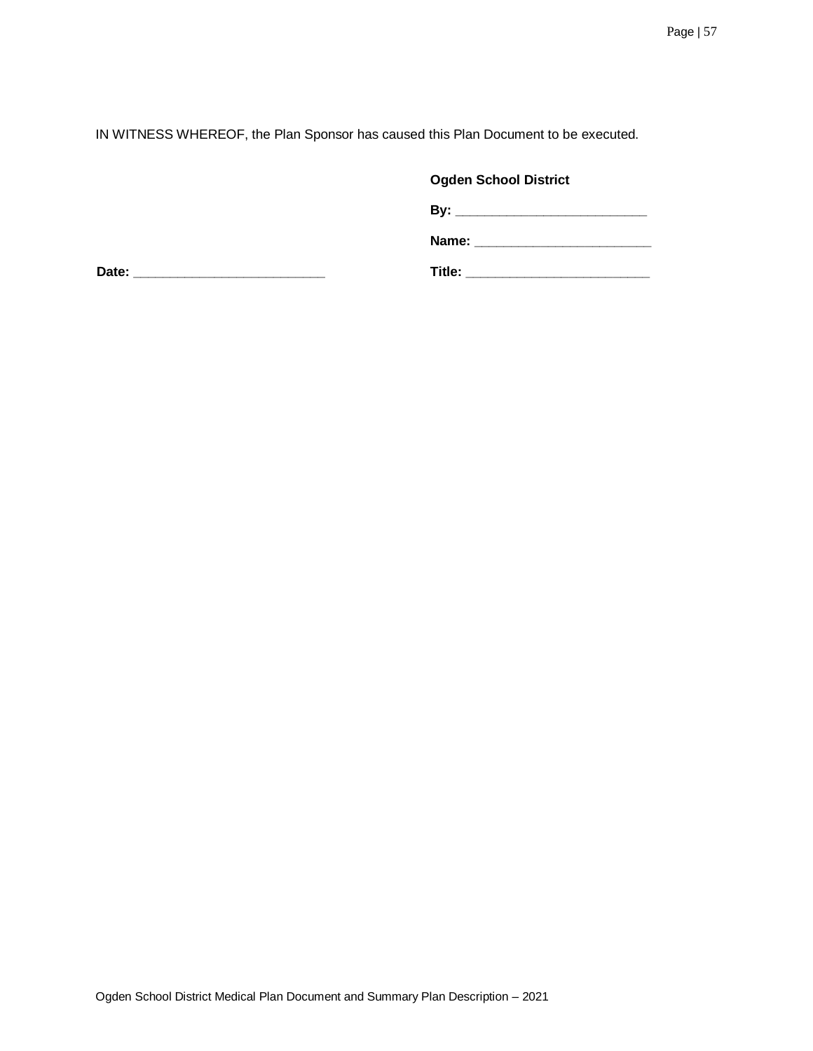IN WITNESS WHEREOF, the Plan Sponsor has caused this Plan Document to be executed.

**Ogden School District**

**By:** ___________________________

**Name:** _________________________

**Date:** ___________________________

**Title:** __________________________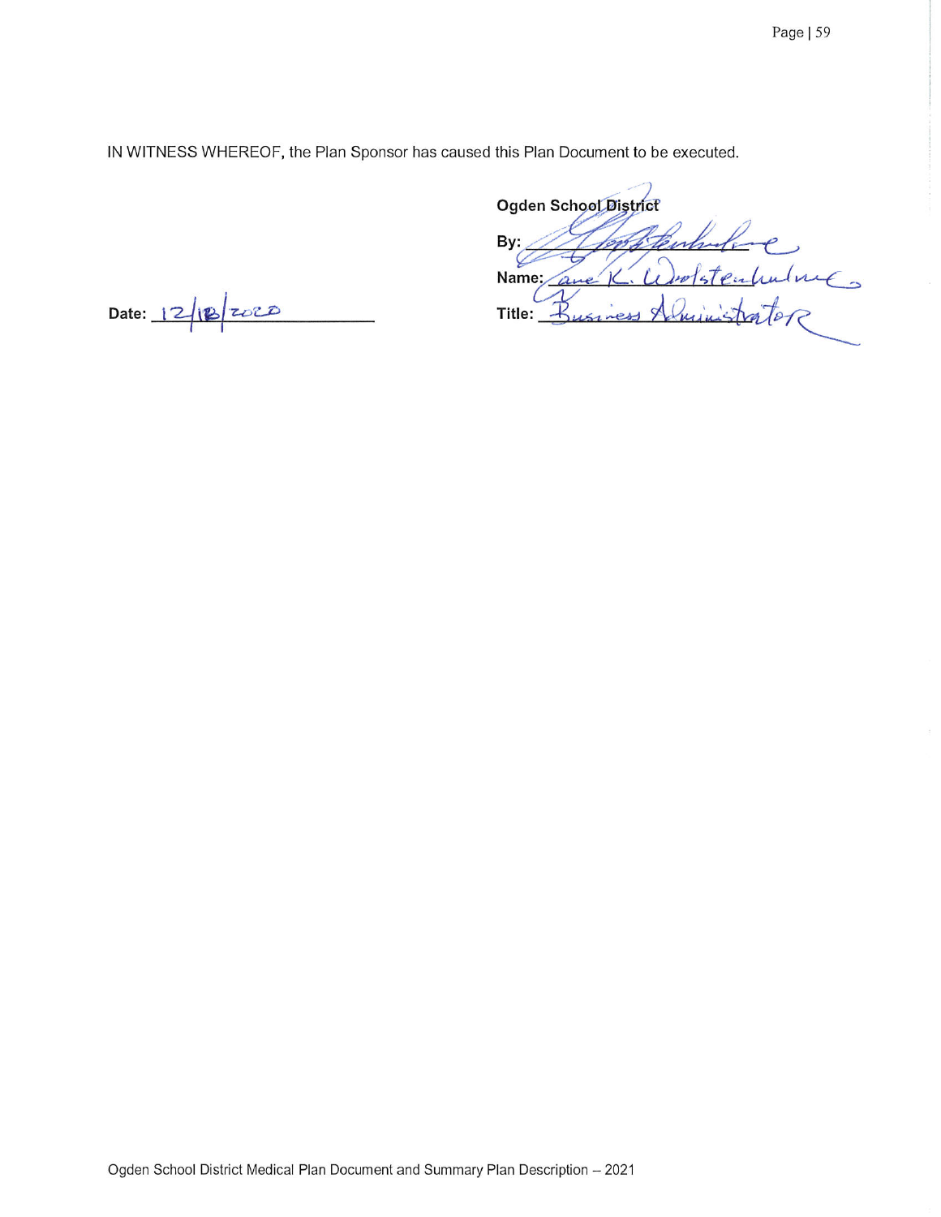IN WITNESS WHEREOF, the Plan Sponsor has caused this Plan Document to be executed.

**Ogden School District**

**By:** ________________________

**Name:** Zane K. Woolstenhulme

**Title:** Business Administrator

**Date:** 12/18/2020